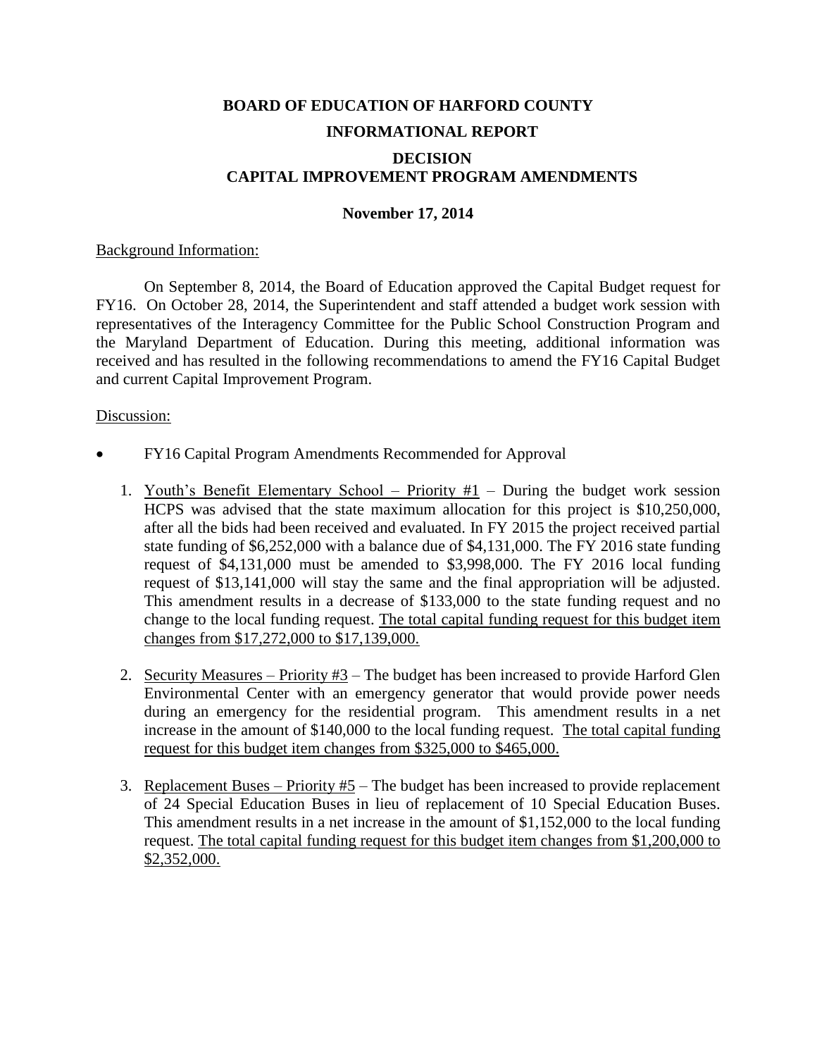# BOARD OF EDUCATION OF HARFORD COUNTY

## INFORMATIONAL REPORT

## DECISION
## CAPITAL IMPROVEMENT PROGRAM AMENDMENTS

**November 17, 2014**

Background Information:

On September 8, 2014, the Board of Education approved the Capital Budget request for FY16. On October 28, 2014, the Superintendent and staff attended a budget work session with representatives of the Interagency Committee for the Public School Construction Program and the Maryland Department of Education. During this meeting, additional information was received and has resulted in the following recommendations to amend the FY16 Capital Budget and current Capital Improvement Program.

Discussion:

- FY16 Capital Program Amendments Recommended for Approval

    1. Youth's Benefit Elementary School – Priority #1 – During the budget work session HCPS was advised that the state maximum allocation for this project is $10,250,000, after all the bids had been received and evaluated. In FY 2015 the project received partial state funding of $6,252,000 with a balance due of $4,131,000. The FY 2016 state funding request of $4,131,000 must be amended to $3,998,000. The FY 2016 local funding request of $13,141,000 will stay the same and the final appropriation will be adjusted. This amendment results in a decrease of $133,000 to the state funding request and no change to the local funding request. The total capital funding request for this budget item changes from $17,272,000 to $17,139,000.

    2. Security Measures – Priority #3 – The budget has been increased to provide Harford Glen Environmental Center with an emergency generator that would provide power needs during an emergency for the residential program. This amendment results in a net increase in the amount of $140,000 to the local funding request. The total capital funding request for this budget item changes from $325,000 to $465,000.

    3. Replacement Buses – Priority #5 – The budget has been increased to provide replacement of 24 Special Education Buses in lieu of replacement of 10 Special Education Buses. This amendment results in a net increase in the amount of $1,152,000 to the local funding request. The total capital funding request for this budget item changes from $1,200,000 to $2,352,000.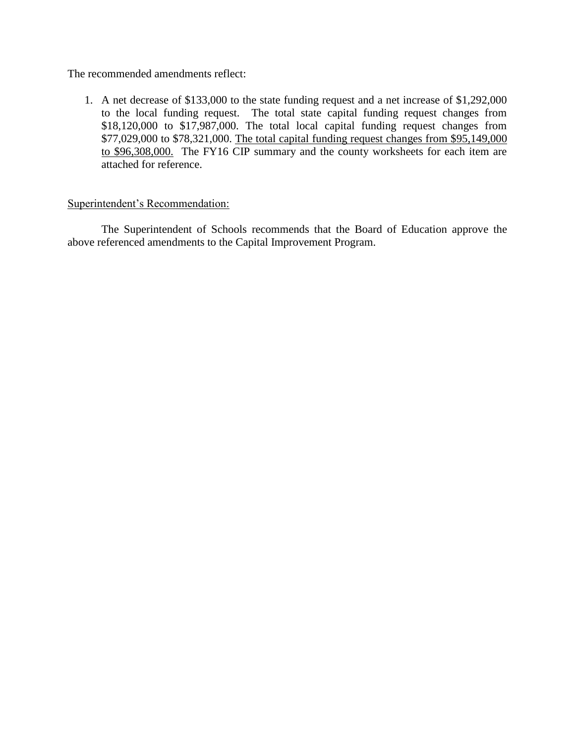The recommended amendments reflect:

1. A net decrease of $133,000 to the state funding request and a net increase of $1,292,000 to the local funding request. The total state capital funding request changes from $18,120,000 to $17,987,000. The total local capital funding request changes from $77,029,000 to $78,321,000. <u>The total capital funding request changes from $95,149,000 to $96,308,000.</u> The FY16 CIP summary and the county worksheets for each item are attached for reference.

<u>Superintendent's Recommendation:</u>

The Superintendent of Schools recommends that the Board of Education approve the above referenced amendments to the Capital Improvement Program.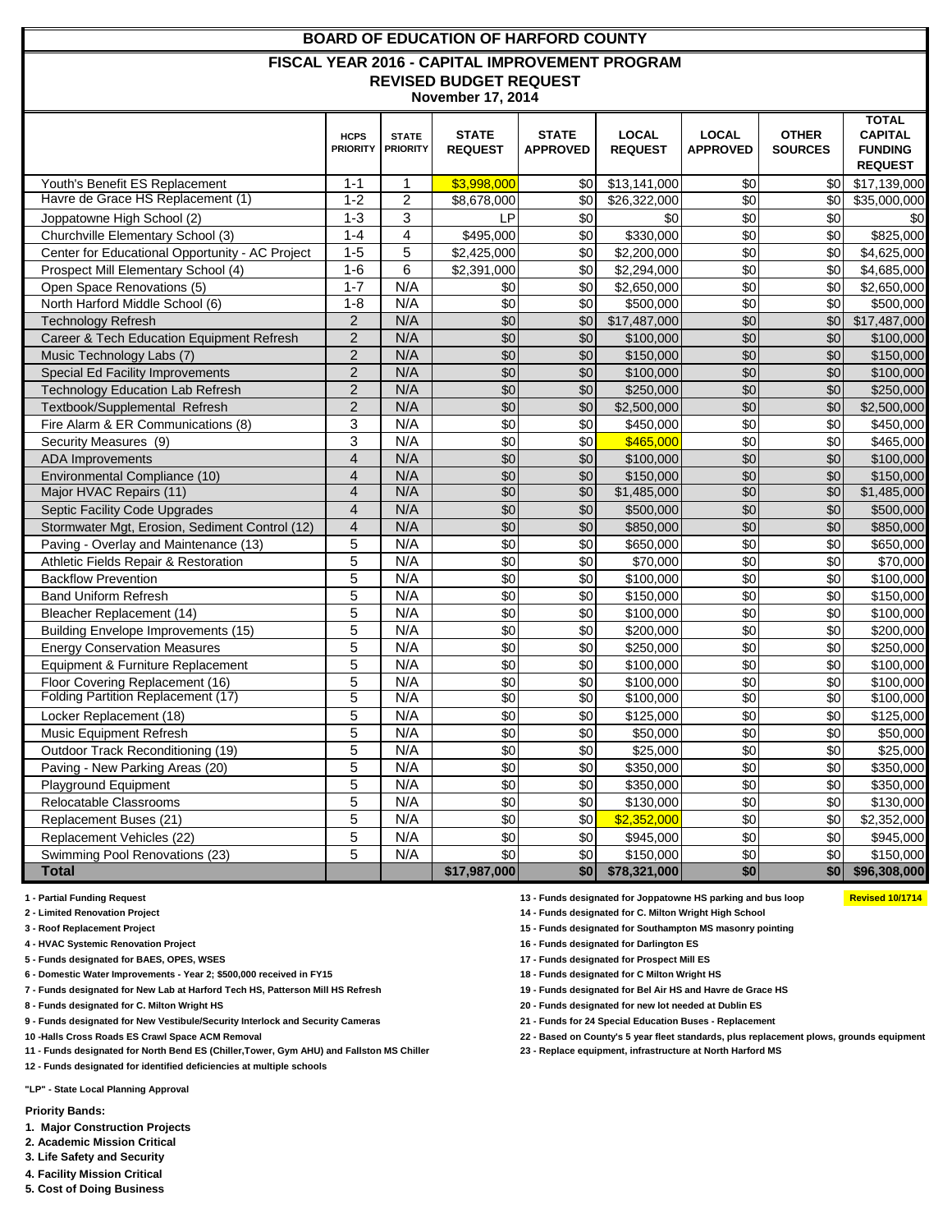# BOARD OF EDUCATION OF HARFORD COUNTY

## FISCAL YEAR 2016 - CAPITAL IMPROVEMENT PROGRAM

### REVISED BUDGET REQUEST

**November 17, 2014**

| | HCPS PRIORITY | STATE PRIORITY | STATE REQUEST | STATE APPROVED | LOCAL REQUEST | LOCAL APPROVED | OTHER SOURCES | TOTAL CAPITAL FUNDING REQUEST |
|---|---|---|---|---|---|---|---|---|
| Youth's Benefit ES Replacement | 1-1 | 1 | $3,998,000 | $0 | $13,141,000 | $0 | $0 | $17,139,000 |
| Havre de Grace HS Replacement (1) | 1-2 | 2 | $8,678,000 | $0 | $26,322,000 | $0 | $0 | $35,000,000 |
| Joppatowne High School (2) | 1-3 | 3 | LP | $0 | $0 | $0 | $0 | $0 |
| Churchville Elementary School (3) | 1-4 | 4 | $495,000 | $0 | $330,000 | $0 | $0 | $825,000 |
| Center for Educational Opportunity - AC Project | 1-5 | 5 | $2,425,000 | $0 | $2,200,000 | $0 | $0 | $4,625,000 |
| Prospect Mill Elementary School (4) | 1-6 | 6 | $2,391,000 | $0 | $2,294,000 | $0 | $0 | $4,685,000 |
| Open Space Renovations (5) | 1-7 | N/A | $0 | $0 | $2,650,000 | $0 | $0 | $2,650,000 |
| North Harford Middle School (6) | 1-8 | N/A | $0 | $0 | $500,000 | $0 | $0 | $500,000 |
| Technology Refresh | 2 | N/A | $0 | $0 | $17,487,000 | $0 | $0 | $17,487,000 |
| Career & Tech Education Equipment Refresh | 2 | N/A | $0 | $0 | $100,000 | $0 | $0 | $100,000 |
| Music Technology Labs (7) | 2 | N/A | $0 | $0 | $150,000 | $0 | $0 | $150,000 |
| Special Ed Facility Improvements | 2 | N/A | $0 | $0 | $100,000 | $0 | $0 | $100,000 |
| Technology Education Lab Refresh | 2 | N/A | $0 | $0 | $250,000 | $0 | $0 | $250,000 |
| Textbook/Supplemental Refresh | 2 | N/A | $0 | $0 | $2,500,000 | $0 | $0 | $2,500,000 |
| Fire Alarm & ER Communications (8) | 3 | N/A | $0 | $0 | $450,000 | $0 | $0 | $450,000 |
| Security Measures (9) | 3 | N/A | $0 | $0 | $465,000 | $0 | $0 | $465,000 |
| ADA Improvements | 4 | N/A | $0 | $0 | $100,000 | $0 | $0 | $100,000 |
| Environmental Compliance (10) | 4 | N/A | $0 | $0 | $150,000 | $0 | $0 | $150,000 |
| Major HVAC Repairs (11) | 4 | N/A | $0 | $0 | $1,485,000 | $0 | $0 | $1,485,000 |
| Septic Facility Code Upgrades | 4 | N/A | $0 | $0 | $500,000 | $0 | $0 | $500,000 |
| Stormwater Mgt, Erosion, Sediment Control (12) | 4 | N/A | $0 | $0 | $850,000 | $0 | $0 | $850,000 |
| Paving - Overlay and Maintenance (13) | 5 | N/A | $0 | $0 | $650,000 | $0 | $0 | $650,000 |
| Athletic Fields Repair & Restoration | 5 | N/A | $0 | $0 | $70,000 | $0 | $0 | $70,000 |
| Backflow Prevention | 5 | N/A | $0 | $0 | $100,000 | $0 | $0 | $100,000 |
| Band Uniform Refresh | 5 | N/A | $0 | $0 | $150,000 | $0 | $0 | $150,000 |
| Bleacher Replacement (14) | 5 | N/A | $0 | $0 | $100,000 | $0 | $0 | $100,000 |
| Building Envelope Improvements (15) | 5 | N/A | $0 | $0 | $200,000 | $0 | $0 | $200,000 |
| Energy Conservation Measures | 5 | N/A | $0 | $0 | $250,000 | $0 | $0 | $250,000 |
| Equipment & Furniture Replacement | 5 | N/A | $0 | $0 | $100,000 | $0 | $0 | $100,000 |
| Floor Covering Replacement (16) | 5 | N/A | $0 | $0 | $100,000 | $0 | $0 | $100,000 |
| Folding Partition Replacement (17) | 5 | N/A | $0 | $0 | $100,000 | $0 | $0 | $100,000 |
| Locker Replacement (18) | 5 | N/A | $0 | $0 | $125,000 | $0 | $0 | $125,000 |
| Music Equipment Refresh | 5 | N/A | $0 | $0 | $50,000 | $0 | $0 | $50,000 |
| Outdoor Track Reconditioning (19) | 5 | N/A | $0 | $0 | $25,000 | $0 | $0 | $25,000 |
| Paving - New Parking Areas (20) | 5 | N/A | $0 | $0 | $350,000 | $0 | $0 | $350,000 |
| Playground Equipment | 5 | N/A | $0 | $0 | $350,000 | $0 | $0 | $350,000 |
| Relocatable Classrooms | 5 | N/A | $0 | $0 | $130,000 | $0 | $0 | $130,000 |
| Replacement Buses (21) | 5 | N/A | $0 | $0 | $2,352,000 | $0 | $0 | $2,352,000 |
| Replacement Vehicles (22) | 5 | N/A | $0 | $0 | $945,000 | $0 | $0 | $945,000 |
| Swimming Pool Renovations (23) | 5 | N/A | $0 | $0 | $150,000 | $0 | $0 | $150,000 |
| **Total** | | | **$17,987,000** | **$0** | **$78,321,000** | **$0** | **$0** | **$96,308,000** |

**Revised 10/1714**

**1 - Partial Funding Request**
**2 - Limited Renovation Project**
**3 - Roof Replacement Project**
**4 - HVAC Systemic Renovation Project**
**5 - Funds designated for BAES, OPES, WSES**
**6 - Domestic Water Improvements - Year 2; $500,000 received in FY15**
**7 - Funds designated for New Lab at Harford Tech HS, Patterson Mill HS Refresh**
**8 - Funds designated for C. Milton Wright HS**
**9 - Funds designated for New Vestibule/Security Interlock and Security Cameras**
**10 -Halls Cross Roads ES Crawl Space ACM Removal**
**11 - Funds designated for North Bend ES (Chiller,Tower, Gym AHU) and Fallston MS Chiller**
**12 - Funds designated for identified deficiencies at multiple schools**
**13 - Funds designated for Joppatowne HS parking and bus loop**
**14 - Funds designated for C. Milton Wright High School**
**15 - Funds designated for Southampton MS masonry pointing**
**16 - Funds designated for Darlington ES**
**17 - Funds designated for Prospect Mill ES**
**18 - Funds designated for C Milton Wright HS**
**19 - Funds designated for Bel Air HS and Havre de Grace HS**
**20 - Funds designated for new lot needed at Dublin ES**
**21 - Funds for 24 Special Education Buses - Replacement**
**22 - Based on County's 5 year fleet standards, plus replacement plows, grounds equipment**
**23 - Replace equipment, infrastructure at North Harford MS**

**"LP" - State Local Planning Approval**

**Priority Bands:**

1. **Major Construction Projects**
2. **Academic Mission Critical**
3. **Life Safety and Security**
4. **Facility Mission Critical**
5. **Cost of Doing Business**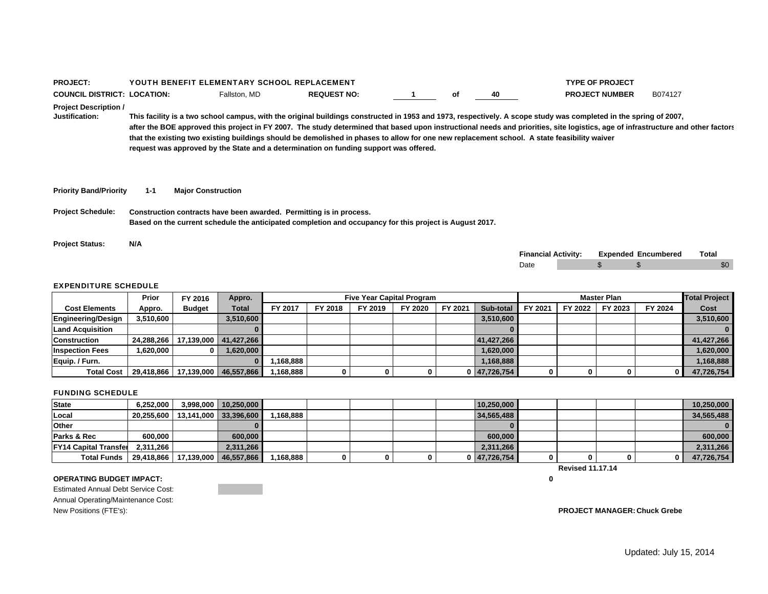**PROJECT:** YOUTH BENEFIT ELEMENTARY SCHOOL REPLACEMENT

**TYPE OF PROJECT**

**COUNCIL DISTRICT:** **LOCATION:** Fallston, MD **REQUEST NO:** 1 of 40

**PROJECT NUMBER** B074127

**Project Description / Justification:**
This facility is a two school campus, with the original buildings constructed in 1953 and 1973, respectively. A scope study was completed in the spring of 2007, after the BOE approved this project in FY 2007. The study determined that based upon instructional needs and priorities, site logistics, age of infrastructure and other factors that the existing two existing buildings should be demolished in phases to allow for one new replacement school. A state feasibility waiver request was approved by the State and a determination on funding support was offered.

**Priority Band/Priority** 1-1 **Major Construction**

**Project Schedule:** Construction contracts have been awarded. Permitting is in process.
Based on the current schedule the anticipated completion and occupancy for this project is August 2017.

**Project Status:** N/A

| Financial Activity: | Expended | Encumbered | Total |
|---|---|---|---|
| Date | $ | $ | $0 |

## EXPENDITURE SCHEDULE

| | Prior | FY 2016 | Appro. | Five Year Capital Program | | | | | | Master Plan | | | | Total Project |
|---|---|---|---|---|---|---|---|---|---|---|---|---|---|---|
| **Cost Elements** | **Appro.** | **Budget** | **Total** | **FY 2017** | **FY 2018** | **FY 2019** | **FY 2020** | **FY 2021** | **Sub-total** | **FY 2021** | **FY 2022** | **FY 2023** | **FY 2024** | **Cost** |
| Engineering/Design | 3,510,600 | | 3,510,600 | | | | | | 3,510,600 | | | | | 3,510,600 |
| Land Acquisition | | | 0 | | | | | | 0 | | | | | 0 |
| Construction | 24,288,266 | 17,139,000 | 41,427,266 | | | | | | 41,427,266 | | | | | 41,427,266 |
| Inspection Fees | 1,620,000 | 0 | 1,620,000 | | | | | | 1,620,000 | | | | | 1,620,000 |
| Equip. / Furn. | | | 0 | 1,168,888 | | | | | 1,168,888 | | | | | 1,168,888 |
| **Total Cost** | 29,418,866 | 17,139,000 | 46,557,866 | 1,168,888 | 0 | 0 | 0 | 0 | 47,726,754 | 0 | 0 | 0 | 0 | 47,726,754 |

## FUNDING SCHEDULE

| | | | | | | | | | | | | | | |
|---|---|---|---|---|---|---|---|---|---|---|---|---|---|---|
| State | 6,252,000 | 3,998,000 | 10,250,000 | | | | | | 10,250,000 | | | | | 10,250,000 |
| Local | 20,255,600 | 13,141,000 | 33,396,600 | 1,168,888 | | | | | 34,565,488 | | | | | 34,565,488 |
| Other | | | 0 | | | | | | 0 | | | | | 0 |
| Parks & Rec | 600,000 | | 600,000 | | | | | | 600,000 | | | | | 600,000 |
| FY14 Capital Transfer | 2,311,266 | | 2,311,266 | | | | | | 2,311,266 | | | | | 2,311,266 |
| **Total Funds** | 29,418,866 | 17,139,000 | 46,557,866 | 1,168,888 | 0 | 0 | 0 | 0 | 47,726,754 | 0 | 0 | 0 | 0 | 47,726,754 |

**Revised 11.17.14**

**OPERATING BUDGET IMPACT:** 0

Estimated Annual Debt Service Cost:

Annual Operating/Maintenance Cost:

New Positions (FTE's):

**PROJECT MANAGER:** Chuck Grebe

Updated: July 15, 2014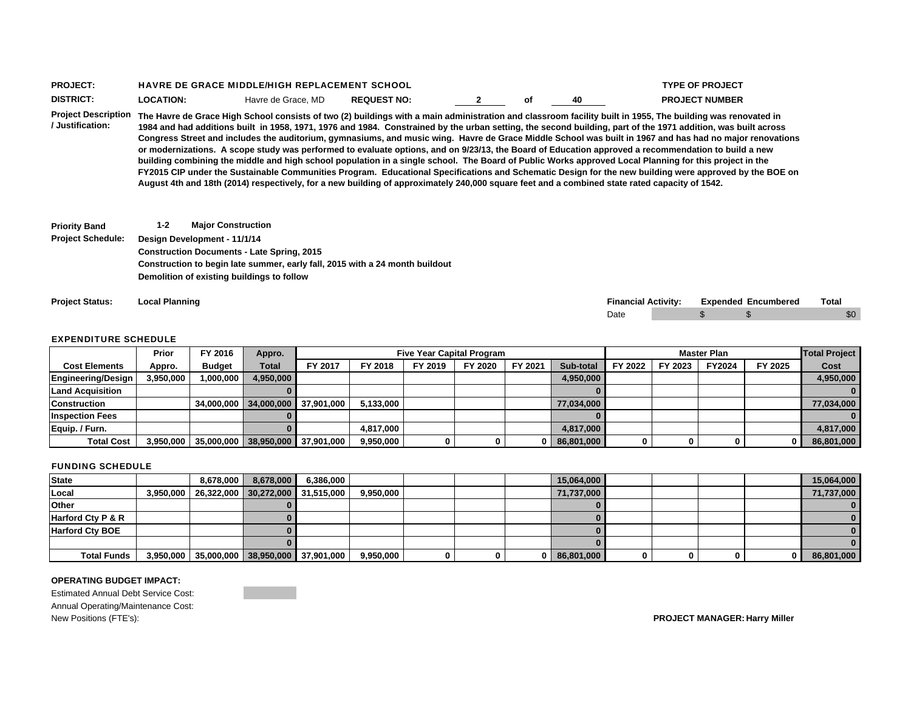**PROJECT:** HAVRE DE GRACE MIDDLE/HIGH REPLACEMENT SCHOOL

**TYPE OF PROJECT**

**DISTRICT:** **LOCATION:** Havre de Grace, MD **REQUEST NO:** 2 of 40

**PROJECT NUMBER**

**Project Description / Justification:** **The Havre de Grace High School consists of two (2) buildings with a main administration and classroom facility built in 1955, The building was renovated in 1984 and had additions built in 1958, 1971, 1976 and 1984. Constrained by the urban setting, the second building, part of the 1971 addition, was built across Congress Street and includes the auditorium, gymnasiums, and music wing. Havre de Grace Middle School was built in 1967 and has had no major renovations or modernizations. A scope study was performed to evaluate options, and on 9/23/13, the Board of Education approved a recommendation to build a new building combining the middle and high school population in a single school. The Board of Public Works approved Local Planning for this project in the FY2015 CIP under the Sustainable Communities Program. Educational Specifications and Schematic Design for the new building were approved by the BOE on August 4th and 18th (2014) respectively, for a new building of approximately 240,000 square feet and a combined state rated capacity of 1542.**

**Priority Band** **1-2** **Major Construction**

**Project Schedule:**
**Design Development - 11/1/14**
**Construction Documents - Late Spring, 2015**
**Construction to begin late summer, early fall, 2015 with a 24 month buildout**
**Demolition of existing buildings to follow**

**Project Status:** **Local Planning**

| Financial Activity: | Expended | Encumbered | Total |
|---|---|---|---|
| Date | $ | $ | $0 |

**EXPENDITURE SCHEDULE**

| | Prior | FY 2016 | Appro. | Five Year Capital Program | | | | | | Master Plan | | | | Total Project |
|---|---|---|---|---|---|---|---|---|---|---|---|---|---|---|
| **Cost Elements** | **Appro.** | **Budget** | **Total** | **FY 2017** | **FY 2018** | **FY 2019** | **FY 2020** | **FY 2021** | **Sub-total** | **FY 2022** | **FY 2023** | **FY2024** | **FY 2025** | **Cost** |
| Engineering/Design | 3,950,000 | 1,000,000 | 4,950,000 | | | | | | 4,950,000 | | | | | 4,950,000 |
| Land Acquisition | | | 0 | | | | | | 0 | | | | | 0 |
| Construction | | 34,000,000 | 34,000,000 | 37,901,000 | 5,133,000 | | | | 77,034,000 | | | | | 77,034,000 |
| Inspection Fees | | | 0 | | | | | | 0 | | | | | 0 |
| Equip. / Furn. | | | 0 | | 4,817,000 | | | | 4,817,000 | | | | | 4,817,000 |
| **Total Cost** | 3,950,000 | 35,000,000 | 38,950,000 | 37,901,000 | 9,950,000 | 0 | 0 | 0 | 86,801,000 | 0 | 0 | 0 | 0 | 86,801,000 |

**FUNDING SCHEDULE**

| | Prior | FY 2016 | Appro. Total | FY 2017 | FY 2018 | FY 2019 | FY 2020 | FY 2021 | Sub-total | FY 2022 | FY 2023 | FY2024 | FY 2025 | Total Project Cost |
|---|---|---|---|---|---|---|---|---|---|---|---|---|---|---|
| State | | 8,678,000 | 8,678,000 | 6,386,000 | | | | | 15,064,000 | | | | | 15,064,000 |
| Local | 3,950,000 | 26,322,000 | 30,272,000 | 31,515,000 | 9,950,000 | | | | 71,737,000 | | | | | 71,737,000 |
| Other | | | 0 | | | | | | 0 | | | | | 0 |
| Harford Cty P & R | | | 0 | | | | | | 0 | | | | | 0 |
| Harford Cty BOE | | | 0 | | | | | | 0 | | | | | 0 |
| | | | 0 | | | | | | 0 | | | | | 0 |
| **Total Funds** | 3,950,000 | 35,000,000 | 38,950,000 | 37,901,000 | 9,950,000 | 0 | 0 | 0 | 86,801,000 | 0 | 0 | 0 | 0 | 86,801,000 |

**OPERATING BUDGET IMPACT:**

Estimated Annual Debt Service Cost:

Annual Operating/Maintenance Cost:

New Positions (FTE's):

**PROJECT MANAGER:** **Harry Miller**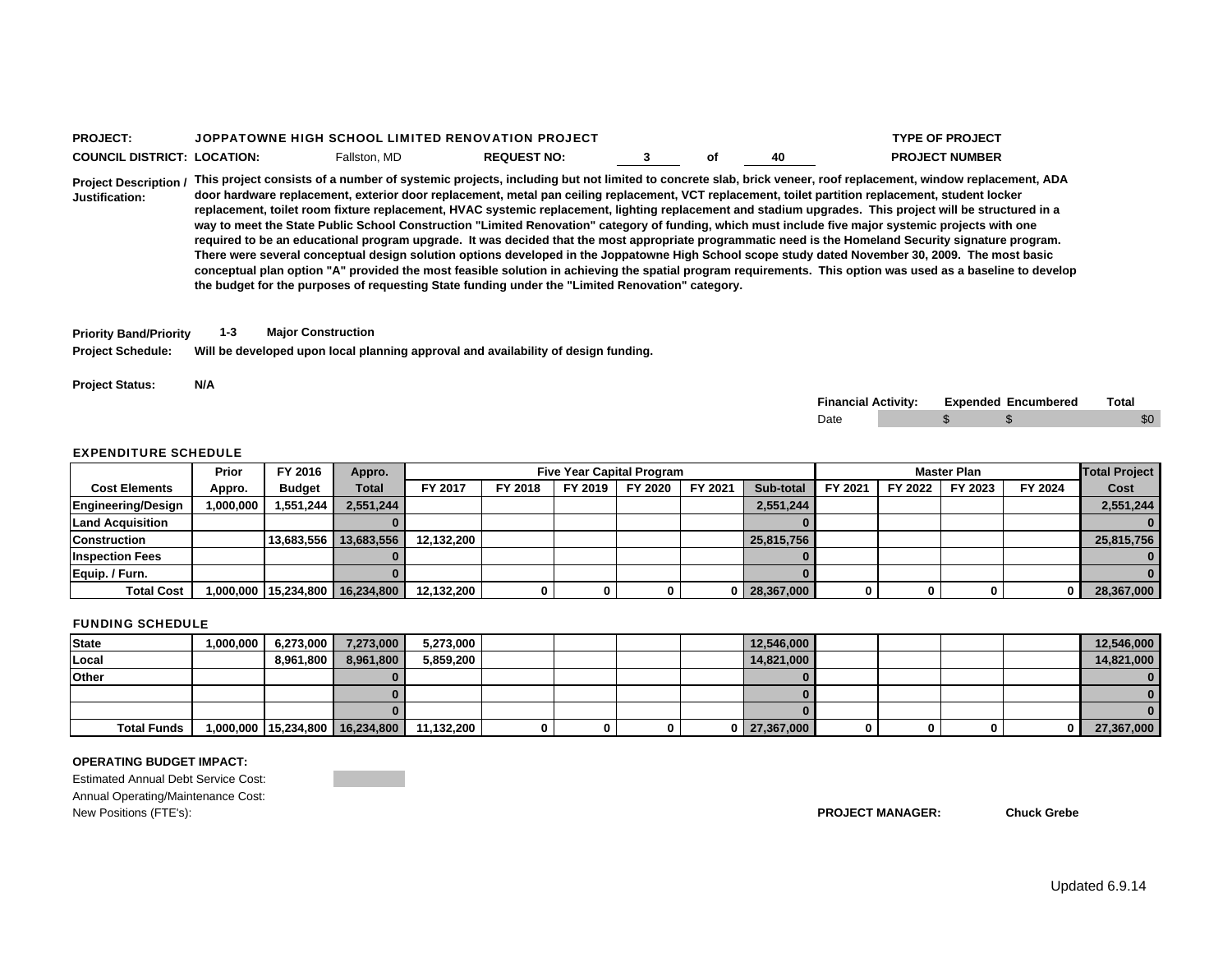**PROJECT:** JOPPATOWNE HIGH SCHOOL LIMITED RENOVATION PROJECT

**TYPE OF PROJECT**

**COUNCIL DISTRICT:** **LOCATION:** Fallston, MD **REQUEST NO:** 3 of 40 **PROJECT NUMBER**

**Project Description / Justification:** **This project consists of a number of systemic projects, including but not limited to concrete slab, brick veneer, roof replacement, window replacement, ADA door hardware replacement, exterior door replacement, metal pan ceiling replacement, VCT replacement, toilet partition replacement, student locker replacement, toilet room fixture replacement, HVAC systemic replacement, lighting replacement and stadium upgrades. This project will be structured in a way to meet the State Public School Construction "Limited Renovation" category of funding, which must include five major systemic projects with one required to be an educational program upgrade. It was decided that the most appropriate programmatic need is the Homeland Security signature program. There were several conceptual design solution options developed in the Joppatowne High School scope study dated November 30, 2009. The most basic conceptual plan option "A" provided the most feasible solution in achieving the spatial program requirements. This option was used as a baseline to develop the budget for the purposes of requesting State funding under the "Limited Renovation" category.**

**Priority Band/Priority** **1-3** **Major Construction**

**Project Schedule:** **Will be developed upon local planning approval and availability of design funding.**

**Project Status:** **N/A**

| Financial Activity: | Expended | Encumbered | Total |
|---|---|---|---|
| Date | $ | $ | $0 |

**EXPENDITURE SCHEDULE**

| | Prior | FY 2016 | Appro. | Five Year Capital Program | | | | | | Master Plan | | | | Total Project |
|---|---|---|---|---|---|---|---|---|---|---|---|---|---|---|
| Cost Elements | Appro. | Budget | Total | FY 2017 | FY 2018 | FY 2019 | FY 2020 | FY 2021 | Sub-total | FY 2021 | FY 2022 | FY 2023 | FY 2024 | Cost |
| Engineering/Design | 1,000,000 | 1,551,244 | 2,551,244 | | | | | | 2,551,244 | | | | | 2,551,244 |
| Land Acquisition | | | 0 | | | | | | 0 | | | | | 0 |
| Construction | | 13,683,556 | 13,683,556 | 12,132,200 | | | | | 25,815,756 | | | | | 25,815,756 |
| Inspection Fees | | | 0 | | | | | | 0 | | | | | 0 |
| Equip. / Furn. | | | 0 | | | | | | 0 | | | | | 0 |
| Total Cost | 1,000,000 | 15,234,800 | 16,234,800 | 12,132,200 | 0 | 0 | 0 | 0 | 28,367,000 | 0 | 0 | 0 | 0 | 28,367,000 |

**FUNDING SCHEDULE**

| | | | | | | | | | | | | | | |
|---|---|---|---|---|---|---|---|---|---|---|---|---|---|---|
| State | 1,000,000 | 6,273,000 | 7,273,000 | 5,273,000 | | | | | 12,546,000 | | | | | 12,546,000 |
| Local | | 8,961,800 | 8,961,800 | 5,859,200 | | | | | 14,821,000 | | | | | 14,821,000 |
| Other | | | 0 | | | | | | 0 | | | | | 0 |
| | | | 0 | | | | | | 0 | | | | | 0 |
| | | | 0 | | | | | | 0 | | | | | 0 |
| Total Funds | 1,000,000 | 15,234,800 | 16,234,800 | 11,132,200 | 0 | 0 | 0 | 0 | 27,367,000 | 0 | 0 | 0 | 0 | 27,367,000 |

**OPERATING BUDGET IMPACT:**

Estimated Annual Debt Service Cost:

Annual Operating/Maintenance Cost:

New Positions (FTE's):

**PROJECT MANAGER:** **Chuck Grebe**

Updated 6.9.14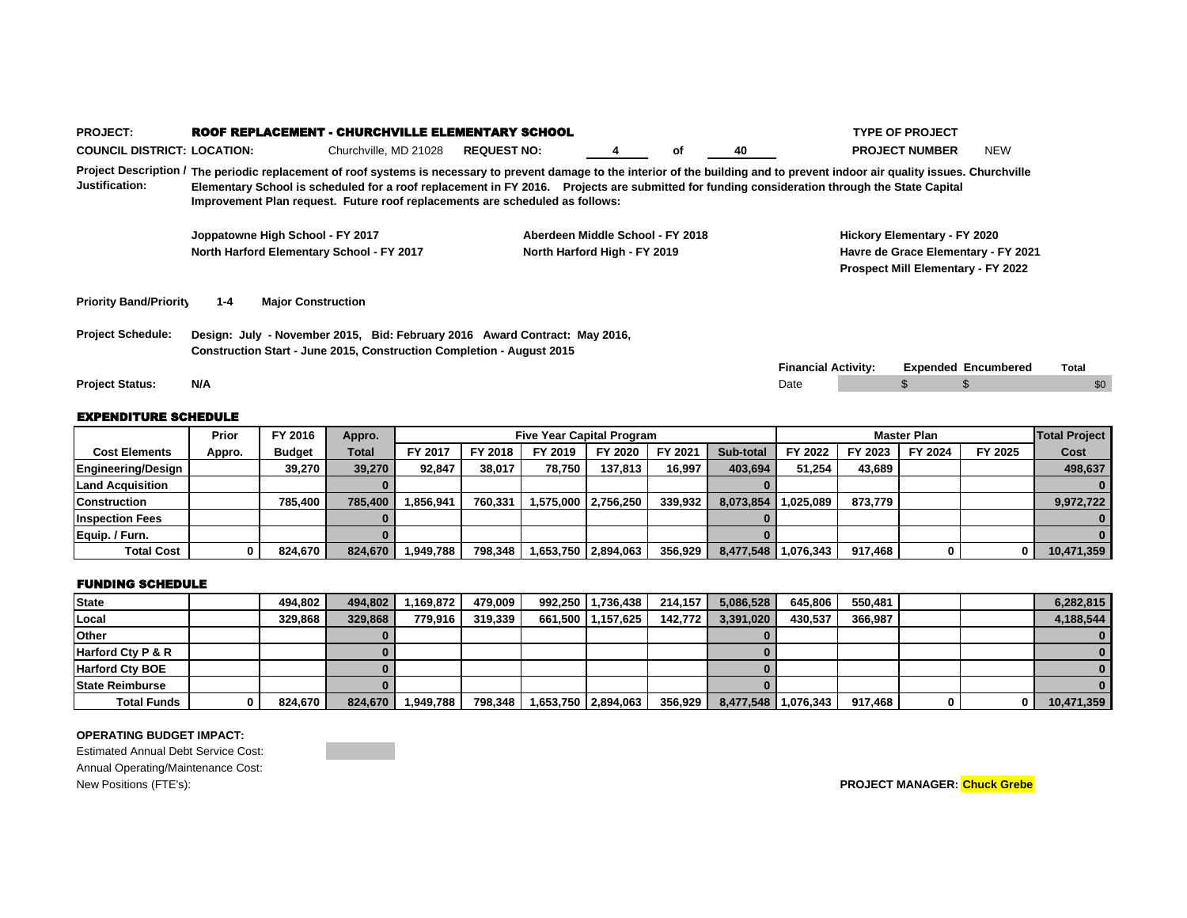**PROJECT:** **ROOF REPLACEMENT - CHURCHVILLE ELEMENTARY SCHOOL**

**TYPE OF PROJECT**

**COUNCIL DISTRICT:** **LOCATION:** Churchville, MD 21028 **REQUEST NO:** 4 of 40

**PROJECT NUMBER** NEW

**Project Description / Justification:** The periodic replacement of roof systems is necessary to prevent damage to the interior of the building and to prevent indoor air quality issues. Churchville Elementary School is scheduled for a roof replacement in FY 2016. Projects are submitted for funding consideration through the State Capital Improvement Plan request. Future roof replacements are scheduled as follows:

- Joppatowne High School - FY 2017
- North Harford Elementary School - FY 2017
- Aberdeen Middle School - FY 2018
- North Harford High - FY 2019
- Hickory Elementary - FY 2020
- Havre de Grace Elementary - FY 2021
- Prospect Mill Elementary - FY 2022

**Priority Band/Priority** 1-4 **Major Construction**

**Project Schedule:** Design: July - November 2015, Bid: February 2016 Award Contract: May 2016, Construction Start - June 2015, Construction Completion - August 2015

**Project Status:** N/A

| Financial Activity: | Expended | Encumbered | Total |
|---|---|---|---|
| Date | $ | $ | $0 |

## EXPENDITURE SCHEDULE

| | Prior | FY 2016 | Appro. | Five Year Capital Program | | | | | | Master Plan | | | | Total Project |
|---|---|---|---|---|---|---|---|---|---|---|---|---|---|---|
| **Cost Elements** | **Appro.** | **Budget** | **Total** | **FY 2017** | **FY 2018** | **FY 2019** | **FY 2020** | **FY 2021** | **Sub-total** | **FY 2022** | **FY 2023** | **FY 2024** | **FY 2025** | **Cost** |
| **Engineering/Design** | | 39,270 | 39,270 | 92,847 | 38,017 | 78,750 | 137,813 | 16,997 | 403,694 | 51,254 | 43,689 | | | 498,637 |
| **Land Acquisition** | | | 0 | | | | | | 0 | | | | | 0 |
| **Construction** | | 785,400 | 785,400 | 1,856,941 | 760,331 | 1,575,000 | 2,756,250 | 339,932 | 8,073,854 | 1,025,089 | 873,779 | | | 9,972,722 |
| **Inspection Fees** | | | 0 | | | | | | 0 | | | | | 0 |
| **Equip. / Furn.** | | | 0 | | | | | | 0 | | | | | 0 |
| **Total Cost** | 0 | 824,670 | 824,670 | 1,949,788 | 798,348 | 1,653,750 | 2,894,063 | 356,929 | 8,477,548 | 1,076,343 | 917,468 | 0 | 0 | 10,471,359 |

## FUNDING SCHEDULE

| | Prior | FY 2016 | Appro. | FY 2017 | FY 2018 | FY 2019 | FY 2020 | FY 2021 | Sub-total | FY 2022 | FY 2023 | FY 2024 | FY 2025 | Total |
|---|---|---|---|---|---|---|---|---|---|---|---|---|---|---|
| **State** | | 494,802 | 494,802 | 1,169,872 | 479,009 | 992,250 | 1,736,438 | 214,157 | 5,086,528 | 645,806 | 550,481 | | | 6,282,815 |
| **Local** | | 329,868 | 329,868 | 779,916 | 319,339 | 661,500 | 1,157,625 | 142,772 | 3,391,020 | 430,537 | 366,987 | | | 4,188,544 |
| **Other** | | | 0 | | | | | | 0 | | | | | 0 |
| **Harford Cty P & R** | | | 0 | | | | | | 0 | | | | | 0 |
| **Harford Cty BOE** | | | 0 | | | | | | 0 | | | | | 0 |
| **State Reimburse** | | | 0 | | | | | | 0 | | | | | 0 |
| **Total Funds** | 0 | 824,670 | 824,670 | 1,949,788 | 798,348 | 1,653,750 | 2,894,063 | 356,929 | 8,477,548 | 1,076,343 | 917,468 | 0 | 0 | 10,471,359 |

**OPERATING BUDGET IMPACT:**

Estimated Annual Debt Service Cost:

Annual Operating/Maintenance Cost:

New Positions (FTE's):

**PROJECT MANAGER:** **Chuck Grebe**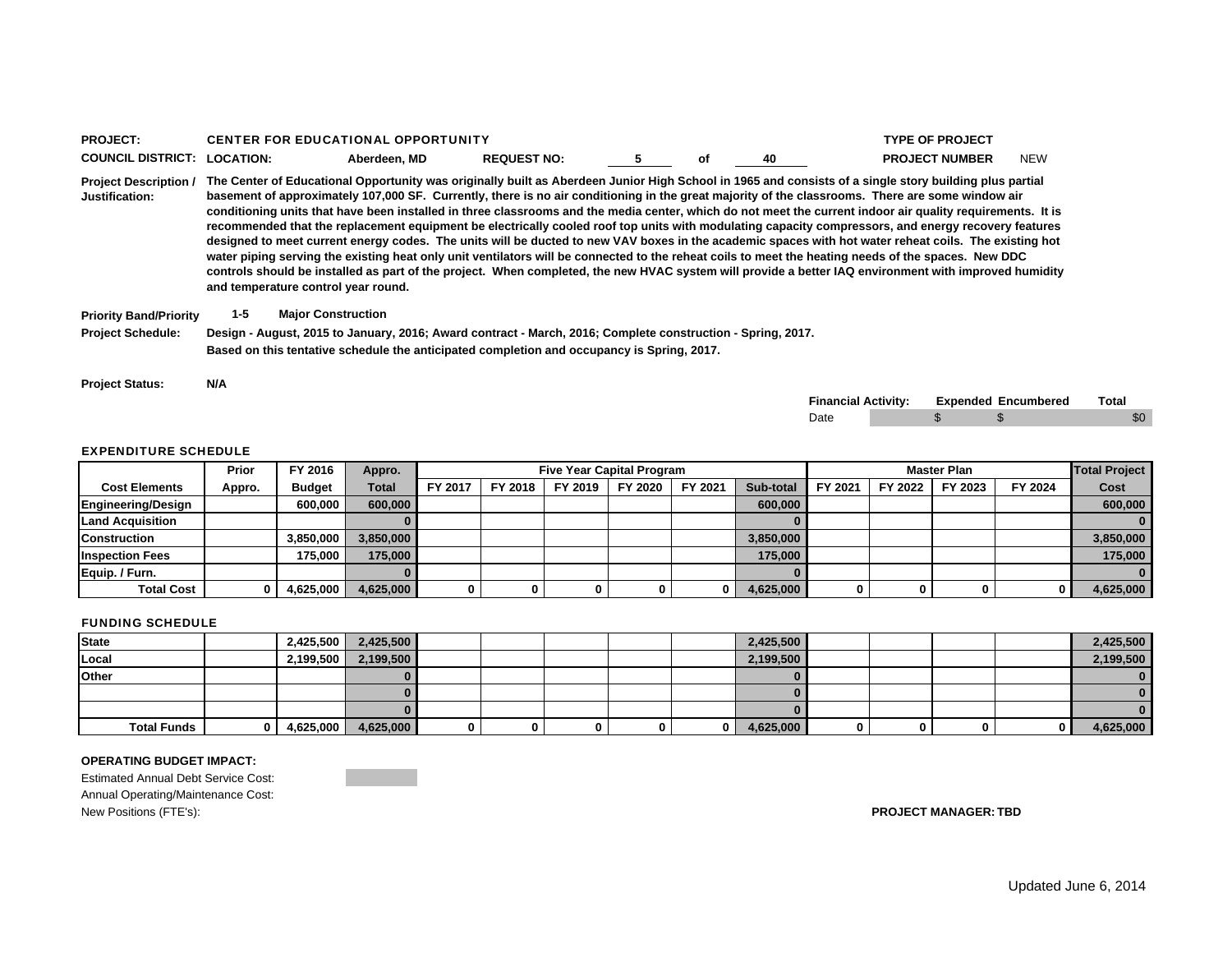**PROJECT:** CENTER FOR EDUCATIONAL OPPORTUNITY

**TYPE OF PROJECT**

**COUNCIL DISTRICT:** **LOCATION:** Aberdeen, MD **REQUEST NO:** 5 of 40

**PROJECT NUMBER** NEW

**Project Description / Justification:** The Center of Educational Opportunity was originally built as Aberdeen Junior High School in 1965 and consists of a single story building plus partial basement of approximately 107,000 SF. Currently, there is no air conditioning in the great majority of the classrooms. There are some window air conditioning units that have been installed in three classrooms and the media center, which do not meet the current indoor air quality requirements. It is recommended that the replacement equipment be electrically cooled roof top units with modulating capacity compressors, and energy recovery features designed to meet current energy codes. The units will be ducted to new VAV boxes in the academic spaces with hot water reheat coils. The existing hot water piping serving the existing heat only unit ventilators will be connected to the reheat coils to meet the heating needs of the spaces. New DDC controls should be installed as part of the project. When completed, the new HVAC system will provide a better IAQ environment with improved humidity and temperature control year round.

**Priority Band/Priority** 1-5 **Major Construction**

**Project Schedule:** Design - August, 2015 to January, 2016; Award contract - March, 2016; Complete construction - Spring, 2017.
Based on this tentative schedule the anticipated completion and occupancy is Spring, 2017.

**Project Status:** N/A

| Financial Activity: | Expended | Encumbered | Total |
|---|---|---|---|
| Date | $ | $ | $0 |

**EXPENDITURE SCHEDULE**

| | Prior | FY 2016 | Appro. | Five Year Capital Program | | | | | | Master Plan | | | | Total Project |
|---|---|---|---|---|---|---|---|---|---|---|---|---|---|---|
| Cost Elements | Appro. | Budget | Total | FY 2017 | FY 2018 | FY 2019 | FY 2020 | FY 2021 | Sub-total | FY 2021 | FY 2022 | FY 2023 | FY 2024 | Cost |
| Engineering/Design | | 600,000 | 600,000 | | | | | | 600,000 | | | | | 600,000 |
| Land Acquisition | | | 0 | | | | | | 0 | | | | | 0 |
| Construction | | 3,850,000 | 3,850,000 | | | | | | 3,850,000 | | | | | 3,850,000 |
| Inspection Fees | | 175,000 | 175,000 | | | | | | 175,000 | | | | | 175,000 |
| Equip. / Furn. | | | 0 | | | | | | 0 | | | | | 0 |
| Total Cost | 0 | 4,625,000 | 4,625,000 | 0 | 0 | 0 | 0 | 0 | 4,625,000 | 0 | 0 | 0 | 0 | 4,625,000 |

**FUNDING SCHEDULE**

| | Prior Appro. | FY 2016 Budget | Appro. Total | FY 2017 | FY 2018 | FY 2019 | FY 2020 | FY 2021 | Sub-total | FY 2021 | FY 2022 | FY 2023 | FY 2024 | Total Project Cost |
|---|---|---|---|---|---|---|---|---|---|---|---|---|---|---|
| State | | 2,425,500 | 2,425,500 | | | | | | 2,425,500 | | | | | 2,425,500 |
| Local | | 2,199,500 | 2,199,500 | | | | | | 2,199,500 | | | | | 2,199,500 |
| Other | | | 0 | | | | | | 0 | | | | | 0 |
| | | | 0 | | | | | | 0 | | | | | 0 |
| | | | 0 | | | | | | 0 | | | | | 0 |
| Total Funds | 0 | 4,625,000 | 4,625,000 | 0 | 0 | 0 | 0 | 0 | 4,625,000 | 0 | 0 | 0 | 0 | 4,625,000 |

**OPERATING BUDGET IMPACT:**

Estimated Annual Debt Service Cost:

Annual Operating/Maintenance Cost:

New Positions (FTE's):

**PROJECT MANAGER:** TBD

Updated June 6, 2014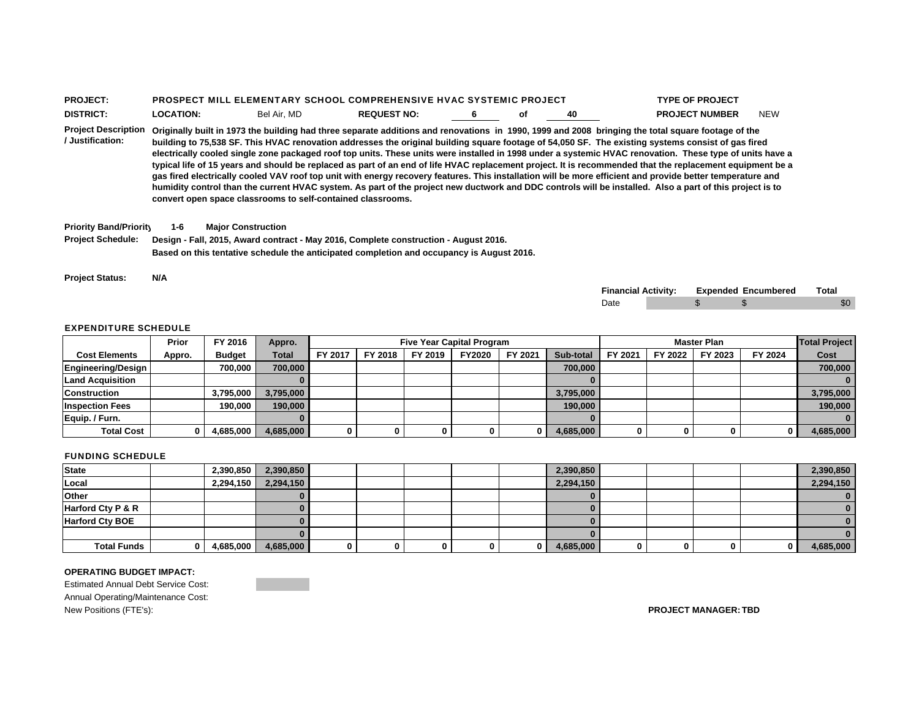**PROJECT:** PROSPECT MILL ELEMENTARY SCHOOL COMPREHENSIVE HVAC SYSTEMIC PROJECT

**TYPE OF PROJECT**

**DISTRICT:** **LOCATION:** Bel Air, MD **REQUEST NO:** 6 of 40

**PROJECT NUMBER** NEW

**Project Description / Justification:** Originally built in 1973 the building had three separate additions and renovations in 1990, 1999 and 2008 bringing the total square footage of the building to 75,538 SF. This HVAC renovation addresses the original building square footage of 54,050 SF. The existing systems consist of gas fired electrically cooled single zone packaged roof top units. These units were installed in 1998 under a systemic HVAC renovation. These type of units have a typical life of 15 years and should be replaced as part of an end of life HVAC replacement project. It is recommended that the replacement equipment be a gas fired electrically cooled VAV roof top unit with energy recovery features. This installation will be more efficient and provide better temperature and humidity control than the current HVAC system. As part of the project new ductwork and DDC controls will be installed. Also a part of this project is to convert open space classrooms to self-contained classrooms.

**Priority Band/Priority** 1-6 **Major Construction**

**Project Schedule:** Design - Fall, 2015, Award contract - May 2016, Complete construction - August 2016.
Based on this tentative schedule the anticipated completion and occupancy is August 2016.

**Project Status:** N/A

| Financial Activity: | Expended | Encumbered | Total |
|---|---|---|---|
| Date | $ | $ | $0 |

**EXPENDITURE SCHEDULE**

| | Prior | FY 2016 | Appro. | Five Year Capital Program | | | | | | Master Plan | | | | Total Project |
|---|---|---|---|---|---|---|---|---|---|---|---|---|---|---|
| Cost Elements | Appro. | Budget | Total | FY 2017 | FY 2018 | FY 2019 | FY2020 | FY 2021 | Sub-total | FY 2021 | FY 2022 | FY 2023 | FY 2024 | Cost |
| Engineering/Design | | 700,000 | 700,000 | | | | | | 700,000 | | | | | 700,000 |
| Land Acquisition | | | 0 | | | | | | 0 | | | | | 0 |
| Construction | | 3,795,000 | 3,795,000 | | | | | | 3,795,000 | | | | | 3,795,000 |
| Inspection Fees | | 190,000 | 190,000 | | | | | | 190,000 | | | | | 190,000 |
| Equip. / Furn. | | | 0 | | | | | | 0 | | | | | 0 |
| Total Cost | 0 | 4,685,000 | 4,685,000 | 0 | 0 | 0 | 0 | 0 | 4,685,000 | 0 | 0 | 0 | 0 | 4,685,000 |

**FUNDING SCHEDULE**

| | | | | | | | | | | | | | | |
|---|---|---|---|---|---|---|---|---|---|---|---|---|---|---|
| State | | 2,390,850 | 2,390,850 | | | | | | 2,390,850 | | | | | 2,390,850 |
| Local | | 2,294,150 | 2,294,150 | | | | | | 2,294,150 | | | | | 2,294,150 |
| Other | | | 0 | | | | | | 0 | | | | | 0 |
| Harford Cty P & R | | | 0 | | | | | | 0 | | | | | 0 |
| Harford Cty BOE | | | 0 | | | | | | 0 | | | | | 0 |
| | | | 0 | | | | | | 0 | | | | | 0 |
| Total Funds | 0 | 4,685,000 | 4,685,000 | 0 | 0 | 0 | 0 | 0 | 4,685,000 | 0 | 0 | 0 | 0 | 4,685,000 |

**OPERATING BUDGET IMPACT:**

Estimated Annual Debt Service Cost:

Annual Operating/Maintenance Cost:

New Positions (FTE's):

**PROJECT MANAGER: TBD**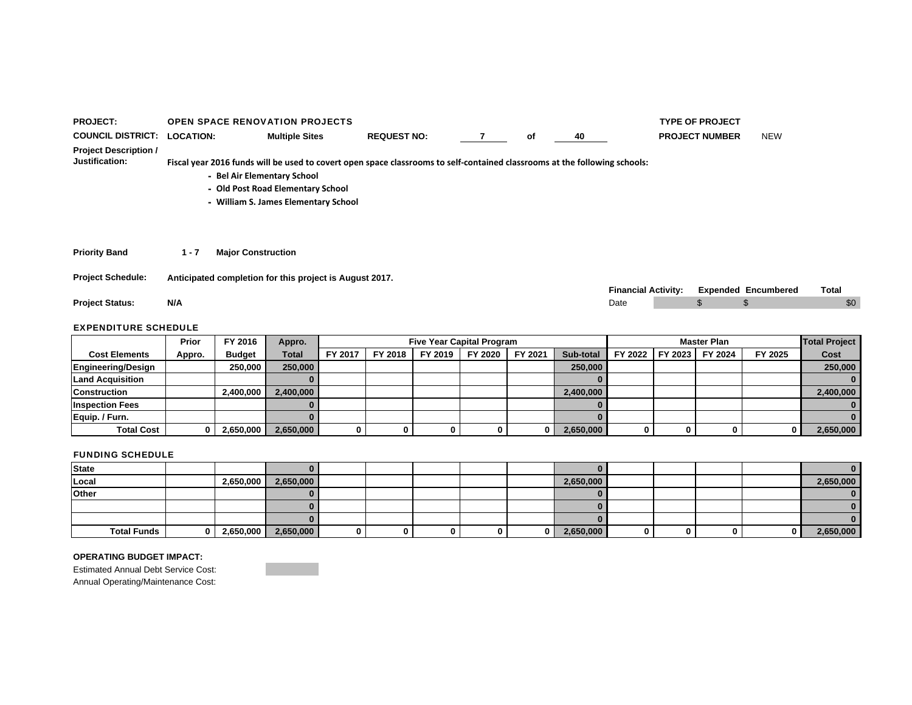**PROJECT:** OPEN SPACE RENOVATION PROJECTS

**TYPE OF PROJECT**

**COUNCIL DISTRICT:** **LOCATION:** Multiple Sites **REQUEST NO:** 7 of 40

**PROJECT NUMBER** NEW

**Project Description / Justification:**

Fiscal year 2016 funds will be used to covert open space classrooms to self-contained classrooms at the following schools:

- Bel Air Elementary School
- Old Post Road Elementary School
- William S. James Elementary School

**Priority Band** 1 - 7 **Major Construction**

**Project Schedule:** Anticipated completion for this project is August 2017.

**Project Status:** N/A

| Financial Activity: | | Expended | Encumbered | Total |
|---|---|---|---|---|
| Date | | $ | $ | $0 |

## EXPENDITURE SCHEDULE

| | Prior | FY 2016 | Appro. | Five Year Capital Program | | | | | | Master Plan | | | | Total Project |
|---|---|---|---|---|---|---|---|---|---|---|---|---|---|---|
| Cost Elements | Appro. | Budget | Total | FY 2017 | FY 2018 | FY 2019 | FY 2020 | FY 2021 | Sub-total | FY 2022 | FY 2023 | FY 2024 | FY 2025 | Cost |
| Engineering/Design | | 250,000 | 250,000 | | | | | | 250,000 | | | | | 250,000 |
| Land Acquisition | | | 0 | | | | | | 0 | | | | | 0 |
| Construction | | 2,400,000 | 2,400,000 | | | | | | 2,400,000 | | | | | 2,400,000 |
| Inspection Fees | | | 0 | | | | | | 0 | | | | | 0 |
| Equip. / Furn. | | | 0 | | | | | | 0 | | | | | 0 |
| Total Cost | 0 | 2,650,000 | 2,650,000 | 0 | 0 | 0 | 0 | 0 | 2,650,000 | 0 | 0 | 0 | 0 | 2,650,000 |

## FUNDING SCHEDULE

| | | | | | | | | | | | | | | |
|---|---|---|---|---|---|---|---|---|---|---|---|---|---|---|
| State | | | 0 | | | | | | 0 | | | | | 0 |
| Local | | 2,650,000 | 2,650,000 | | | | | | 2,650,000 | | | | | 2,650,000 |
| Other | | | 0 | | | | | | 0 | | | | | 0 |
| | | | 0 | | | | | | 0 | | | | | 0 |
| | | | 0 | | | | | | 0 | | | | | 0 |
| Total Funds | 0 | 2,650,000 | 2,650,000 | 0 | 0 | 0 | 0 | 0 | 2,650,000 | 0 | 0 | 0 | 0 | 2,650,000 |

**OPERATING BUDGET IMPACT:**

Estimated Annual Debt Service Cost:

Annual Operating/Maintenance Cost: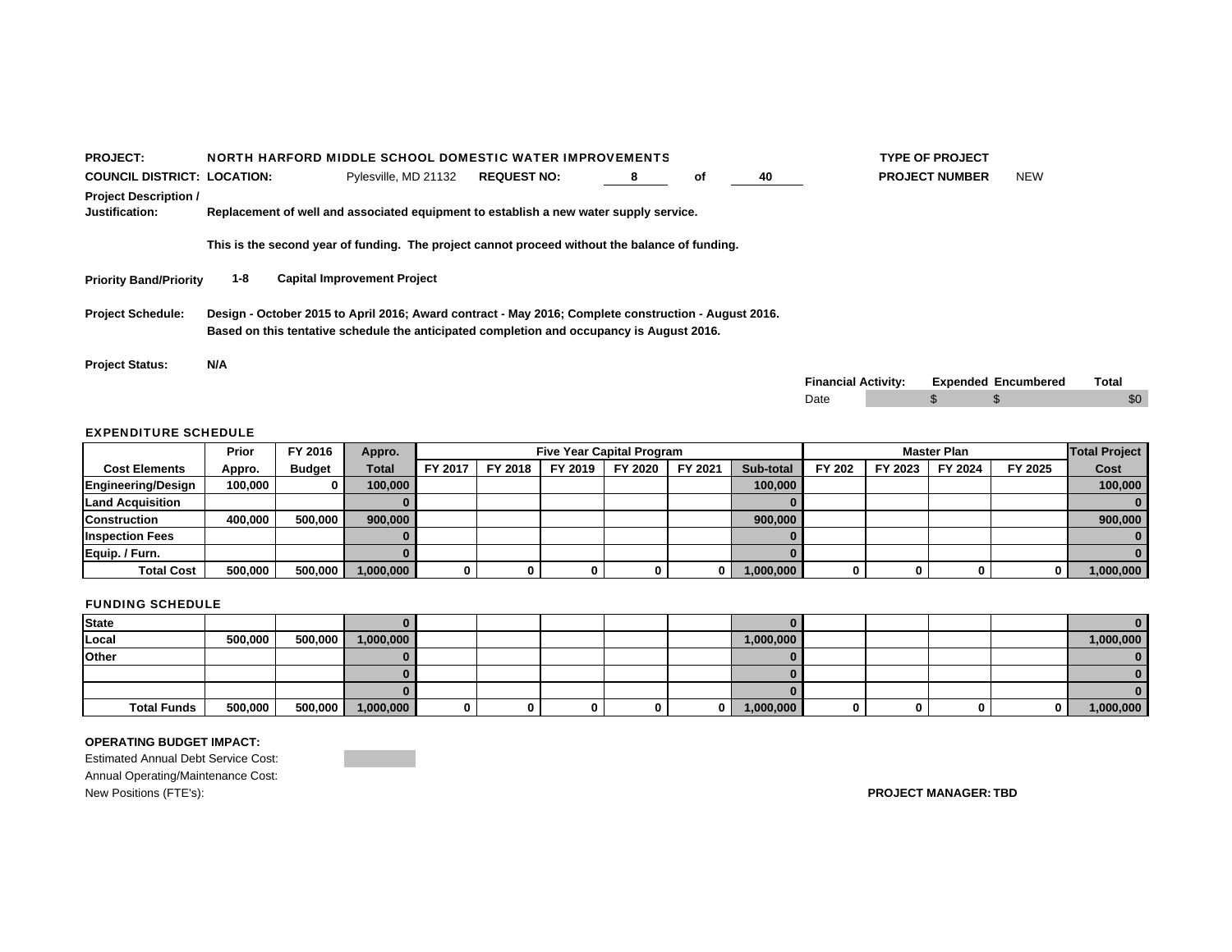**PROJECT:** NORTH HARFORD MIDDLE SCHOOL DOMESTIC WATER IMPROVEMENTS

**TYPE OF PROJECT**

**COUNCIL DISTRICT:** **LOCATION:** Pylesville, MD 21132 **REQUEST NO:** 8 of 40

**PROJECT NUMBER** NEW

**Project Description / Justification:** Replacement of well and associated equipment to establish a new water supply service.

This is the second year of funding. The project cannot proceed without the balance of funding.

**Priority Band/Priority** 1-8 **Capital Improvement Project**

**Project Schedule:** Design - October 2015 to April 2016; Award contract - May 2016; Complete construction - August 2016. Based on this tentative schedule the anticipated completion and occupancy is August 2016.

**Project Status:** N/A

| Financial Activity: | Expended | Encumbered | Total |
|---|---|---|---|
| Date | $ | $ | $0 |

**EXPENDITURE SCHEDULE**

| Cost Elements | Prior Appro. | FY 2016 Budget | Appro. Total | Five Year Capital Program FY 2017 | FY 2018 | FY 2019 | FY 2020 | FY 2021 | Sub-total | Master Plan FY 202 | FY 2023 | FY 2024 | FY 2025 | Total Project Cost |
|---|---|---|---|---|---|---|---|---|---|---|---|---|---|---|
| Engineering/Design | 100,000 | 0 | 100,000 | | | | | | 100,000 | | | | | 100,000 |
| Land Acquisition | | | 0 | | | | | | 0 | | | | | 0 |
| Construction | 400,000 | 500,000 | 900,000 | | | | | | 900,000 | | | | | 900,000 |
| Inspection Fees | | | 0 | | | | | | 0 | | | | | 0 |
| Equip. / Furn. | | | 0 | | | | | | 0 | | | | | 0 |
| Total Cost | 500,000 | 500,000 | 1,000,000 | 0 | 0 | 0 | 0 | 0 | 1,000,000 | 0 | 0 | 0 | 0 | 1,000,000 |

**FUNDING SCHEDULE**

| | Prior Appro. | FY 2016 Budget | Appro. Total | FY 2017 | FY 2018 | FY 2019 | FY 2020 | FY 2021 | Sub-total | FY 202 | FY 2023 | FY 2024 | FY 2025 | Total Project Cost |
|---|---|---|---|---|---|---|---|---|---|---|---|---|---|---|
| State | | | 0 | | | | | | 0 | | | | | 0 |
| Local | 500,000 | 500,000 | 1,000,000 | | | | | | 1,000,000 | | | | | 1,000,000 |
| Other | | | 0 | | | | | | 0 | | | | | 0 |
| | | | 0 | | | | | | 0 | | | | | 0 |
| | | | 0 | | | | | | 0 | | | | | 0 |
| Total Funds | 500,000 | 500,000 | 1,000,000 | 0 | 0 | 0 | 0 | 0 | 1,000,000 | 0 | 0 | 0 | 0 | 1,000,000 |

**OPERATING BUDGET IMPACT:**

Estimated Annual Debt Service Cost:

Annual Operating/Maintenance Cost:

New Positions (FTE's):

**PROJECT MANAGER:** TBD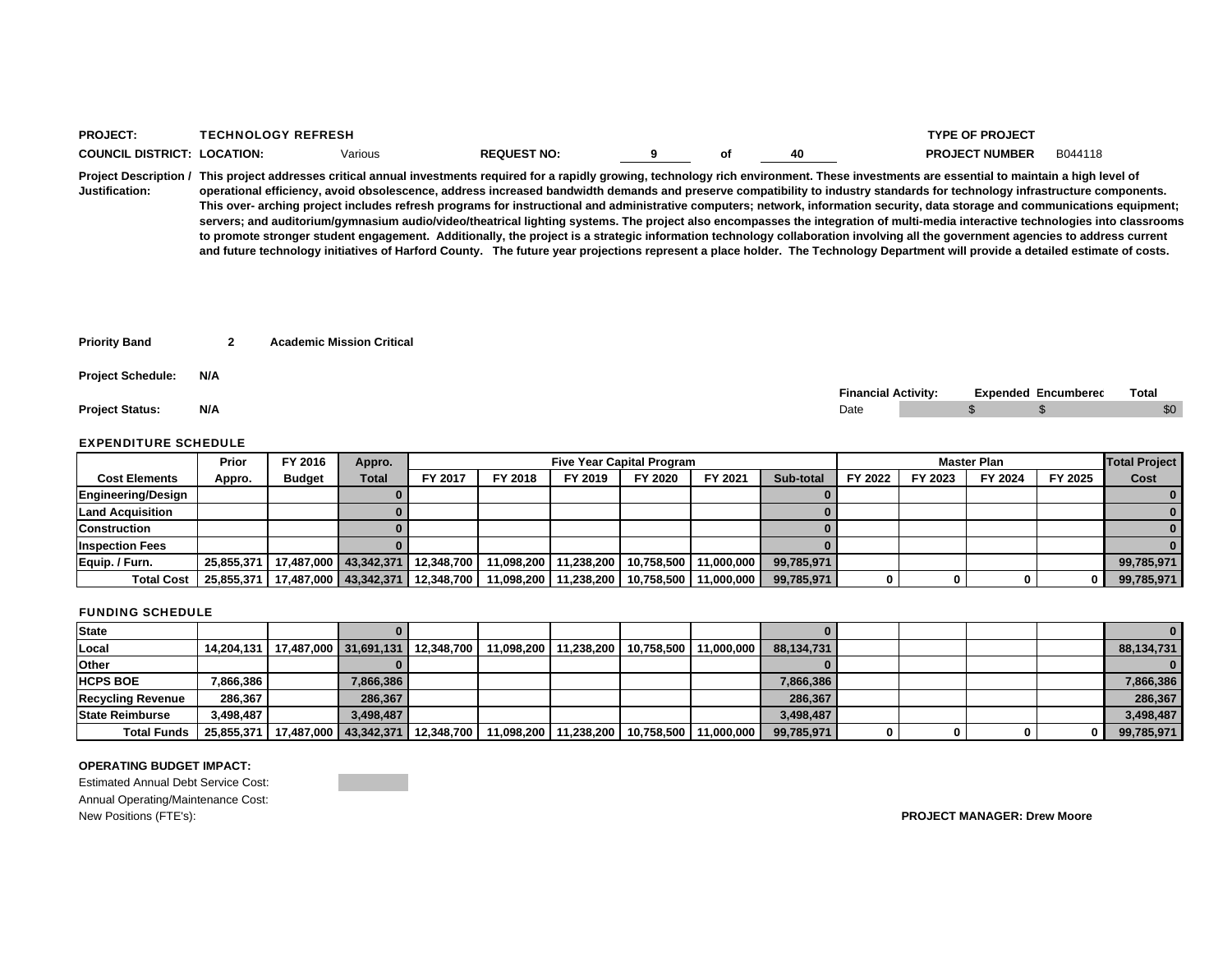**PROJECT:** TECHNOLOGY REFRESH

**TYPE OF PROJECT**

**COUNCIL DISTRICT:** **LOCATION:** Various **REQUEST NO:** 9 of 40

**PROJECT NUMBER** B044118

**Project Description / Justification:** This project addresses critical annual investments required for a rapidly growing, technology rich environment. These investments are essential to maintain a high level of operational efficiency, avoid obsolescence, address increased bandwidth demands and preserve compatibility to industry standards for technology infrastructure components. This over- arching project includes refresh programs for instructional and administrative computers; network, information security, data storage and communications equipment; servers; and auditorium/gymnasium audio/video/theatrical lighting systems. The project also encompasses the integration of multi-media interactive technologies into classrooms to promote stronger student engagement. Additionally, the project is a strategic information technology collaboration involving all the government agencies to address current and future technology initiatives of Harford County. The future year projections represent a place holder. The Technology Department will provide a detailed estimate of costs.

**Priority Band** 2 **Academic Mission Critical**

**Project Schedule:** N/A

**Project Status:** N/A

| Financial Activity: | | Expended | Encumbered | Total |
|---|---|---|---|---|
| Date | | $ | $ | $0 |

### EXPENDITURE SCHEDULE

| | Prior | FY 2016 | Appro. | Five Year Capital Program | | | | | | Master Plan | | | | Total Project |
|---|---|---|---|---|---|---|---|---|---|---|---|---|---|---|
| **Cost Elements** | **Appro.** | **Budget** | **Total** | **FY 2017** | **FY 2018** | **FY 2019** | **FY 2020** | **FY 2021** | **Sub-total** | **FY 2022** | **FY 2023** | **FY 2024** | **FY 2025** | **Cost** |
| Engineering/Design | | | 0 | | | | | | 0 | | | | | 0 |
| Land Acquisition | | | 0 | | | | | | 0 | | | | | 0 |
| Construction | | | 0 | | | | | | 0 | | | | | 0 |
| Inspection Fees | | | 0 | | | | | | 0 | | | | | 0 |
| Equip. / Furn. | 25,855,371 | 17,487,000 | 43,342,371 | 12,348,700 | 11,098,200 | 11,238,200 | 10,758,500 | 11,000,000 | 99,785,971 | | | | | 99,785,971 |
| Total Cost | 25,855,371 | 17,487,000 | 43,342,371 | 12,348,700 | 11,098,200 | 11,238,200 | 10,758,500 | 11,000,000 | 99,785,971 | 0 | 0 | 0 | 0 | 99,785,971 |

### FUNDING SCHEDULE

| | | | | | | | | | | | | | | |
|---|---|---|---|---|---|---|---|---|---|---|---|---|---|---|
| State | | | 0 | | | | | | 0 | | | | | 0 |
| Local | 14,204,131 | 17,487,000 | 31,691,131 | 12,348,700 | 11,098,200 | 11,238,200 | 10,758,500 | 11,000,000 | 88,134,731 | | | | | 88,134,731 |
| Other | | | 0 | | | | | | 0 | | | | | 0 |
| HCPS BOE | 7,866,386 | | 7,866,386 | | | | | | 7,866,386 | | | | | 7,866,386 |
| Recycling Revenue | 286,367 | | 286,367 | | | | | | 286,367 | | | | | 286,367 |
| State Reimburse | 3,498,487 | | 3,498,487 | | | | | | 3,498,487 | | | | | 3,498,487 |
| Total Funds | 25,855,371 | 17,487,000 | 43,342,371 | 12,348,700 | 11,098,200 | 11,238,200 | 10,758,500 | 11,000,000 | 99,785,971 | 0 | 0 | 0 | 0 | 99,785,971 |

**OPERATING BUDGET IMPACT:**

Estimated Annual Debt Service Cost:

Annual Operating/Maintenance Cost:

New Positions (FTE's):

**PROJECT MANAGER: Drew Moore**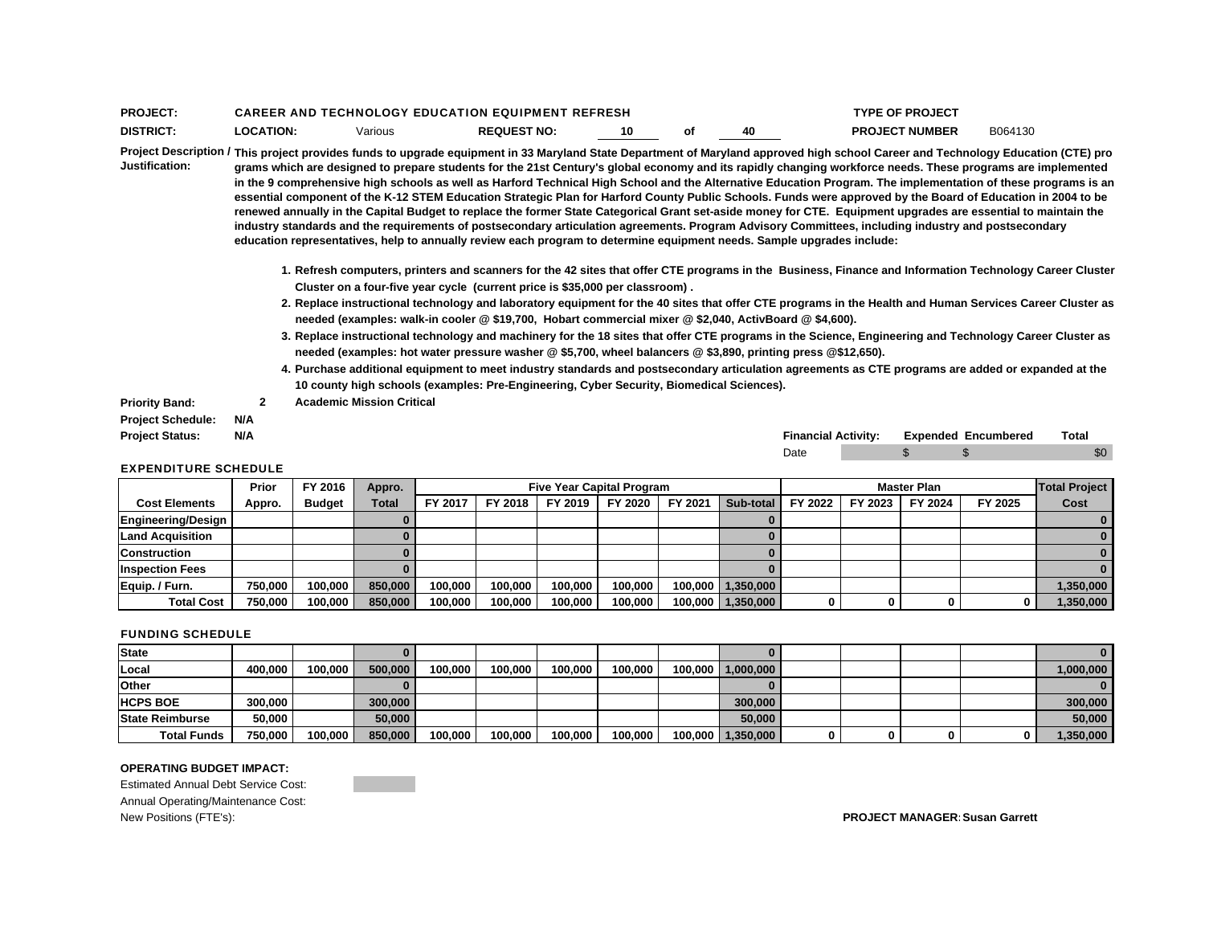**PROJECT:** CAREER AND TECHNOLOGY EDUCATION EQUIPMENT REFRESH

**TYPE OF PROJECT**

**DISTRICT:** **LOCATION:** Various **REQUEST NO:** 10 of 40

**PROJECT NUMBER** B064130

**Project Description / Justification:** This project provides funds to upgrade equipment in 33 Maryland State Department of Maryland approved high school Career and Technology Education (CTE) programs which are designed to prepare students for the 21st Century's global economy and its rapidly changing workforce needs. These programs are implemented in the 9 comprehensive high schools as well as Harford Technical High School and the Alternative Education Program. The implementation of these programs is an essential component of the K-12 STEM Education Strategic Plan for Harford County Public Schools. Funds were approved by the Board of Education in 2004 to be renewed annually in the Capital Budget to replace the former State Categorical Grant set-aside money for CTE. Equipment upgrades are essential to maintain the industry standards and the requirements of postsecondary articulation agreements. Program Advisory Committees, including industry and postsecondary education representatives, help to annually review each program to determine equipment needs. Sample upgrades include:

1. Refresh computers, printers and scanners for the 42 sites that offer CTE programs in the Business, Finance and Information Technology Career Cluster Cluster on a four-five year cycle (current price is $35,000 per classroom) .
2. Replace instructional technology and laboratory equipment for the 40 sites that offer CTE programs in the Health and Human Services Career Cluster as needed (examples: walk-in cooler @ $19,700, Hobart commercial mixer @ $2,040, ActivBoard @ $4,600).
3. Replace instructional technology and machinery for the 18 sites that offer CTE programs in the Science, Engineering and Technology Career Cluster as needed (examples: hot water pressure washer @ $5,700, wheel balancers @ $3,890, printing press @$12,650).
4. Purchase additional equipment to meet industry standards and postsecondary articulation agreements as CTE programs are added or expanded at the 10 county high schools (examples: Pre-Engineering, Cyber Security, Biomedical Sciences).

**Priority Band:** 2 Academic Mission Critical

**Project Schedule:** N/A

**Project Status:** N/A

| Financial Activity: | Expended | Encumbered | Total |
|---|---|---|---|
| Date | $ | $ | $0 |

**EXPENDITURE SCHEDULE**

| | Prior | FY 2016 | Appro. | Five Year Capital Program | | | | | | Master Plan | | | | Total Project |
|---|---|---|---|---|---|---|---|---|---|---|---|---|---|---|
| Cost Elements | Appro. | Budget | Total | FY 2017 | FY 2018 | FY 2019 | FY 2020 | FY 2021 | Sub-total | FY 2022 | FY 2023 | FY 2024 | FY 2025 | Cost |
| Engineering/Design | | | 0 | | | | | | 0 | | | | | 0 |
| Land Acquisition | | | 0 | | | | | | 0 | | | | | 0 |
| Construction | | | 0 | | | | | | 0 | | | | | 0 |
| Inspection Fees | | | 0 | | | | | | 0 | | | | | 0 |
| Equip. / Furn. | 750,000 | 100,000 | 850,000 | 100,000 | 100,000 | 100,000 | 100,000 | 100,000 | 1,350,000 | | | | | 1,350,000 |
| Total Cost | 750,000 | 100,000 | 850,000 | 100,000 | 100,000 | 100,000 | 100,000 | 100,000 | 1,350,000 | 0 | 0 | 0 | 0 | 1,350,000 |

**FUNDING SCHEDULE**

| | Prior Appro. | FY 2016 Budget | Appro. Total | FY 2017 | FY 2018 | FY 2019 | FY 2020 | FY 2021 | Sub-total | FY 2022 | FY 2023 | FY 2024 | FY 2025 | Total Project Cost |
|---|---|---|---|---|---|---|---|---|---|---|---|---|---|---|
| State | | | 0 | | | | | | 0 | | | | | 0 |
| Local | 400,000 | 100,000 | 500,000 | 100,000 | 100,000 | 100,000 | 100,000 | 100,000 | 1,000,000 | | | | | 1,000,000 |
| Other | | | 0 | | | | | | 0 | | | | | 0 |
| HCPS BOE | 300,000 | | 300,000 | | | | | | 300,000 | | | | | 300,000 |
| State Reimburse | 50,000 | | 50,000 | | | | | | 50,000 | | | | | 50,000 |
| Total Funds | 750,000 | 100,000 | 850,000 | 100,000 | 100,000 | 100,000 | 100,000 | 100,000 | 1,350,000 | 0 | 0 | 0 | 0 | 1,350,000 |

**OPERATING BUDGET IMPACT:**

Estimated Annual Debt Service Cost:

Annual Operating/Maintenance Cost:

New Positions (FTE's):

**PROJECT MANAGER: Susan Garrett**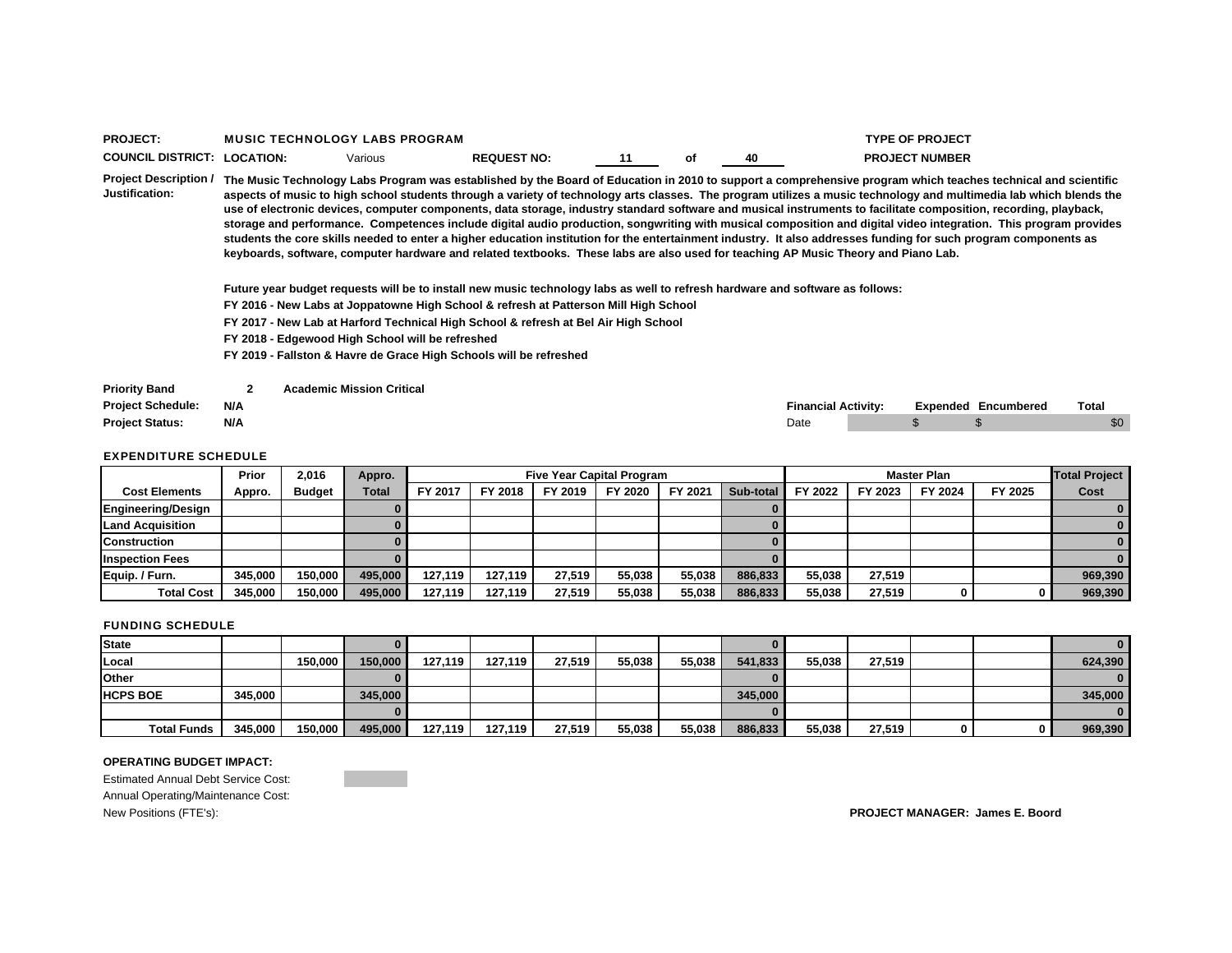**PROJECT:** MUSIC TECHNOLOGY LABS PROGRAM

**TYPE OF PROJECT**

**COUNCIL DISTRICT:** **LOCATION:** Various **REQUEST NO:** 11 of 40

**PROJECT NUMBER**

**Project Description / Justification:** The Music Technology Labs Program was established by the Board of Education in 2010 to support a comprehensive program which teaches technical and scientific aspects of music to high school students through a variety of technology arts classes. The program utilizes a music technology and multimedia lab which blends the use of electronic devices, computer components, data storage, industry standard software and musical instruments to facilitate composition, recording, playback, storage and performance. Competences include digital audio production, songwriting with musical composition and digital video integration. This program provides students the core skills needed to enter a higher education institution for the entertainment industry. It also addresses funding for such program components as keyboards, software, computer hardware and related textbooks. These labs are also used for teaching AP Music Theory and Piano Lab.

Future year budget requests will be to install new music technology labs as well to refresh hardware and software as follows:

FY 2016 - New Labs at Joppatowne High School & refresh at Patterson Mill High School

FY 2017 - New Lab at Harford Technical High School & refresh at Bel Air High School

FY 2018 - Edgewood High School will be refreshed

FY 2019 - Fallston & Havre de Grace High Schools will be refreshed

**Priority Band** 2 Academic Mission Critical

**Project Schedule:** N/A

**Project Status:** N/A

| Financial Activity: | Expended | Encumbered | Total |
|---|---|---|---|
| Date | $ | $ | $0 |

**EXPENDITURE SCHEDULE**

| Cost Elements | Prior Appro. | 2,016 Budget | Appro. Total | FY 2017 | FY 2018 | FY 2019 | FY 2020 | FY 2021 | Sub-total | FY 2022 | FY 2023 | FY 2024 | FY 2025 | Total Project Cost |
|---|---|---|---|---|---|---|---|---|---|---|---|---|---|---|
| | | | | Five Year Capital Program | | | | | | Master Plan | | | | |
| Engineering/Design | | | 0 | | | | | | 0 | | | | | 0 |
| Land Acquisition | | | 0 | | | | | | 0 | | | | | 0 |
| Construction | | | 0 | | | | | | 0 | | | | | 0 |
| Inspection Fees | | | 0 | | | | | | 0 | | | | | 0 |
| Equip. / Furn. | 345,000 | 150,000 | 495,000 | 127,119 | 127,119 | 27,519 | 55,038 | 55,038 | 886,833 | 55,038 | 27,519 | | | 969,390 |
| Total Cost | 345,000 | 150,000 | 495,000 | 127,119 | 127,119 | 27,519 | 55,038 | 55,038 | 886,833 | 55,038 | 27,519 | 0 | 0 | 969,390 |

**FUNDING SCHEDULE**

| | Prior Appro. | 2,016 Budget | Appro. Total | FY 2017 | FY 2018 | FY 2019 | FY 2020 | FY 2021 | Sub-total | FY 2022 | FY 2023 | FY 2024 | FY 2025 | Total Project Cost |
|---|---|---|---|---|---|---|---|---|---|---|---|---|---|---|
| State | | | 0 | | | | | | 0 | | | | | 0 |
| Local | | 150,000 | 150,000 | 127,119 | 127,119 | 27,519 | 55,038 | 55,038 | 541,833 | 55,038 | 27,519 | | | 624,390 |
| Other | | | 0 | | | | | | 0 | | | | | 0 |
| HCPS BOE | 345,000 | | 345,000 | | | | | | 345,000 | | | | | 345,000 |
| | | | 0 | | | | | | 0 | | | | | 0 |
| Total Funds | 345,000 | 150,000 | 495,000 | 127,119 | 127,119 | 27,519 | 55,038 | 55,038 | 886,833 | 55,038 | 27,519 | 0 | 0 | 969,390 |

**OPERATING BUDGET IMPACT:**

Estimated Annual Debt Service Cost:

Annual Operating/Maintenance Cost:

New Positions (FTE's):

**PROJECT MANAGER: James E. Boord**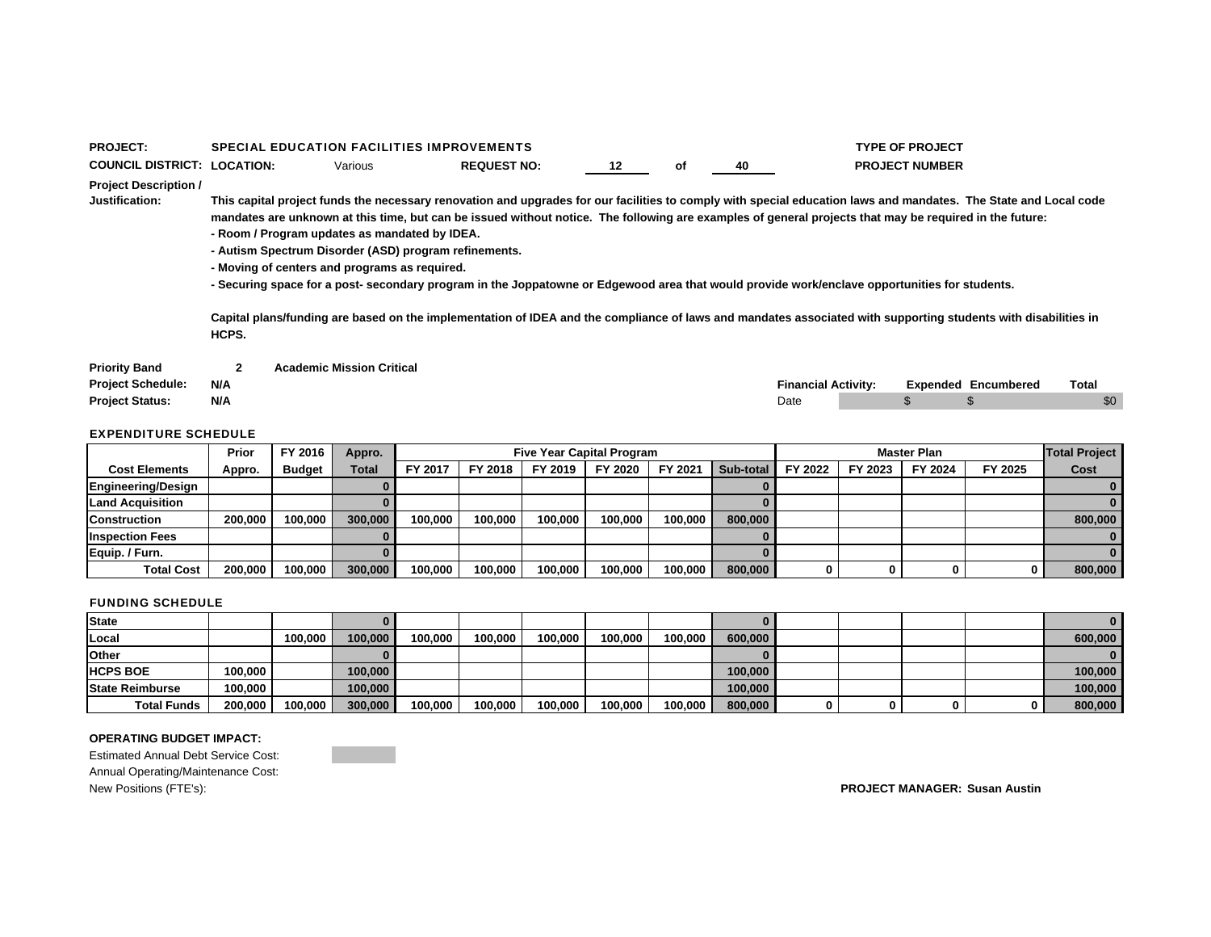**PROJECT:** SPECIAL EDUCATION FACILITIES IMPROVEMENTS

**TYPE OF PROJECT**

**COUNCIL DISTRICT:** **LOCATION:** Various **REQUEST NO:** 12 of 40

**PROJECT NUMBER**

**Project Description / Justification:**

**This capital project funds the necessary renovation and upgrades for our facilities to comply with special education laws and mandates. The State and Local code mandates are unknown at this time, but can be issued without notice. The following are examples of general projects that may be required in the future:**

- **Room / Program updates as mandated by IDEA.**
- **Autism Spectrum Disorder (ASD) program refinements.**
- **Moving of centers and programs as required.**
- **Securing space for a post- secondary program in the Joppatowne or Edgewood area that would provide work/enclave opportunities for students.**

**Capital plans/funding are based on the implementation of IDEA and the compliance of laws and mandates associated with supporting students with disabilities in HCPS.**

**Priority Band** 2 **Academic Mission Critical**

**Project Schedule:** N/A

**Project Status:** N/A

| Financial Activity: | Expended | Encumbered | Total |
|---|---|---|---|
| Date | $ | $ | $0 |

## EXPENDITURE SCHEDULE

| Cost Elements | Prior Appro. | FY 2016 Budget | Appro. Total | FY 2017 | FY 2018 | FY 2019 | FY 2020 | FY 2021 | Sub-total | FY 2022 | FY 2023 | FY 2024 | FY 2025 | Total Project Cost |
|---|---|---|---|---|---|---|---|---|---|---|---|---|---|---|
| | | | | Five Year Capital Program | | | | | | Master Plan | | | | |
| Engineering/Design | | | 0 | | | | | | 0 | | | | | 0 |
| Land Acquisition | | | 0 | | | | | | 0 | | | | | 0 |
| Construction | 200,000 | 100,000 | 300,000 | 100,000 | 100,000 | 100,000 | 100,000 | 100,000 | 800,000 | | | | | 800,000 |
| Inspection Fees | | | 0 | | | | | | 0 | | | | | 0 |
| Equip. / Furn. | | | 0 | | | | | | 0 | | | | | 0 |
| Total Cost | 200,000 | 100,000 | 300,000 | 100,000 | 100,000 | 100,000 | 100,000 | 100,000 | 800,000 | 0 | 0 | 0 | 0 | 800,000 |

## FUNDING SCHEDULE

| Source | Prior Appro. | FY 2016 Budget | Appro. Total | FY 2017 | FY 2018 | FY 2019 | FY 2020 | FY 2021 | Sub-total | FY 2022 | FY 2023 | FY 2024 | FY 2025 | Total Project Cost |
|---|---|---|---|---|---|---|---|---|---|---|---|---|---|---|
| State | | | 0 | | | | | | 0 | | | | | 0 |
| Local | | 100,000 | 100,000 | 100,000 | 100,000 | 100,000 | 100,000 | 100,000 | 600,000 | | | | | 600,000 |
| Other | | | 0 | | | | | | 0 | | | | | 0 |
| HCPS BOE | 100,000 | | 100,000 | | | | | | 100,000 | | | | | 100,000 |
| State Reimburse | 100,000 | | 100,000 | | | | | | 100,000 | | | | | 100,000 |
| Total Funds | 200,000 | 100,000 | 300,000 | 100,000 | 100,000 | 100,000 | 100,000 | 100,000 | 800,000 | 0 | 0 | 0 | 0 | 800,000 |

**OPERATING BUDGET IMPACT:**

Estimated Annual Debt Service Cost:

Annual Operating/Maintenance Cost:

New Positions (FTE's):

**PROJECT MANAGER: Susan Austin**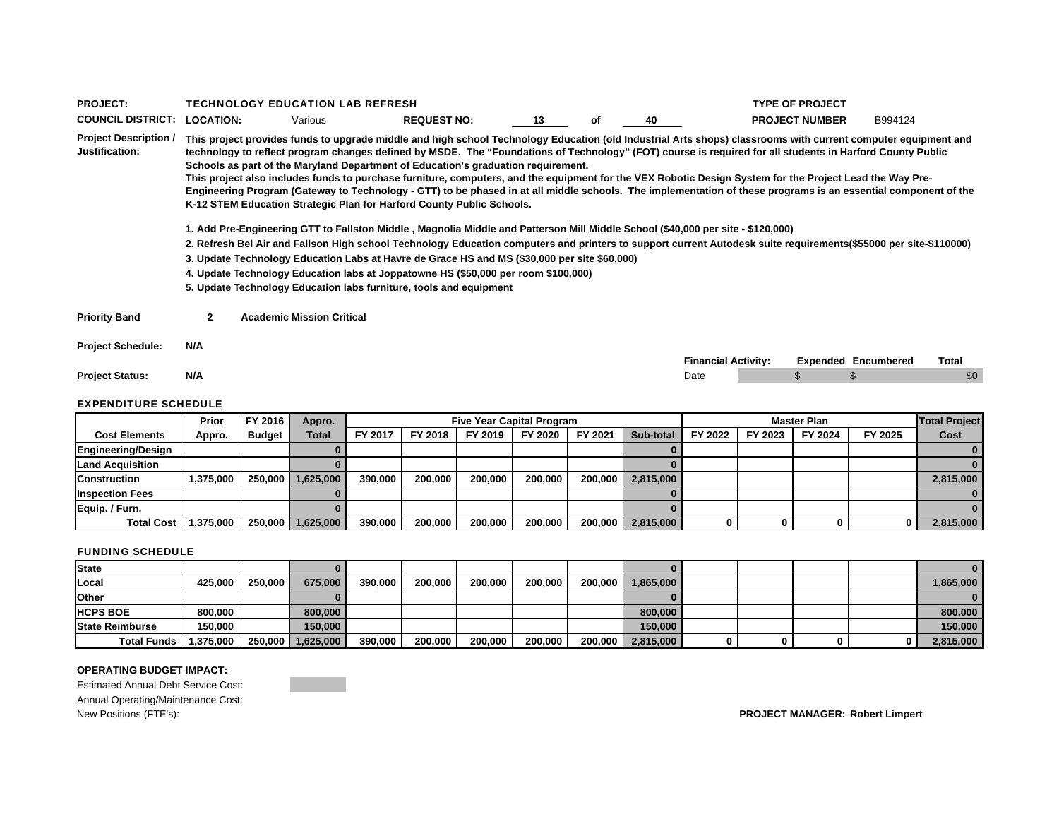**PROJECT:** TECHNOLOGY EDUCATION LAB REFRESH

**TYPE OF PROJECT**

**COUNCIL DISTRICT:** **LOCATION:** Various **REQUEST NO:** 13 of 40

**PROJECT NUMBER** B994124

**Project Description / Justification:**

**This project provides funds to upgrade middle and high school Technology Education (old Industrial Arts shops) classrooms with current computer equipment and technology to reflect program changes defined by MSDE. The "Foundations of Technology" (FOT) course is required for all students in Harford County Public Schools as part of the Maryland Department of Education's graduation requirement.**
**This project also includes funds to purchase furniture, computers, and the equipment for the VEX Robotic Design System for the Project Lead the Way Pre-Engineering Program (Gateway to Technology - GTT) to be phased in at all middle schools. The implementation of these programs is an essential component of the K-12 STEM Education Strategic Plan for Harford County Public Schools.**

**1. Add Pre-Engineering GTT to Fallston Middle , Magnolia Middle and Patterson Mill Middle School ($40,000 per site - $120,000)**
**2. Refresh Bel Air and Fallson High school Technology Education computers and printers to support current Autodesk suite requirements($55000 per site-$110000)**
**3. Update Technology Education Labs at Havre de Grace HS and MS ($30,000 per site $60,000)**
**4. Update Technology Education labs at Joppatowne HS ($50,000 per room $100,000)**
**5. Update Technology Education labs furniture, tools and equipment**

**Priority Band** 2 **Academic Mission Critical**

**Project Schedule:** N/A

**Project Status:** N/A

| Financial Activity: | | Expended | Encumbered | Total |
|---|---|---|---|---|
| Date | | $ | $ | $0 |

**EXPENDITURE SCHEDULE**

| Cost Elements | Prior Appro. | FY 2016 Budget | Appro. Total | Five Year Capital Program FY 2017 | FY 2018 | FY 2019 | FY 2020 | FY 2021 | Sub-total | Master Plan FY 2022 | FY 2023 | FY 2024 | FY 2025 | Total Project Cost |
|---|---|---|---|---|---|---|---|---|---|---|---|---|---|---|
| Engineering/Design | | | 0 | | | | | | 0 | | | | | 0 |
| Land Acquisition | | | 0 | | | | | | 0 | | | | | 0 |
| Construction | 1,375,000 | 250,000 | 1,625,000 | 390,000 | 200,000 | 200,000 | 200,000 | 200,000 | 2,815,000 | | | | | 2,815,000 |
| Inspection Fees | | | 0 | | | | | | 0 | | | | | 0 |
| Equip. / Furn. | | | 0 | | | | | | 0 | | | | | 0 |
| Total Cost | 1,375,000 | 250,000 | 1,625,000 | 390,000 | 200,000 | 200,000 | 200,000 | 200,000 | 2,815,000 | 0 | 0 | 0 | 0 | 2,815,000 |

**FUNDING SCHEDULE**

| | Prior Appro. | FY 2016 Budget | Appro. Total | FY 2017 | FY 2018 | FY 2019 | FY 2020 | FY 2021 | Sub-total | FY 2022 | FY 2023 | FY 2024 | FY 2025 | Total Project Cost |
|---|---|---|---|---|---|---|---|---|---|---|---|---|---|---|
| State | | | 0 | | | | | | 0 | | | | | 0 |
| Local | 425,000 | 250,000 | 675,000 | 390,000 | 200,000 | 200,000 | 200,000 | 200,000 | 1,865,000 | | | | | 1,865,000 |
| Other | | | 0 | | | | | | 0 | | | | | 0 |
| HCPS BOE | 800,000 | | 800,000 | | | | | | 800,000 | | | | | 800,000 |
| State Reimburse | 150,000 | | 150,000 | | | | | | 150,000 | | | | | 150,000 |
| Total Funds | 1,375,000 | 250,000 | 1,625,000 | 390,000 | 200,000 | 200,000 | 200,000 | 200,000 | 2,815,000 | 0 | 0 | 0 | 0 | 2,815,000 |

**OPERATING BUDGET IMPACT:**

Estimated Annual Debt Service Cost:
Annual Operating/Maintenance Cost:
New Positions (FTE's):

**PROJECT MANAGER: Robert Limpert**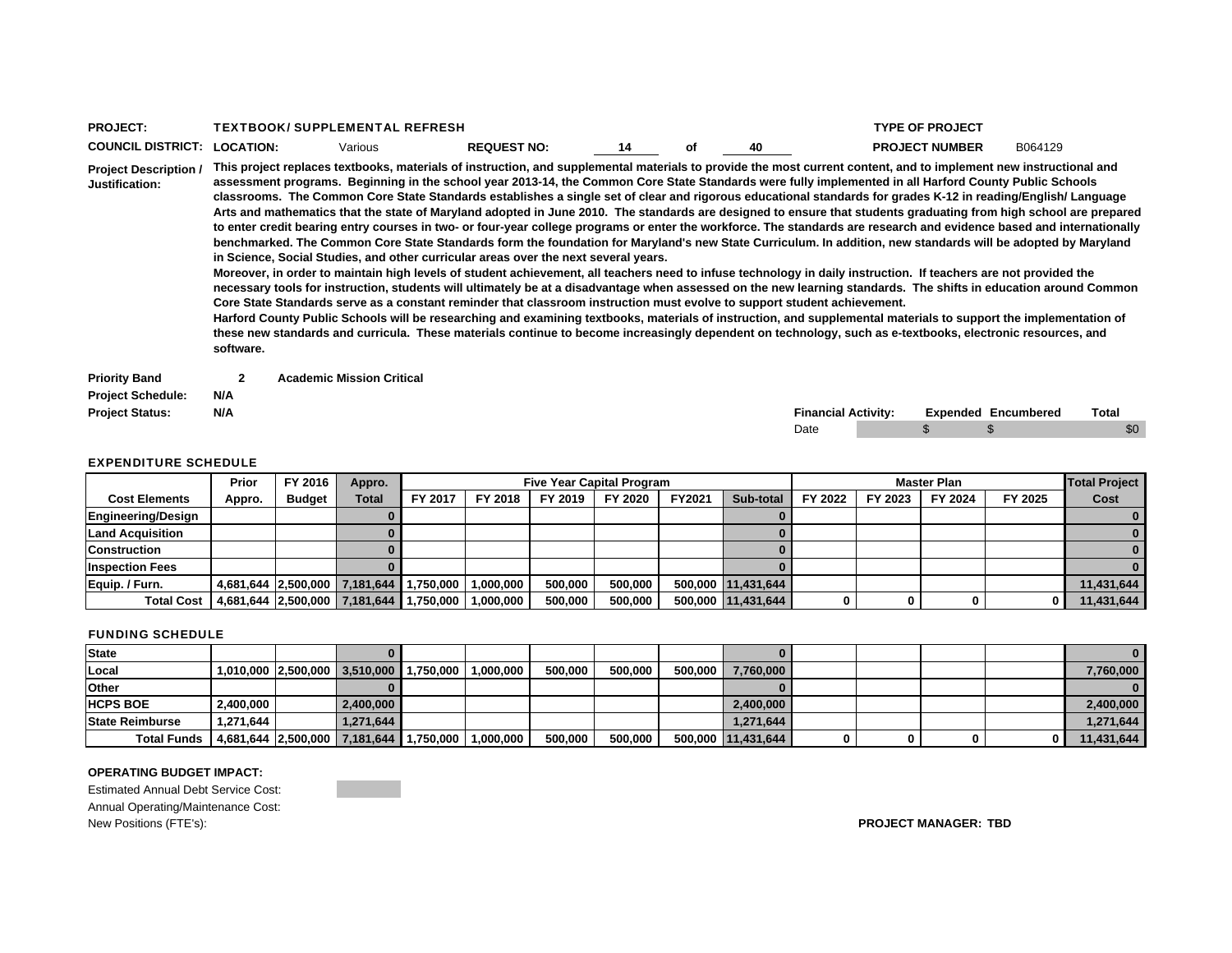**PROJECT:** TEXTBOOK/ SUPPLEMENTAL REFRESH

**TYPE OF PROJECT**

**COUNCIL DISTRICT:** **LOCATION:** Various **REQUEST NO:** 14 of 40

**PROJECT NUMBER** B064129

**Project Description / Justification:**

This project replaces textbooks, materials of instruction, and supplemental materials to provide the most current content, and to implement new instructional and assessment programs. Beginning in the school year 2013-14, the Common Core State Standards were fully implemented in all Harford County Public Schools classrooms. The Common Core State Standards establishes a single set of clear and rigorous educational standards for grades K-12 in reading/English/ Language Arts and mathematics that the state of Maryland adopted in June 2010. The standards are designed to ensure that students graduating from high school are prepared to enter credit bearing entry courses in two- or four-year college programs or enter the workforce. The standards are research and evidence based and internationally benchmarked. The Common Core State Standards form the foundation for Maryland's new State Curriculum. In addition, new standards will be adopted by Maryland in Science, Social Studies, and other curricular areas over the next several years.

Moreover, in order to maintain high levels of student achievement, all teachers need to infuse technology in daily instruction. If teachers are not provided the necessary tools for instruction, students will ultimately be at a disadvantage when assessed on the new learning standards. The shifts in education around Common Core State Standards serve as a constant reminder that classroom instruction must evolve to support student achievement.

Harford County Public Schools will be researching and examining textbooks, materials of instruction, and supplemental materials to support the implementation of these new standards and curricula. These materials continue to become increasingly dependent on technology, such as e-textbooks, electronic resources, and software.

**Priority Band** 2 **Academic Mission Critical**

**Project Schedule:** N/A

**Project Status:** N/A

| Financial Activity: | Expended | Encumbered | Total |
|---|---|---|---|
| Date | $ | $ | $0 |

**EXPENDITURE SCHEDULE**

| | Prior | FY 2016 | Appro. | Five Year Capital Program | | | | | | Master Plan | | | | Total Project |
|---|---|---|---|---|---|---|---|---|---|---|---|---|---|---|
| Cost Elements | Appro. | Budget | Total | FY 2017 | FY 2018 | FY 2019 | FY 2020 | FY2021 | Sub-total | FY 2022 | FY 2023 | FY 2024 | FY 2025 | Cost |
| Engineering/Design | | | 0 | | | | | | 0 | | | | | 0 |
| Land Acquisition | | | 0 | | | | | | 0 | | | | | 0 |
| Construction | | | 0 | | | | | | 0 | | | | | 0 |
| Inspection Fees | | | 0 | | | | | | 0 | | | | | 0 |
| Equip. / Furn. | 4,681,644 | 2,500,000 | 7,181,644 | 1,750,000 | 1,000,000 | 500,000 | 500,000 | 500,000 | 11,431,644 | | | | | 11,431,644 |
| Total Cost | 4,681,644 | 2,500,000 | 7,181,644 | 1,750,000 | 1,000,000 | 500,000 | 500,000 | 500,000 | 11,431,644 | 0 | 0 | 0 | 0 | 11,431,644 |

**FUNDING SCHEDULE**

| | Prior Appro. | FY 2016 Budget | Appro. Total | FY 2017 | FY 2018 | FY 2019 | FY 2020 | FY2021 | Sub-total | FY 2022 | FY 2023 | FY 2024 | FY 2025 | Total Project Cost |
|---|---|---|---|---|---|---|---|---|---|---|---|---|---|---|
| State | | | 0 | | | | | | 0 | | | | | 0 |
| Local | 1,010,000 | 2,500,000 | 3,510,000 | 1,750,000 | 1,000,000 | 500,000 | 500,000 | 500,000 | 7,760,000 | | | | | 7,760,000 |
| Other | | | 0 | | | | | | 0 | | | | | 0 |
| HCPS BOE | 2,400,000 | | 2,400,000 | | | | | | 2,400,000 | | | | | 2,400,000 |
| State Reimburse | 1,271,644 | | 1,271,644 | | | | | | 1,271,644 | | | | | 1,271,644 |
| Total Funds | 4,681,644 | 2,500,000 | 7,181,644 | 1,750,000 | 1,000,000 | 500,000 | 500,000 | 500,000 | 11,431,644 | 0 | 0 | 0 | 0 | 11,431,644 |

**OPERATING BUDGET IMPACT:**

Estimated Annual Debt Service Cost:

Annual Operating/Maintenance Cost:

New Positions (FTE's):

**PROJECT MANAGER: TBD**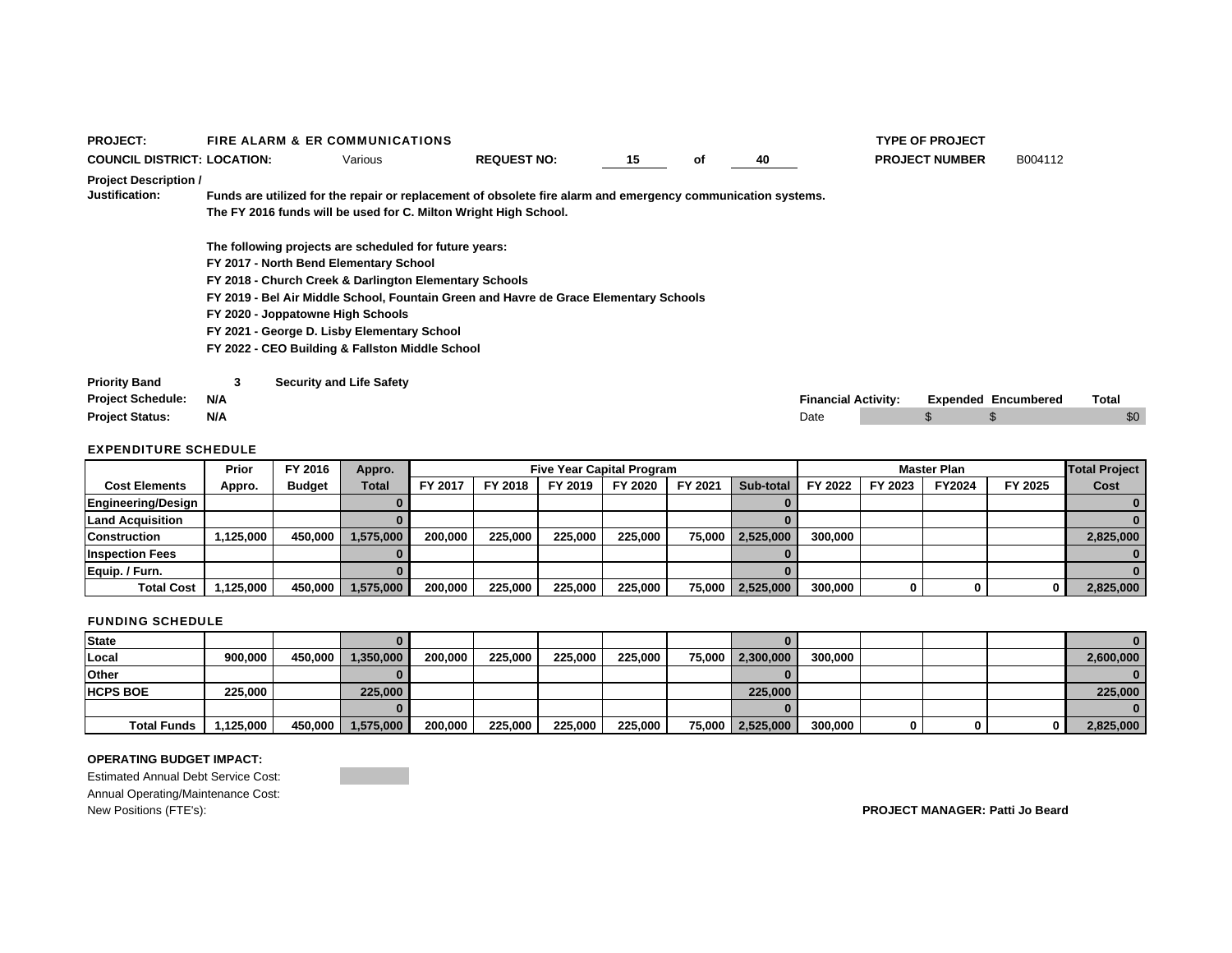**PROJECT:** FIRE ALARM & ER COMMUNICATIONS

**TYPE OF PROJECT**

**COUNCIL DISTRICT: LOCATION:** Various **REQUEST NO:** 15 of 40

**PROJECT NUMBER** B004112

**Project Description / Justification:**

**Funds are utilized for the repair or replacement of obsolete fire alarm and emergency communication systems.**
**The FY 2016 funds will be used for C. Milton Wright High School.**

**The following projects are scheduled for future years:**
**FY 2017 - North Bend Elementary School**
**FY 2018 - Church Creek & Darlington Elementary Schools**
**FY 2019 - Bel Air Middle School, Fountain Green and Havre de Grace Elementary Schools**
**FY 2020 - Joppatowne High Schools**
**FY 2021 - George D. Lisby Elementary School**
**FY 2022 - CEO Building & Fallston Middle School**

**Priority Band** 3 **Security and Life Safety**

**Project Schedule:** N/A

**Project Status:** N/A

| **Financial Activity:** | | **Expended** | **Encumbered** | **Total** |
|---|---|---|---|---|
| Date | | $ | $ | $0 |

### EXPENDITURE SCHEDULE

| | Prior | FY 2016 | Appro. | Five Year Capital Program | | | | | | Master Plan | | | | Total Project |
|---|---|---|---|---|---|---|---|---|---|---|---|---|---|---|
| **Cost Elements** | **Appro.** | **Budget** | **Total** | **FY 2017** | **FY 2018** | **FY 2019** | **FY 2020** | **FY 2021** | **Sub-total** | **FY 2022** | **FY 2023** | **FY2024** | **FY 2025** | **Cost** |
| **Engineering/Design** | | | 0 | | | | | | 0 | | | | | 0 |
| **Land Acquisition** | | | 0 | | | | | | 0 | | | | | 0 |
| **Construction** | 1,125,000 | 450,000 | 1,575,000 | 200,000 | 225,000 | 225,000 | 225,000 | 75,000 | 2,525,000 | 300,000 | | | | 2,825,000 |
| **Inspection Fees** | | | 0 | | | | | | 0 | | | | | 0 |
| **Equip. / Furn.** | | | 0 | | | | | | 0 | | | | | 0 |
| **Total Cost** | 1,125,000 | 450,000 | 1,575,000 | 200,000 | 225,000 | 225,000 | 225,000 | 75,000 | 2,525,000 | 300,000 | 0 | 0 | 0 | 2,825,000 |

### FUNDING SCHEDULE

| | Prior | FY 2016 | Appro. | FY 2017 | FY 2018 | FY 2019 | FY 2020 | FY 2021 | Sub-total | FY 2022 | FY 2023 | FY2024 | FY 2025 | Total Project Cost |
|---|---|---|---|---|---|---|---|---|---|---|---|---|---|---|
| **State** | | | 0 | | | | | | 0 | | | | | 0 |
| **Local** | 900,000 | 450,000 | 1,350,000 | 200,000 | 225,000 | 225,000 | 225,000 | 75,000 | 2,300,000 | 300,000 | | | | 2,600,000 |
| **Other** | | | 0 | | | | | | 0 | | | | | 0 |
| **HCPS BOE** | 225,000 | | 225,000 | | | | | | 225,000 | | | | | 225,000 |
| | | | 0 | | | | | | 0 | | | | | 0 |
| **Total Funds** | 1,125,000 | 450,000 | 1,575,000 | 200,000 | 225,000 | 225,000 | 225,000 | 75,000 | 2,525,000 | 300,000 | 0 | 0 | 0 | 2,825,000 |

**OPERATING BUDGET IMPACT:**

Estimated Annual Debt Service Cost:
Annual Operating/Maintenance Cost:
New Positions (FTE's):

**PROJECT MANAGER: Patti Jo Beard**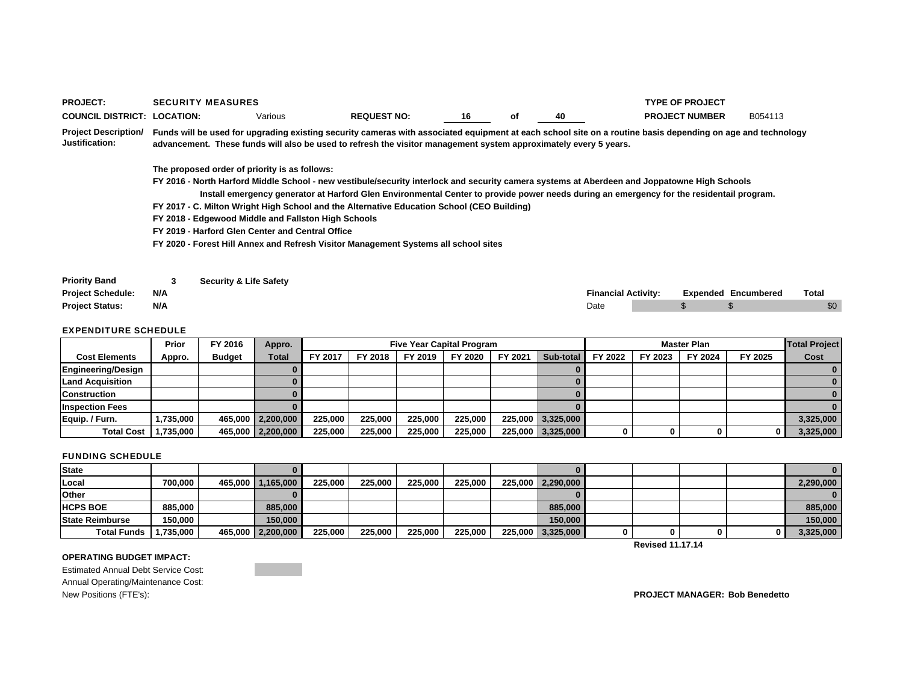**PROJECT:** SECURITY MEASURES

**TYPE OF PROJECT**

**COUNCIL DISTRICT:** **LOCATION:** Various **REQUEST NO:** 16 of 40

**PROJECT NUMBER** B054113

**Project Description/ Justification:** Funds will be used for upgrading existing security cameras with associated equipment at each school site on a routine basis depending on age and technology advancement. These funds will also be used to refresh the visitor management system approximately every 5 years.

The proposed order of priority is as follows:

FY 2016 - North Harford Middle School - new vestibule/security interlock and security camera systems at Aberdeen and Joppatowne High Schools

Install emergency generator at Harford Glen Environmental Center to provide power needs during an emergency for the residentail program.

FY 2017 - C. Milton Wright High School and the Alternative Education School (CEO Building)

FY 2018 - Edgewood Middle and Fallston High Schools

FY 2019 - Harford Glen Center and Central Office

FY 2020 - Forest Hill Annex and Refresh Visitor Management Systems all school sites

**Priority Band** 3 Security & Life Safety

**Project Schedule:** N/A

**Project Status:** N/A

| Financial Activity: | Expended | Encumbered | Total |
|---|---|---|---|
| Date | $ | $ | $0 |

**EXPENDITURE SCHEDULE**

| Cost Elements | Prior Appro. | FY 2016 Budget | Appro. Total | FY 2017 | FY 2018 | FY 2019 | FY 2020 | FY 2021 | Sub-total | FY 2022 | FY 2023 | FY 2024 | FY 2025 | Total Project Cost |
|---|---|---|---|---|---|---|---|---|---|---|---|---|---|---|
| | | | | Five Year Capital Program | | | | | | Master Plan | | | | |
| Engineering/Design | | | 0 | | | | | | 0 | | | | | 0 |
| Land Acquisition | | | 0 | | | | | | 0 | | | | | 0 |
| Construction | | | 0 | | | | | | 0 | | | | | 0 |
| Inspection Fees | | | 0 | | | | | | 0 | | | | | 0 |
| Equip. / Furn. | 1,735,000 | 465,000 | 2,200,000 | 225,000 | 225,000 | 225,000 | 225,000 | 225,000 | 3,325,000 | | | | | 3,325,000 |
| Total Cost | 1,735,000 | 465,000 | 2,200,000 | 225,000 | 225,000 | 225,000 | 225,000 | 225,000 | 3,325,000 | 0 | 0 | 0 | 0 | 3,325,000 |

**FUNDING SCHEDULE**

| | Prior Appro. | FY 2016 Budget | Appro. Total | FY 2017 | FY 2018 | FY 2019 | FY 2020 | FY 2021 | Sub-total | FY 2022 | FY 2023 | FY 2024 | FY 2025 | Total Project Cost |
|---|---|---|---|---|---|---|---|---|---|---|---|---|---|---|
| State | | | 0 | | | | | | 0 | | | | | 0 |
| Local | 700,000 | 465,000 | 1,165,000 | 225,000 | 225,000 | 225,000 | 225,000 | 225,000 | 2,290,000 | | | | | 2,290,000 |
| Other | | | 0 | | | | | | 0 | | | | | 0 |
| HCPS BOE | 885,000 | | 885,000 | | | | | | 885,000 | | | | | 885,000 |
| State Reimburse | 150,000 | | 150,000 | | | | | | 150,000 | | | | | 150,000 |
| Total Funds | 1,735,000 | 465,000 | 2,200,000 | 225,000 | 225,000 | 225,000 | 225,000 | 225,000 | 3,325,000 | 0 | 0 | 0 | 0 | 3,325,000 |

Revised 11.17.14

**OPERATING BUDGET IMPACT:**

Estimated Annual Debt Service Cost:

Annual Operating/Maintenance Cost:

New Positions (FTE's):

**PROJECT MANAGER: Bob Benedetto**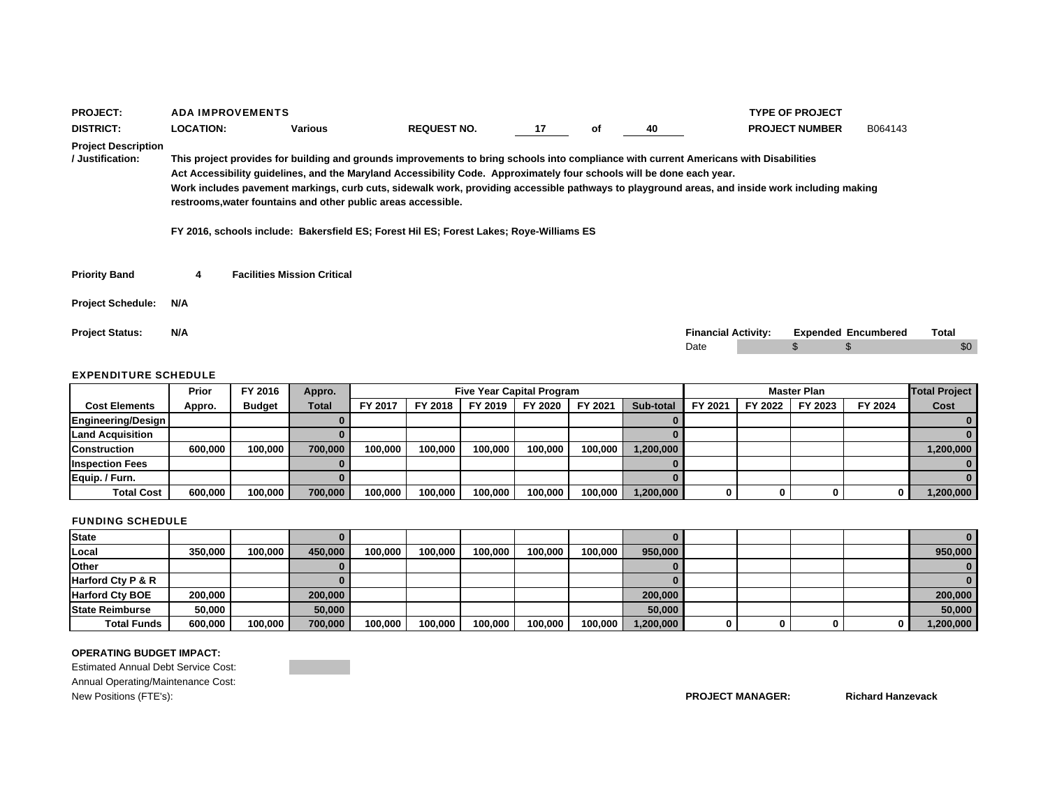**PROJECT:** ADA IMPROVEMENTS

**TYPE OF PROJECT**

**DISTRICT:** **LOCATION:** Various **REQUEST NO.** 17 of 40

**PROJECT NUMBER** B064143

**Project Description / Justification:**

This project provides for building and grounds improvements to bring schools into compliance with current Americans with Disabilities Act Accessibility guidelines, and the Maryland Accessibility Code. Approximately four schools will be done each year. Work includes pavement markings, curb cuts, sidewalk work, providing accessible pathways to playground areas, and inside work including making restrooms,water fountains and other public areas accessible.

FY 2016, schools include: Bakersfield ES; Forest Hil ES; Forest Lakes; Roye-Williams ES

**Priority Band** 4 **Facilities Mission Critical**

**Project Schedule:** N/A

**Project Status:** N/A

| Financial Activity: | Expended | Encumbered | Total |
|---|---|---|---|
| Date | $ | $ | $0 |

**EXPENDITURE SCHEDULE**

| Cost Elements | Prior Appro. | FY 2016 Budget | Appro. Total | Five Year Capital Program FY 2017 | FY 2018 | FY 2019 | FY 2020 | FY 2021 | Sub-total | Master Plan FY 2021 | FY 2022 | FY 2023 | FY 2024 | Total Project Cost |
|---|---|---|---|---|---|---|---|---|---|---|---|---|---|---|
| Engineering/Design | | | 0 | | | | | | 0 | | | | | 0 |
| Land Acquisition | | | 0 | | | | | | 0 | | | | | 0 |
| Construction | 600,000 | 100,000 | 700,000 | 100,000 | 100,000 | 100,000 | 100,000 | 100,000 | 1,200,000 | | | | | 1,200,000 |
| Inspection Fees | | | 0 | | | | | | 0 | | | | | 0 |
| Equip. / Furn. | | | 0 | | | | | | 0 | | | | | 0 |
| Total Cost | 600,000 | 100,000 | 700,000 | 100,000 | 100,000 | 100,000 | 100,000 | 100,000 | 1,200,000 | 0 | 0 | 0 | 0 | 1,200,000 |

**FUNDING SCHEDULE**

| | Prior Appro. | FY 2016 Budget | Appro. Total | FY 2017 | FY 2018 | FY 2019 | FY 2020 | FY 2021 | Sub-total | FY 2021 | FY 2022 | FY 2023 | FY 2024 | Total Project Cost |
|---|---|---|---|---|---|---|---|---|---|---|---|---|---|---|
| State | | | 0 | | | | | | 0 | | | | | 0 |
| Local | 350,000 | 100,000 | 450,000 | 100,000 | 100,000 | 100,000 | 100,000 | 100,000 | 950,000 | | | | | 950,000 |
| Other | | | 0 | | | | | | 0 | | | | | 0 |
| Harford Cty P & R | | | 0 | | | | | | 0 | | | | | 0 |
| Harford Cty BOE | 200,000 | | 200,000 | | | | | | 200,000 | | | | | 200,000 |
| State Reimburse | 50,000 | | 50,000 | | | | | | 50,000 | | | | | 50,000 |
| Total Funds | 600,000 | 100,000 | 700,000 | 100,000 | 100,000 | 100,000 | 100,000 | 100,000 | 1,200,000 | 0 | 0 | 0 | 0 | 1,200,000 |

**OPERATING BUDGET IMPACT:**

Estimated Annual Debt Service Cost:

Annual Operating/Maintenance Cost:

New Positions (FTE's):

**PROJECT MANAGER:** **Richard Hanzevack**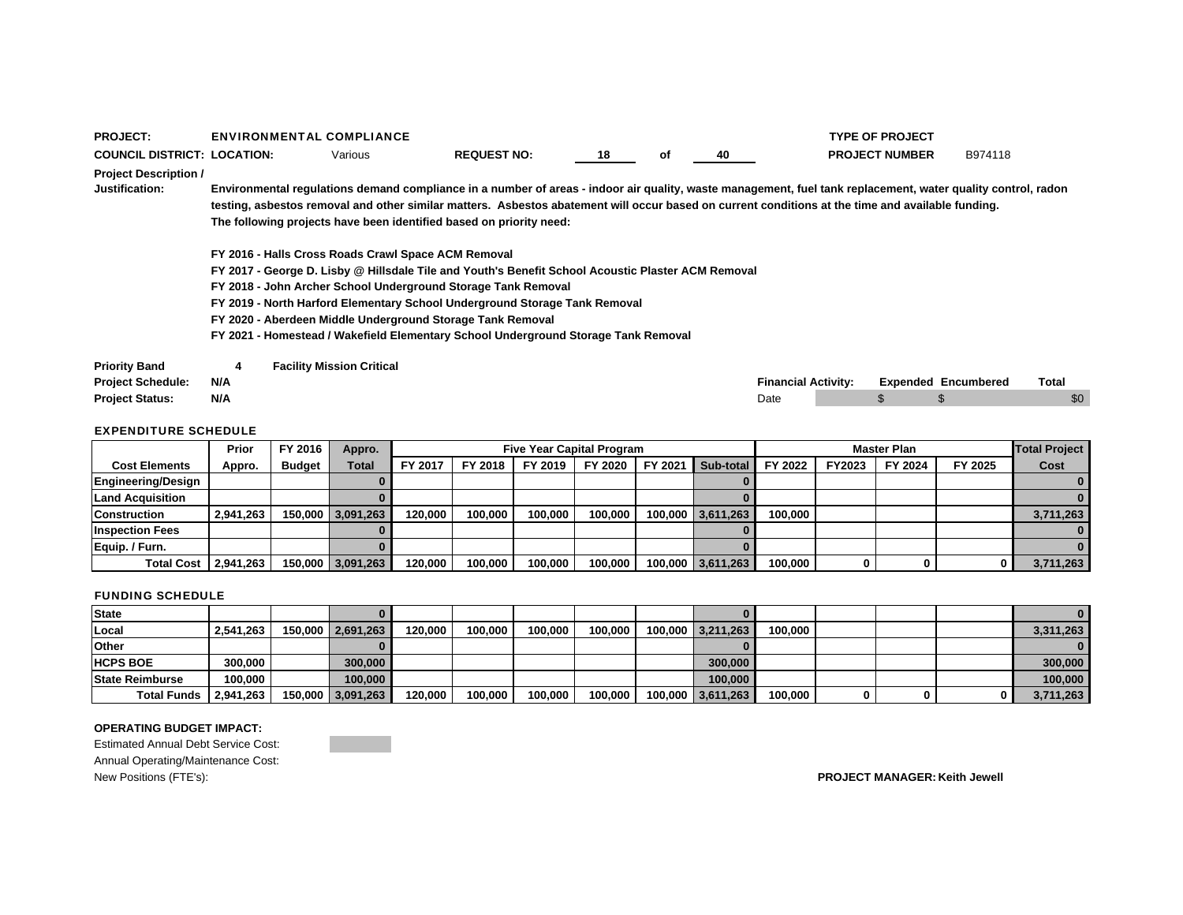**PROJECT:** ENVIRONMENTAL COMPLIANCE

**TYPE OF PROJECT**

**COUNCIL DISTRICT:** **LOCATION:** Various **REQUEST NO:** 18 of 40 **PROJECT NUMBER** B974118

**Project Description / Justification:**

**Environmental regulations demand compliance in a number of areas - indoor air quality, waste management, fuel tank replacement, water quality control, radon testing, asbestos removal and other similar matters. Asbestos abatement will occur based on current conditions at the time and available funding. The following projects have been identified based on priority need:**

**FY 2016 - Halls Cross Roads Crawl Space ACM Removal**
**FY 2017 - George D. Lisby @ Hillsdale Tile and Youth's Benefit School Acoustic Plaster ACM Removal**
**FY 2018 - John Archer School Underground Storage Tank Removal**
**FY 2019 - North Harford Elementary School Underground Storage Tank Removal**
**FY 2020 - Aberdeen Middle Underground Storage Tank Removal**
**FY 2021 - Homestead / Wakefield Elementary School Underground Storage Tank Removal**

**Priority Band** 4 **Facility Mission Critical**

**Project Schedule:** N/A

**Project Status:** N/A

| Financial Activity: | Expended | Encumbered | Total |
|---|---|---|---|
| Date | $ | $ | $0 |

## EXPENDITURE SCHEDULE

| | Prior | FY 2016 | Appro. | Five Year Capital Program | | | | | | Master Plan | | | | Total Project |
|---|---|---|---|---|---|---|---|---|---|---|---|---|---|---|
| **Cost Elements** | **Appro.** | **Budget** | **Total** | **FY 2017** | **FY 2018** | **FY 2019** | **FY 2020** | **FY 2021** | **Sub-total** | **FY 2022** | **FY2023** | **FY 2024** | **FY 2025** | **Cost** |
| **Engineering/Design** | | | 0 | | | | | | 0 | | | | | 0 |
| **Land Acquisition** | | | 0 | | | | | | 0 | | | | | 0 |
| **Construction** | 2,941,263 | 150,000 | 3,091,263 | 120,000 | 100,000 | 100,000 | 100,000 | 100,000 | 3,611,263 | 100,000 | | | | 3,711,263 |
| **Inspection Fees** | | | 0 | | | | | | 0 | | | | | 0 |
| **Equip. / Furn.** | | | 0 | | | | | | 0 | | | | | 0 |
| **Total Cost** | 2,941,263 | 150,000 | 3,091,263 | 120,000 | 100,000 | 100,000 | 100,000 | 100,000 | 3,611,263 | 100,000 | 0 | 0 | 0 | 3,711,263 |

## FUNDING SCHEDULE

| | Prior Appro. | FY 2016 Budget | Appro. Total | FY 2017 | FY 2018 | FY 2019 | FY 2020 | FY 2021 | Sub-total | FY 2022 | FY2023 | FY 2024 | FY 2025 | Total Project Cost |
|---|---|---|---|---|---|---|---|---|---|---|---|---|---|---|
| **State** | | | 0 | | | | | | 0 | | | | | 0 |
| **Local** | 2,541,263 | 150,000 | 2,691,263 | 120,000 | 100,000 | 100,000 | 100,000 | 100,000 | 3,211,263 | 100,000 | | | | 3,311,263 |
| **Other** | | | 0 | | | | | | 0 | | | | | 0 |
| **HCPS BOE** | 300,000 | | 300,000 | | | | | | 300,000 | | | | | 300,000 |
| **State Reimburse** | 100,000 | | 100,000 | | | | | | 100,000 | | | | | 100,000 |
| **Total Funds** | 2,941,263 | 150,000 | 3,091,263 | 120,000 | 100,000 | 100,000 | 100,000 | 100,000 | 3,611,263 | 100,000 | 0 | 0 | 0 | 3,711,263 |

**OPERATING BUDGET IMPACT:**

Estimated Annual Debt Service Cost:

Annual Operating/Maintenance Cost:

New Positions (FTE's):

**PROJECT MANAGER: Keith Jewell**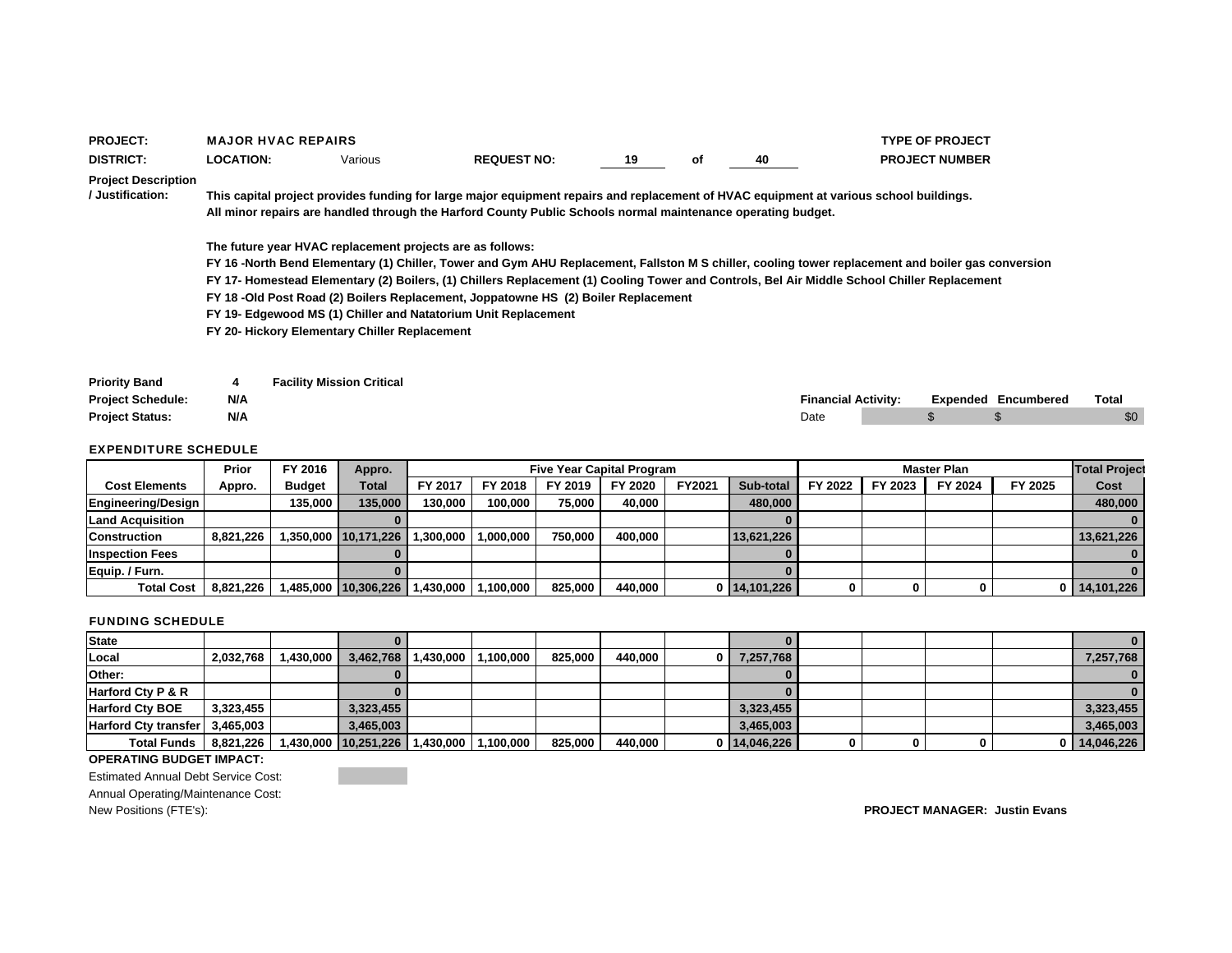**PROJECT:** MAJOR HVAC REPAIRS

**TYPE OF PROJECT**

**DISTRICT:** **LOCATION:** Various **REQUEST NO:** 19 of 40

**PROJECT NUMBER**

**Project Description / Justification:**

**This capital project provides funding for large major equipment repairs and replacement of HVAC equipment at various school buildings. All minor repairs are handled through the Harford County Public Schools normal maintenance operating budget.**

**The future year HVAC replacement projects are as follows:**

**FY 16 -North Bend Elementary (1) Chiller, Tower and Gym AHU Replacement, Fallston M S chiller, cooling tower replacement and boiler gas conversion**

**FY 17- Homestead Elementary (2) Boilers, (1) Chillers Replacement (1) Cooling Tower and Controls, Bel Air Middle School Chiller Replacement**

**FY 18 -Old Post Road (2) Boilers Replacement, Joppatowne HS (2) Boiler Replacement**

**FY 19- Edgewood MS (1) Chiller and Natatorium Unit Replacement**

**FY 20- Hickory Elementary Chiller Replacement**

**Priority Band** 4 **Facility Mission Critical**

**Project Schedule:** N/A

**Project Status:** N/A

| Financial Activity: | | Expended | Encumbered | Total |
|---|---|---|---|---|
| Date | | $ | $ | $0 |

**EXPENDITURE SCHEDULE**

| Cost Elements | Prior Appro. | FY 2016 Budget | Appro. Total | Five Year Capital Program FY 2017 | FY 2018 | FY 2019 | FY 2020 | FY2021 | Sub-total | Master Plan FY 2022 | FY 2023 | FY 2024 | FY 2025 | Total Project Cost |
|---|---|---|---|---|---|---|---|---|---|---|---|---|---|---|
| Engineering/Design | | 135,000 | 135,000 | 130,000 | 100,000 | 75,000 | 40,000 | | 480,000 | | | | | 480,000 |
| Land Acquisition | | | 0 | | | | | | 0 | | | | | 0 |
| Construction | 8,821,226 | 1,350,000 | 10,171,226 | 1,300,000 | 1,000,000 | 750,000 | 400,000 | | 13,621,226 | | | | | 13,621,226 |
| Inspection Fees | | | 0 | | | | | | 0 | | | | | 0 |
| Equip. / Furn. | | | 0 | | | | | | 0 | | | | | 0 |
| Total Cost | 8,821,226 | 1,485,000 | 10,306,226 | 1,430,000 | 1,100,000 | 825,000 | 440,000 | 0 | 14,101,226 | 0 | 0 | 0 | 0 | 14,101,226 |

**FUNDING SCHEDULE**

| | Prior Appro. | FY 2016 Budget | Appro. Total | FY 2017 | FY 2018 | FY 2019 | FY 2020 | FY2021 | Sub-total | FY 2022 | FY 2023 | FY 2024 | FY 2025 | Total Project Cost |
|---|---|---|---|---|---|---|---|---|---|---|---|---|---|---|
| State | | | 0 | | | | | | 0 | | | | | 0 |
| Local | 2,032,768 | 1,430,000 | 3,462,768 | 1,430,000 | 1,100,000 | 825,000 | 440,000 | 0 | 7,257,768 | | | | | 7,257,768 |
| Other: | | | 0 | | | | | | 0 | | | | | 0 |
| Harford Cty P & R | | | 0 | | | | | | 0 | | | | | 0 |
| Harford Cty BOE | 3,323,455 | | 3,323,455 | | | | | | 3,323,455 | | | | | 3,323,455 |
| Harford Cty transfer | 3,465,003 | | 3,465,003 | | | | | | 3,465,003 | | | | | 3,465,003 |
| Total Funds | 8,821,226 | 1,430,000 | 10,251,226 | 1,430,000 | 1,100,000 | 825,000 | 440,000 | 0 | 14,046,226 | 0 | 0 | 0 | 0 | 14,046,226 |

**OPERATING BUDGET IMPACT:**

Estimated Annual Debt Service Cost:

Annual Operating/Maintenance Cost:

New Positions (FTE's):

**PROJECT MANAGER: Justin Evans**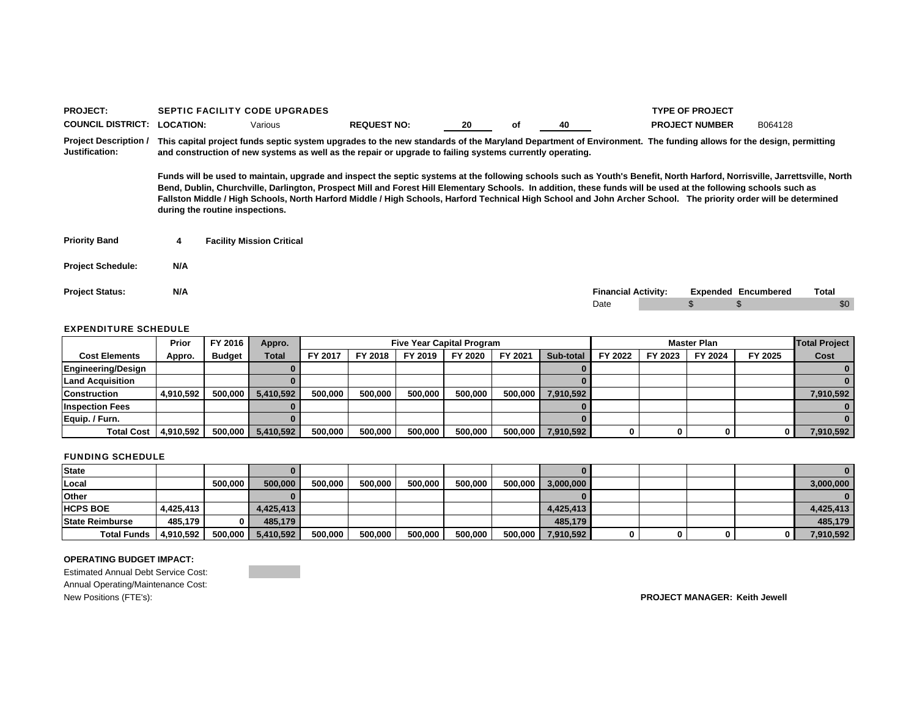**PROJECT:** SEPTIC FACILITY CODE UPGRADES

**TYPE OF PROJECT**

**COUNCIL DISTRICT:** **LOCATION:** Various **REQUEST NO:** 20 of 40

**PROJECT NUMBER** B064128

**Project Description / Justification:** This capital project funds septic system upgrades to the new standards of the Maryland Department of Environment. The funding allows for the design, permitting and construction of new systems as well as the repair or upgrade to failing systems currently operating.

Funds will be used to maintain, upgrade and inspect the septic systems at the following schools such as Youth's Benefit, North Harford, Norrisville, Jarrettsville, North Bend, Dublin, Churchville, Darlington, Prospect Mill and Forest Hill Elementary Schools. In addition, these funds will be used at the following schools such as Fallston Middle / High Schools, North Harford Middle / High Schools, Harford Technical High School and John Archer School. The priority order will be determined during the routine inspections.

**Priority Band** 4 **Facility Mission Critical**

**Project Schedule:** N/A

**Project Status:** N/A

| Financial Activity: | Expended | Encumbered | Total |
|---|---|---|---|
| Date | $ | $ | $0 |

**EXPENDITURE SCHEDULE**

| | Prior | FY 2016 | Appro. | Five Year Capital Program | | | | | | Master Plan | | | | Total Project |
|---|---|---|---|---|---|---|---|---|---|---|---|---|---|---|
| Cost Elements | Appro. | Budget | Total | FY 2017 | FY 2018 | FY 2019 | FY 2020 | FY 2021 | Sub-total | FY 2022 | FY 2023 | FY 2024 | FY 2025 | Cost |
| Engineering/Design | | | 0 | | | | | | 0 | | | | | 0 |
| Land Acquisition | | | 0 | | | | | | 0 | | | | | 0 |
| Construction | 4,910,592 | 500,000 | 5,410,592 | 500,000 | 500,000 | 500,000 | 500,000 | 500,000 | 7,910,592 | | | | | 7,910,592 |
| Inspection Fees | | | 0 | | | | | | 0 | | | | | 0 |
| Equip. / Furn. | | | 0 | | | | | | 0 | | | | | 0 |
| Total Cost | 4,910,592 | 500,000 | 5,410,592 | 500,000 | 500,000 | 500,000 | 500,000 | 500,000 | 7,910,592 | 0 | 0 | 0 | 0 | 7,910,592 |

**FUNDING SCHEDULE**

| | Prior | FY 2016 | Appro. | FY 2017 | FY 2018 | FY 2019 | FY 2020 | FY 2021 | Sub-total | FY 2022 | FY 2023 | FY 2024 | FY 2025 | Total Project Cost |
|---|---|---|---|---|---|---|---|---|---|---|---|---|---|---|
| State | | | 0 | | | | | | 0 | | | | | 0 |
| Local | | 500,000 | 500,000 | 500,000 | 500,000 | 500,000 | 500,000 | 500,000 | 3,000,000 | | | | | 3,000,000 |
| Other | | | 0 | | | | | | 0 | | | | | 0 |
| HCPS BOE | 4,425,413 | | 4,425,413 | | | | | | 4,425,413 | | | | | 4,425,413 |
| State Reimburse | 485,179 | 0 | 485,179 | | | | | | 485,179 | | | | | 485,179 |
| Total Funds | 4,910,592 | 500,000 | 5,410,592 | 500,000 | 500,000 | 500,000 | 500,000 | 500,000 | 7,910,592 | 0 | 0 | 0 | 0 | 7,910,592 |

**OPERATING BUDGET IMPACT:**

Estimated Annual Debt Service Cost:

Annual Operating/Maintenance Cost:

New Positions (FTE's):

**PROJECT MANAGER: Keith Jewell**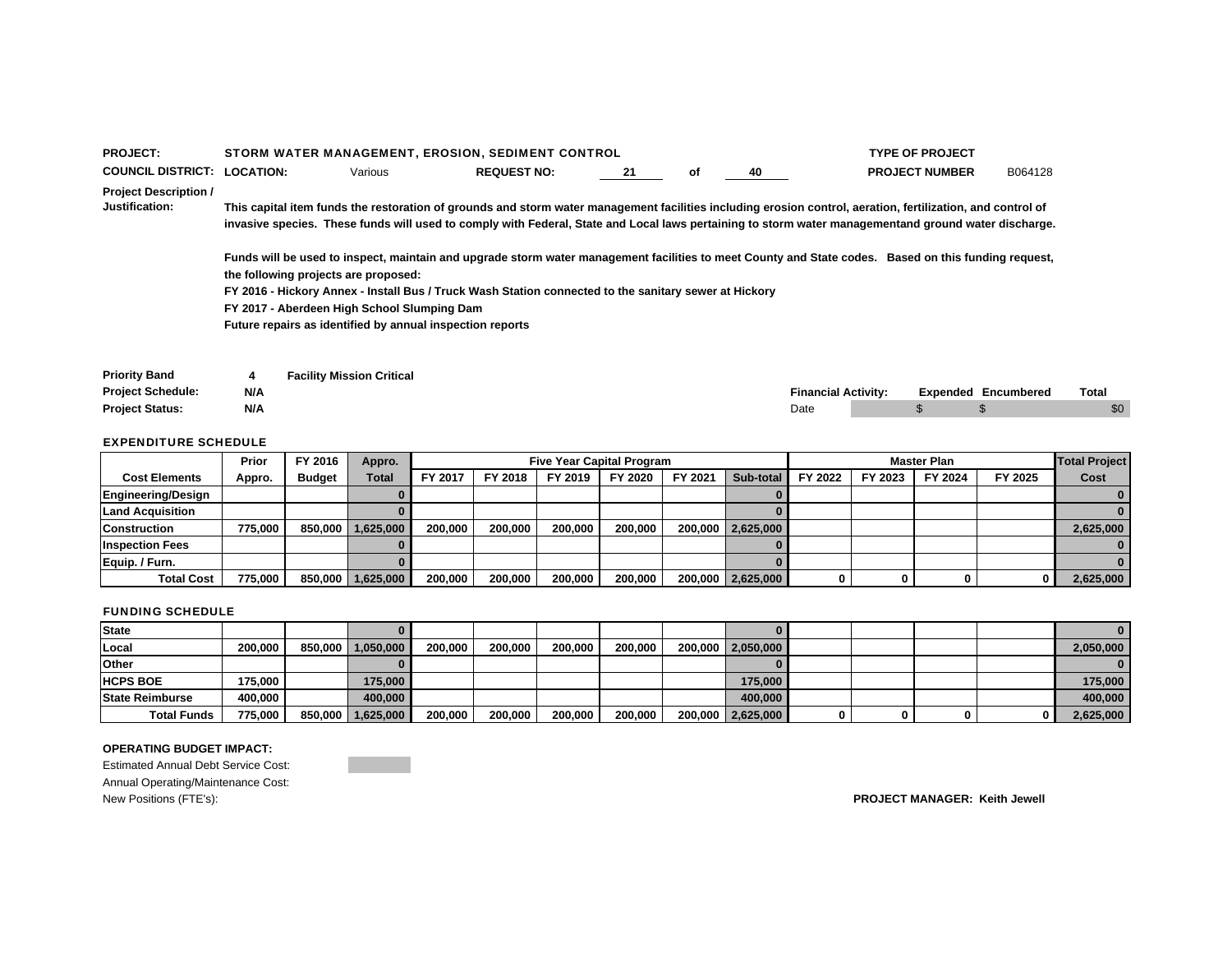**PROJECT:** STORM WATER MANAGEMENT, EROSION, SEDIMENT CONTROL

**TYPE OF PROJECT**

**COUNCIL DISTRICT:** **LOCATION:** Various **REQUEST NO:** 21 of 40

**PROJECT NUMBER** B064128

**Project Description / Justification:**

**This capital item funds the restoration of grounds and storm water management facilities including erosion control, aeration, fertilization, and control of invasive species. These funds will used to comply with Federal, State and Local laws pertaining to storm water managementand ground water discharge.**

**Funds will be used to inspect, maintain and upgrade storm water management facilities to meet County and State codes. Based on this funding request, the following projects are proposed:**
**FY 2016 - Hickory Annex - Install Bus / Truck Wash Station connected to the sanitary sewer at Hickory**
**FY 2017 - Aberdeen High School Slumping Dam**
**Future repairs as identified by annual inspection reports**

**Priority Band** 4 **Facility Mission Critical**
**Project Schedule:** N/A
**Project Status:** N/A

| Financial Activity: | | Expended | Encumbered | Total |
|---|---|---|---|---|
| Date | | $ | $ | $0 |

## EXPENDITURE SCHEDULE

| Cost Elements | Prior Appro. | FY 2016 Budget | Appro. Total | Five Year Capital Program | | | | | | Master Plan | | | | Total Project Cost |
|---|---|---|---|---|---|---|---|---|---|---|---|---|---|---|
| | | | | FY 2017 | FY 2018 | FY 2019 | FY 2020 | FY 2021 | Sub-total | FY 2022 | FY 2023 | FY 2024 | FY 2025 | |
| Engineering/Design | | | 0 | | | | | | 0 | | | | | 0 |
| Land Acquisition | | | 0 | | | | | | 0 | | | | | 0 |
| Construction | 775,000 | 850,000 | 1,625,000 | 200,000 | 200,000 | 200,000 | 200,000 | 200,000 | 2,625,000 | | | | | 2,625,000 |
| Inspection Fees | | | 0 | | | | | | 0 | | | | | 0 |
| Equip. / Furn. | | | 0 | | | | | | 0 | | | | | 0 |
| Total Cost | 775,000 | 850,000 | 1,625,000 | 200,000 | 200,000 | 200,000 | 200,000 | 200,000 | 2,625,000 | 0 | 0 | 0 | 0 | 2,625,000 |

## FUNDING SCHEDULE

| | Prior Appro. | FY 2016 Budget | Appro. Total | FY 2017 | FY 2018 | FY 2019 | FY 2020 | FY 2021 | Sub-total | FY 2022 | FY 2023 | FY 2024 | FY 2025 | Total Project Cost |
|---|---|---|---|---|---|---|---|---|---|---|---|---|---|---|
| State | | | 0 | | | | | | 0 | | | | | 0 |
| Local | 200,000 | 850,000 | 1,050,000 | 200,000 | 200,000 | 200,000 | 200,000 | 200,000 | 2,050,000 | | | | | 2,050,000 |
| Other | | | 0 | | | | | | 0 | | | | | 0 |
| HCPS BOE | 175,000 | | 175,000 | | | | | | 175,000 | | | | | 175,000 |
| State Reimburse | 400,000 | | 400,000 | | | | | | 400,000 | | | | | 400,000 |
| Total Funds | 775,000 | 850,000 | 1,625,000 | 200,000 | 200,000 | 200,000 | 200,000 | 200,000 | 2,625,000 | 0 | 0 | 0 | 0 | 2,625,000 |

**OPERATING BUDGET IMPACT:**

Estimated Annual Debt Service Cost:
Annual Operating/Maintenance Cost:
New Positions (FTE's):

**PROJECT MANAGER: Keith Jewell**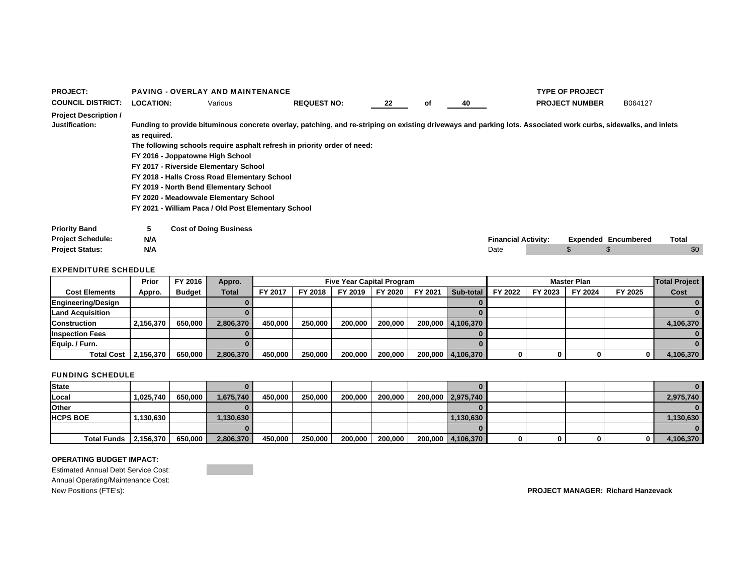**PROJECT:** PAVING - OVERLAY AND MAINTENANCE

**TYPE OF PROJECT**

**COUNCIL DISTRICT:** **LOCATION:** Various **REQUEST NO:** 22 of 40

**PROJECT NUMBER** B064127

**Project Description / Justification:**

**Funding to provide bituminous concrete overlay, patching, and re-striping on existing driveways and parking lots. Associated work curbs, sidewalks, and inlets as required.**

**The following schools require asphalt refresh in priority order of need:**

**FY 2016 - Joppatowne High School**
**FY 2017 - Riverside Elementary School**
**FY 2018 - Halls Cross Road Elementary School**
**FY 2019 - North Bend Elementary School**
**FY 2020 - Meadowvale Elementary School**
**FY 2021 - William Paca / Old Post Elementary School**

**Priority Band** 5 **Cost of Doing Business**

**Project Schedule:** N/A

**Project Status:** N/A

| Financial Activity: | | Expended | Encumbered | Total |
|---|---|---|---|---|
| Date | | $ | $ | $0 |

## EXPENDITURE SCHEDULE

| | Prior | FY 2016 | Appro. | Five Year Capital Program | | | | | | Master Plan | | | | Total Project |
|---|---|---|---|---|---|---|---|---|---|---|---|---|---|---|
| Cost Elements | Appro. | Budget | Total | FY 2017 | FY 2018 | FY 2019 | FY 2020 | FY 2021 | Sub-total | FY 2022 | FY 2023 | FY 2024 | FY 2025 | Cost |
| Engineering/Design | | | 0 | | | | | | 0 | | | | | 0 |
| Land Acquisition | | | 0 | | | | | | 0 | | | | | 0 |
| Construction | 2,156,370 | 650,000 | 2,806,370 | 450,000 | 250,000 | 200,000 | 200,000 | 200,000 | 4,106,370 | | | | | 4,106,370 |
| Inspection Fees | | | 0 | | | | | | 0 | | | | | 0 |
| Equip. / Furn. | | | 0 | | | | | | 0 | | | | | 0 |
| Total Cost | 2,156,370 | 650,000 | 2,806,370 | 450,000 | 250,000 | 200,000 | 200,000 | 200,000 | 4,106,370 | 0 | 0 | 0 | 0 | 4,106,370 |

## FUNDING SCHEDULE

| | Prior Appro. | FY 2016 Budget | Appro. Total | FY 2017 | FY 2018 | FY 2019 | FY 2020 | FY 2021 | Sub-total | FY 2022 | FY 2023 | FY 2024 | FY 2025 | Total Project Cost |
|---|---|---|---|---|---|---|---|---|---|---|---|---|---|---|
| State | | | 0 | | | | | | 0 | | | | | 0 |
| Local | 1,025,740 | 650,000 | 1,675,740 | 450,000 | 250,000 | 200,000 | 200,000 | 200,000 | 2,975,740 | | | | | 2,975,740 |
| Other | | | 0 | | | | | | 0 | | | | | 0 |
| HCPS BOE | 1,130,630 | | 1,130,630 | | | | | | 1,130,630 | | | | | 1,130,630 |
| | | | 0 | | | | | | 0 | | | | | 0 |
| Total Funds | 2,156,370 | 650,000 | 2,806,370 | 450,000 | 250,000 | 200,000 | 200,000 | 200,000 | 4,106,370 | 0 | 0 | 0 | 0 | 4,106,370 |

**OPERATING BUDGET IMPACT:**

Estimated Annual Debt Service Cost:
Annual Operating/Maintenance Cost:
New Positions (FTE's):

**PROJECT MANAGER: Richard Hanzevack**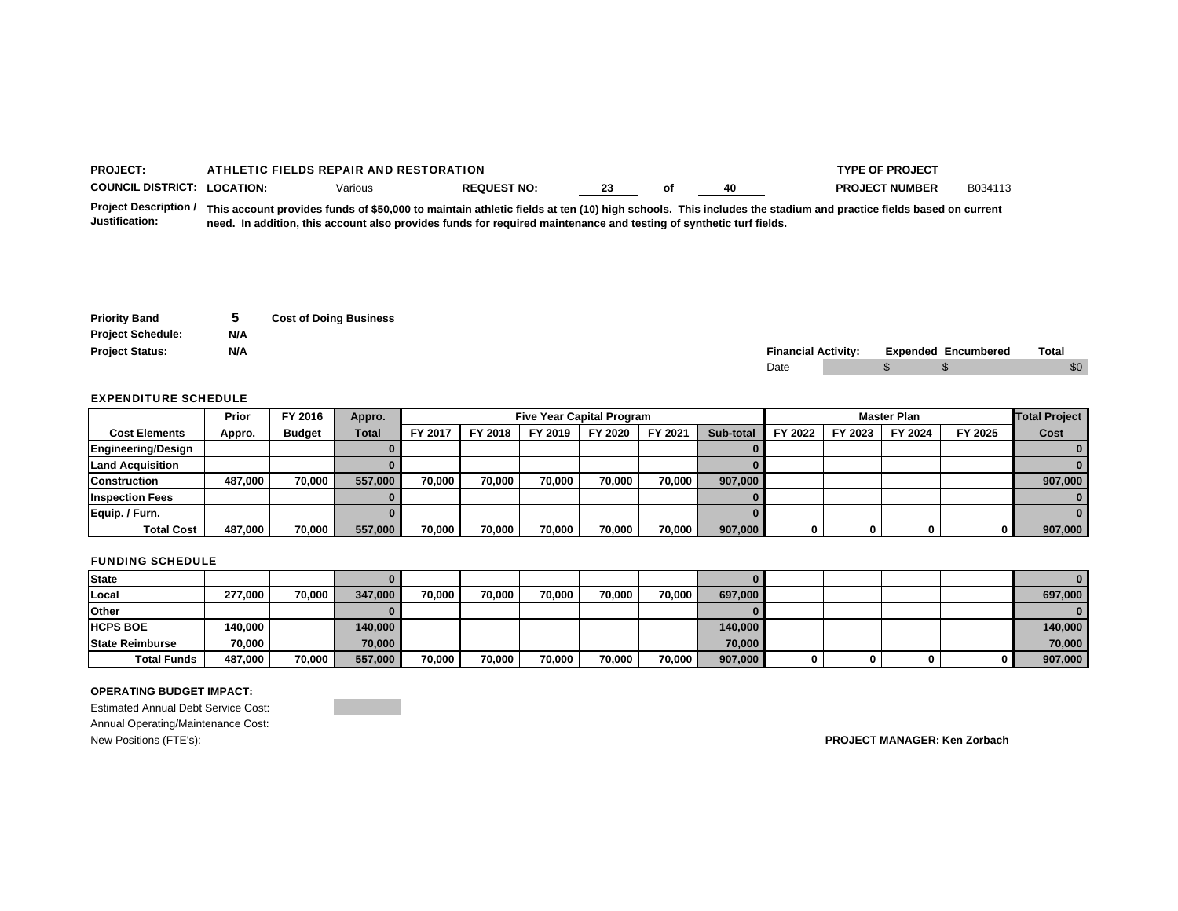**PROJECT:** ATHLETIC FIELDS REPAIR AND RESTORATION

**TYPE OF PROJECT**

**COUNCIL DISTRICT:** **LOCATION:** Various **REQUEST NO:** 23 of 40

**PROJECT NUMBER** B034113

**Project Description / Justification:** **This account provides funds of $50,000 to maintain athletic fields at ten (10) high schools. This includes the stadium and practice fields based on current need. In addition, this account also provides funds for required maintenance and testing of synthetic turf fields.**

**Priority Band** 5 **Cost of Doing Business**

**Project Schedule:** N/A

**Project Status:** N/A

| Financial Activity: | Expended | Encumbered | Total |
|---|---|---|---|
| Date | $ | $ | $0 |

**EXPENDITURE SCHEDULE**

| Cost Elements | Prior Appro. | FY 2016 Budget | Appro. Total | Five Year Capital Program FY 2017 | FY 2018 | FY 2019 | FY 2020 | FY 2021 | Sub-total | Master Plan FY 2022 | FY 2023 | FY 2024 | FY 2025 | Total Project Cost |
|---|---|---|---|---|---|---|---|---|---|---|---|---|---|---|
| Engineering/Design | | | 0 | | | | | | 0 | | | | | 0 |
| Land Acquisition | | | 0 | | | | | | 0 | | | | | 0 |
| Construction | 487,000 | 70,000 | 557,000 | 70,000 | 70,000 | 70,000 | 70,000 | 70,000 | 907,000 | | | | | 907,000 |
| Inspection Fees | | | 0 | | | | | | 0 | | | | | 0 |
| Equip. / Furn. | | | 0 | | | | | | 0 | | | | | 0 |
| Total Cost | 487,000 | 70,000 | 557,000 | 70,000 | 70,000 | 70,000 | 70,000 | 70,000 | 907,000 | 0 | 0 | 0 | 0 | 907,000 |

**FUNDING SCHEDULE**

| | Prior Appro. | FY 2016 Budget | Appro. Total | FY 2017 | FY 2018 | FY 2019 | FY 2020 | FY 2021 | Sub-total | FY 2022 | FY 2023 | FY 2024 | FY 2025 | Total Project Cost |
|---|---|---|---|---|---|---|---|---|---|---|---|---|---|---|
| State | | | 0 | | | | | | 0 | | | | | 0 |
| Local | 277,000 | 70,000 | 347,000 | 70,000 | 70,000 | 70,000 | 70,000 | 70,000 | 697,000 | | | | | 697,000 |
| Other | | | 0 | | | | | | 0 | | | | | 0 |
| HCPS BOE | 140,000 | | 140,000 | | | | | | 140,000 | | | | | 140,000 |
| State Reimburse | 70,000 | | 70,000 | | | | | | 70,000 | | | | | 70,000 |
| Total Funds | 487,000 | 70,000 | 557,000 | 70,000 | 70,000 | 70,000 | 70,000 | 70,000 | 907,000 | 0 | 0 | 0 | 0 | 907,000 |

**OPERATING BUDGET IMPACT:**

Estimated Annual Debt Service Cost:

Annual Operating/Maintenance Cost:

New Positions (FTE's):

**PROJECT MANAGER: Ken Zorbach**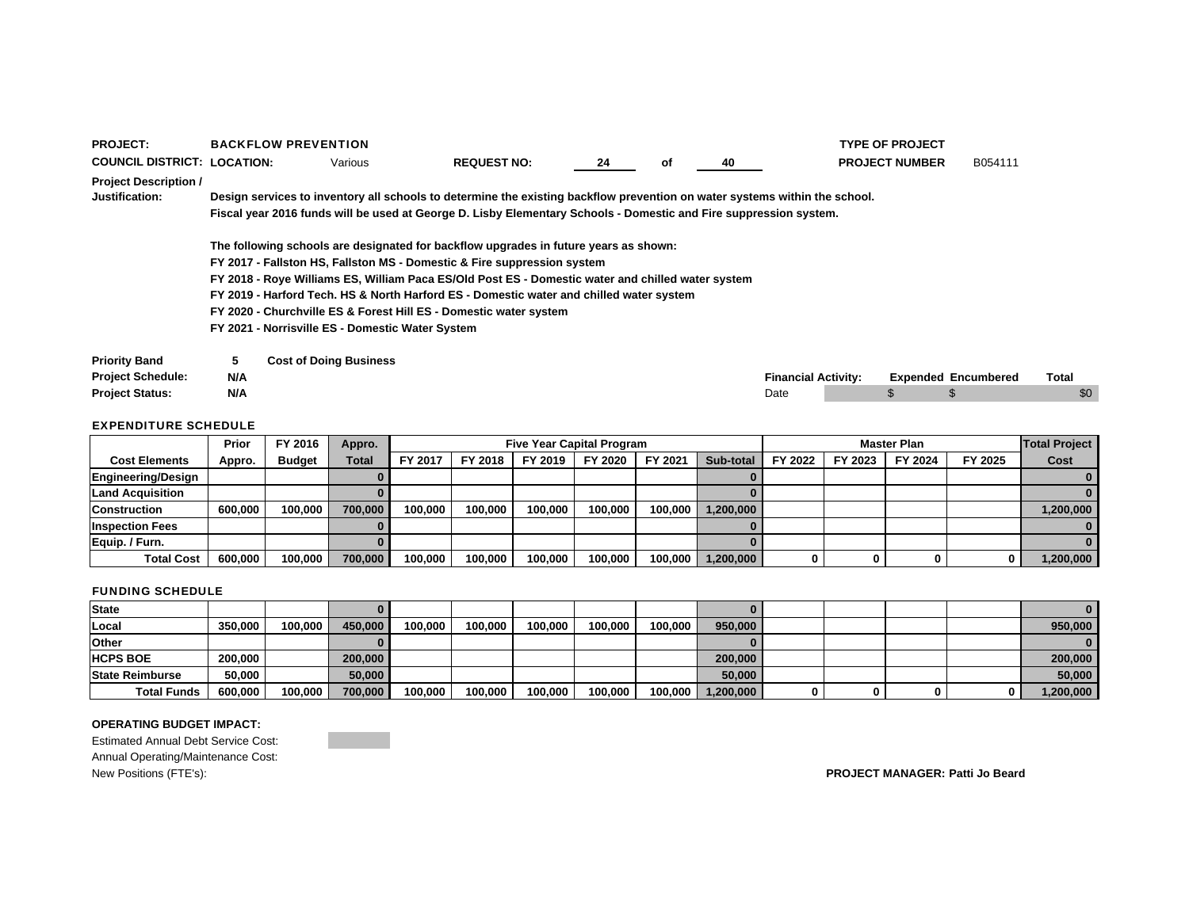**PROJECT:** BACKFLOW PREVENTION

**COUNCIL DISTRICT:** **LOCATION:** Various

**REQUEST NO:** 24 of 40

**TYPE OF PROJECT**

**PROJECT NUMBER** B054111

**Project Description / Justification:**

**Design services to inventory all schools to determine the existing backflow prevention on water systems within the school.**
**Fiscal year 2016 funds will be used at George D. Lisby Elementary Schools - Domestic and Fire suppression system.**

**The following schools are designated for backflow upgrades in future years as shown:**
**FY 2017 - Fallston HS, Fallston MS - Domestic & Fire suppression system**
**FY 2018 - Roye Williams ES, William Paca ES/Old Post ES - Domestic water and chilled water system**
**FY 2019 - Harford Tech. HS & North Harford ES - Domestic water and chilled water system**
**FY 2020 - Churchville ES & Forest Hill ES - Domestic water system**
**FY 2021 - Norrisville ES - Domestic Water System**

**Priority Band** 5 **Cost of Doing Business**

**Project Schedule:** N/A

**Project Status:** N/A

| Financial Activity: | | Expended | Encumbered | Total |
|---|---|---|---|---|
| Date | | $ | $ | $0 |

**EXPENDITURE SCHEDULE**

| Cost Elements | Prior Appro. | FY 2016 Budget | Appro. Total | FY 2017 | FY 2018 | FY 2019 | FY 2020 | FY 2021 | Sub-total | FY 2022 | FY 2023 | FY 2024 | FY 2025 | Total Project Cost |
|---|---|---|---|---|---|---|---|---|---|---|---|---|---|---|
| | | | | Five Year Capital Program | | | | | | Master Plan | | | | |
| Engineering/Design | | | 0 | | | | | | 0 | | | | | 0 |
| Land Acquisition | | | 0 | | | | | | 0 | | | | | 0 |
| Construction | 600,000 | 100,000 | 700,000 | 100,000 | 100,000 | 100,000 | 100,000 | 100,000 | 1,200,000 | | | | | 1,200,000 |
| Inspection Fees | | | 0 | | | | | | 0 | | | | | 0 |
| Equip. / Furn. | | | 0 | | | | | | 0 | | | | | 0 |
| Total Cost | 600,000 | 100,000 | 700,000 | 100,000 | 100,000 | 100,000 | 100,000 | 100,000 | 1,200,000 | 0 | 0 | 0 | 0 | 1,200,000 |

**FUNDING SCHEDULE**

| | Prior Appro. | FY 2016 Budget | Appro. Total | FY 2017 | FY 2018 | FY 2019 | FY 2020 | FY 2021 | Sub-total | FY 2022 | FY 2023 | FY 2024 | FY 2025 | Total Project Cost |
|---|---|---|---|---|---|---|---|---|---|---|---|---|---|---|
| State | | | 0 | | | | | | 0 | | | | | 0 |
| Local | 350,000 | 100,000 | 450,000 | 100,000 | 100,000 | 100,000 | 100,000 | 100,000 | 950,000 | | | | | 950,000 |
| Other | | | 0 | | | | | | 0 | | | | | 0 |
| HCPS BOE | 200,000 | | 200,000 | | | | | | 200,000 | | | | | 200,000 |
| State Reimburse | 50,000 | | 50,000 | | | | | | 50,000 | | | | | 50,000 |
| Total Funds | 600,000 | 100,000 | 700,000 | 100,000 | 100,000 | 100,000 | 100,000 | 100,000 | 1,200,000 | 0 | 0 | 0 | 0 | 1,200,000 |

**OPERATING BUDGET IMPACT:**

Estimated Annual Debt Service Cost:

Annual Operating/Maintenance Cost:

New Positions (FTE's):

**PROJECT MANAGER: Patti Jo Beard**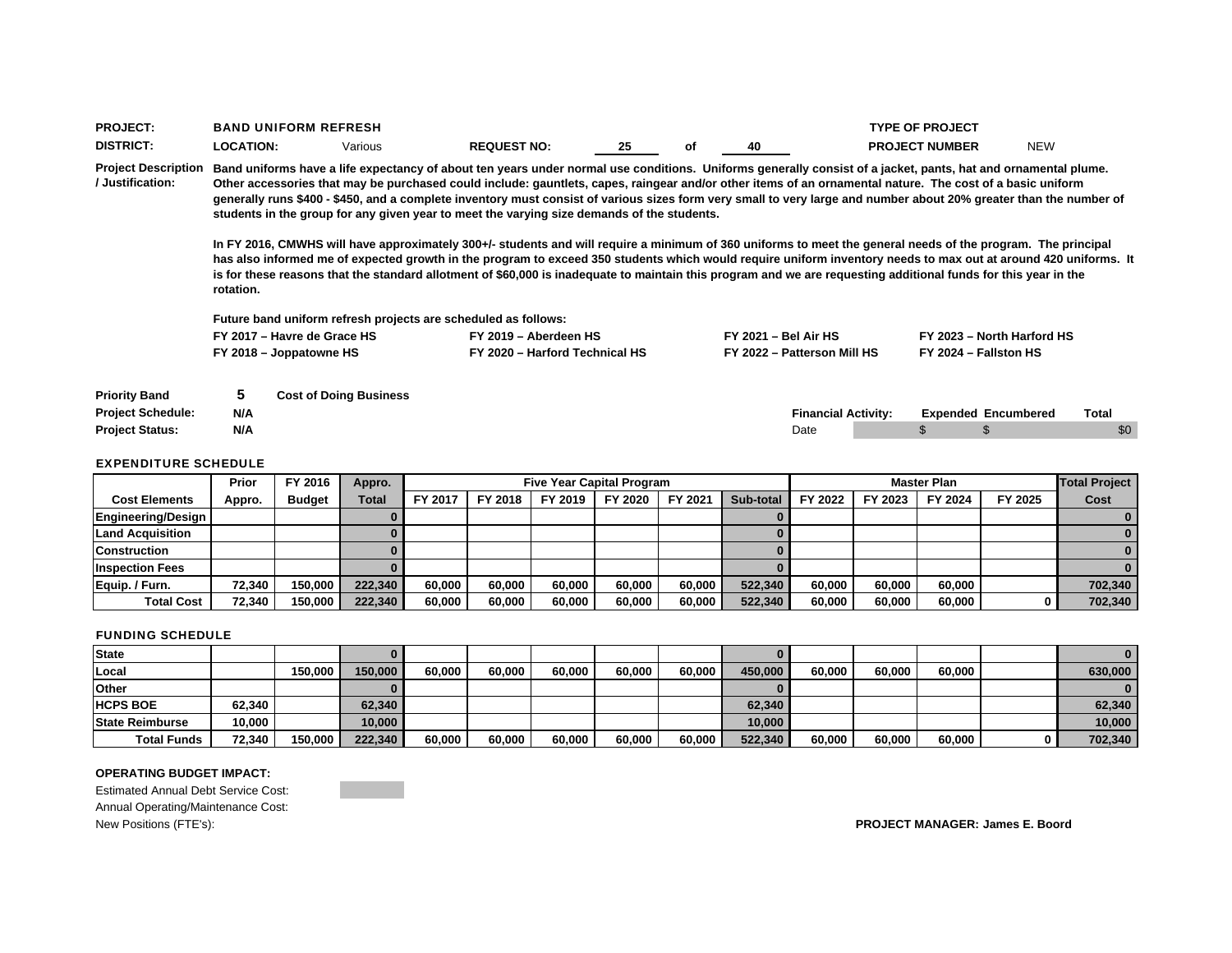**PROJECT:** BAND UNIFORM REFRESH

**TYPE OF PROJECT**

**DISTRICT:** **LOCATION:** Various **REQUEST NO:** 25 of 40 **PROJECT NUMBER** NEW

**Project Description / Justification:**

**Band uniforms have a life expectancy of about ten years under normal use conditions. Uniforms generally consist of a jacket, pants, hat and ornamental plume. Other accessories that may be purchased could include: gauntlets, capes, raingear and/or other items of an ornamental nature. The cost of a basic uniform generally runs $400 - $450, and a complete inventory must consist of various sizes form very small to very large and number about 20% greater than the number of students in the group for any given year to meet the varying size demands of the students.**

**In FY 2016, CMWHS will have approximately 300+/- students and will require a minimum of 360 uniforms to meet the general needs of the program. The principal has also informed me of expected growth in the program to exceed 350 students which would require uniform inventory needs to max out at around 420 uniforms. It is for these reasons that the standard allotment of $60,000 is inadequate to maintain this program and we are requesting additional funds for this year in the rotation.**

**Future band uniform refresh projects are scheduled as follows:**

| | | | |
|---|---|---|---|
| **FY 2017 – Havre de Grace HS** | **FY 2019 – Aberdeen HS** | **FY 2021 – Bel Air HS** | **FY 2023 – North Harford HS** |
| **FY 2018 – Joppatowne HS** | **FY 2020 – Harford Technical HS** | **FY 2022 – Patterson Mill HS** | **FY 2024 – Fallston HS** |

**Priority Band** 5 **Cost of Doing Business**

**Project Schedule:** N/A

**Project Status:** N/A

| **Financial Activity:** | **Expended** | **Encumbered** | **Total** |
|---|---|---|---|
| Date | $ | $ | $0 |

**EXPENDITURE SCHEDULE**

| Cost Elements | Prior Appro. | FY 2016 Budget | Appro. Total | FY 2017 | FY 2018 | FY 2019 | FY 2020 | FY 2021 | Sub-total | FY 2022 | FY 2023 | FY 2024 | FY 2025 | Total Project Cost |
|---|---|---|---|---|---|---|---|---|---|---|---|---|---|---|
| | | | | Five Year Capital Program | | | | | | Master Plan | | | | |
| Engineering/Design | | | 0 | | | | | | 0 | | | | | 0 |
| Land Acquisition | | | 0 | | | | | | 0 | | | | | 0 |
| Construction | | | 0 | | | | | | 0 | | | | | 0 |
| Inspection Fees | | | 0 | | | | | | 0 | | | | | 0 |
| Equip. / Furn. | 72,340 | 150,000 | 222,340 | 60,000 | 60,000 | 60,000 | 60,000 | 60,000 | 522,340 | 60,000 | 60,000 | 60,000 | | 702,340 |
| **Total Cost** | 72,340 | 150,000 | 222,340 | 60,000 | 60,000 | 60,000 | 60,000 | 60,000 | 522,340 | 60,000 | 60,000 | 60,000 | 0 | 702,340 |

**FUNDING SCHEDULE**

| | Prior Appro. | FY 2016 Budget | Appro. Total | FY 2017 | FY 2018 | FY 2019 | FY 2020 | FY 2021 | Sub-total | FY 2022 | FY 2023 | FY 2024 | FY 2025 | Total Project Cost |
|---|---|---|---|---|---|---|---|---|---|---|---|---|---|---|
| State | | | 0 | | | | | | 0 | | | | | 0 |
| Local | | 150,000 | 150,000 | 60,000 | 60,000 | 60,000 | 60,000 | 60,000 | 450,000 | 60,000 | 60,000 | 60,000 | | 630,000 |
| Other | | | 0 | | | | | | 0 | | | | | 0 |
| HCPS BOE | 62,340 | | 62,340 | | | | | | 62,340 | | | | | 62,340 |
| State Reimburse | 10,000 | | 10,000 | | | | | | 10,000 | | | | | 10,000 |
| **Total Funds** | 72,340 | 150,000 | 222,340 | 60,000 | 60,000 | 60,000 | 60,000 | 60,000 | 522,340 | 60,000 | 60,000 | 60,000 | 0 | 702,340 |

**OPERATING BUDGET IMPACT:**

Estimated Annual Debt Service Cost:

Annual Operating/Maintenance Cost:

New Positions (FTE's):

**PROJECT MANAGER: James E. Boord**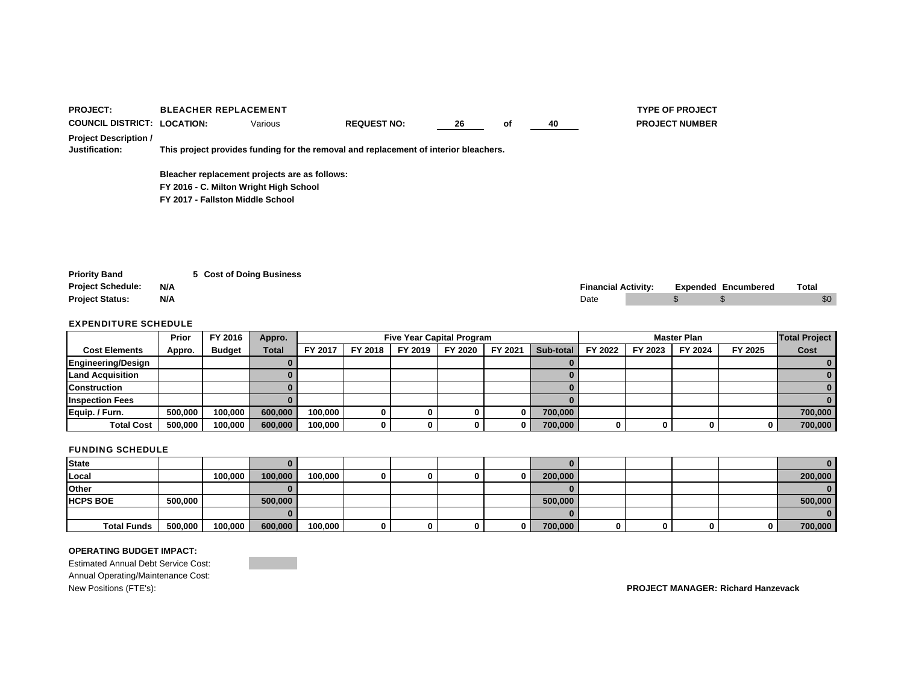**PROJECT:** BLEACHER REPLACEMENT

**TYPE OF PROJECT**

**COUNCIL DISTRICT:** **LOCATION:** Various **REQUEST NO:** 26 of 40

**PROJECT NUMBER**

**Project Description / Justification:** This project provides funding for the removal and replacement of interior bleachers.

Bleacher replacement projects are as follows:
FY 2016 - C. Milton Wright High School
FY 2017 - Fallston Middle School

**Priority Band** 5 Cost of Doing Business

**Project Schedule:** N/A

**Project Status:** N/A

| Financial Activity: | | Expended | Encumbered | Total |
|---|---|---|---|---|
| Date | | $ | $ | $0 |

## EXPENDITURE SCHEDULE

| Cost Elements | Prior Appro. | FY 2016 Budget | Appro. Total | Five Year Capital Program | | | | | | Master Plan | | | | Total Project Cost |
|---|---|---|---|---|---|---|---|---|---|---|---|---|---|---|
| | | | | FY 2017 | FY 2018 | FY 2019 | FY 2020 | FY 2021 | Sub-total | FY 2022 | FY 2023 | FY 2024 | FY 2025 | |
| Engineering/Design | | | 0 | | | | | | 0 | | | | | 0 |
| Land Acquisition | | | 0 | | | | | | 0 | | | | | 0 |
| Construction | | | 0 | | | | | | 0 | | | | | 0 |
| Inspection Fees | | | 0 | | | | | | 0 | | | | | 0 |
| Equip. / Furn. | 500,000 | 100,000 | 600,000 | 100,000 | 0 | 0 | 0 | 0 | 700,000 | | | | | 700,000 |
| Total Cost | 500,000 | 100,000 | 600,000 | 100,000 | 0 | 0 | 0 | 0 | 700,000 | 0 | 0 | 0 | 0 | 700,000 |

## FUNDING SCHEDULE

| | Prior Appro. | FY 2016 Budget | Appro. Total | FY 2017 | FY 2018 | FY 2019 | FY 2020 | FY 2021 | Sub-total | FY 2022 | FY 2023 | FY 2024 | FY 2025 | Total Project Cost |
|---|---|---|---|---|---|---|---|---|---|---|---|---|---|---|
| State | | | 0 | | | | | | 0 | | | | | 0 |
| Local | | 100,000 | 100,000 | 100,000 | 0 | 0 | 0 | 0 | 200,000 | | | | | 200,000 |
| Other | | | 0 | | | | | | 0 | | | | | 0 |
| HCPS BOE | 500,000 | | 500,000 | | | | | | 500,000 | | | | | 500,000 |
| | | | 0 | | | | | | 0 | | | | | 0 |
| Total Funds | 500,000 | 100,000 | 600,000 | 100,000 | 0 | 0 | 0 | 0 | 700,000 | 0 | 0 | 0 | 0 | 700,000 |

**OPERATING BUDGET IMPACT:**

Estimated Annual Debt Service Cost:
Annual Operating/Maintenance Cost:
New Positions (FTE's):

**PROJECT MANAGER: Richard Hanzevack**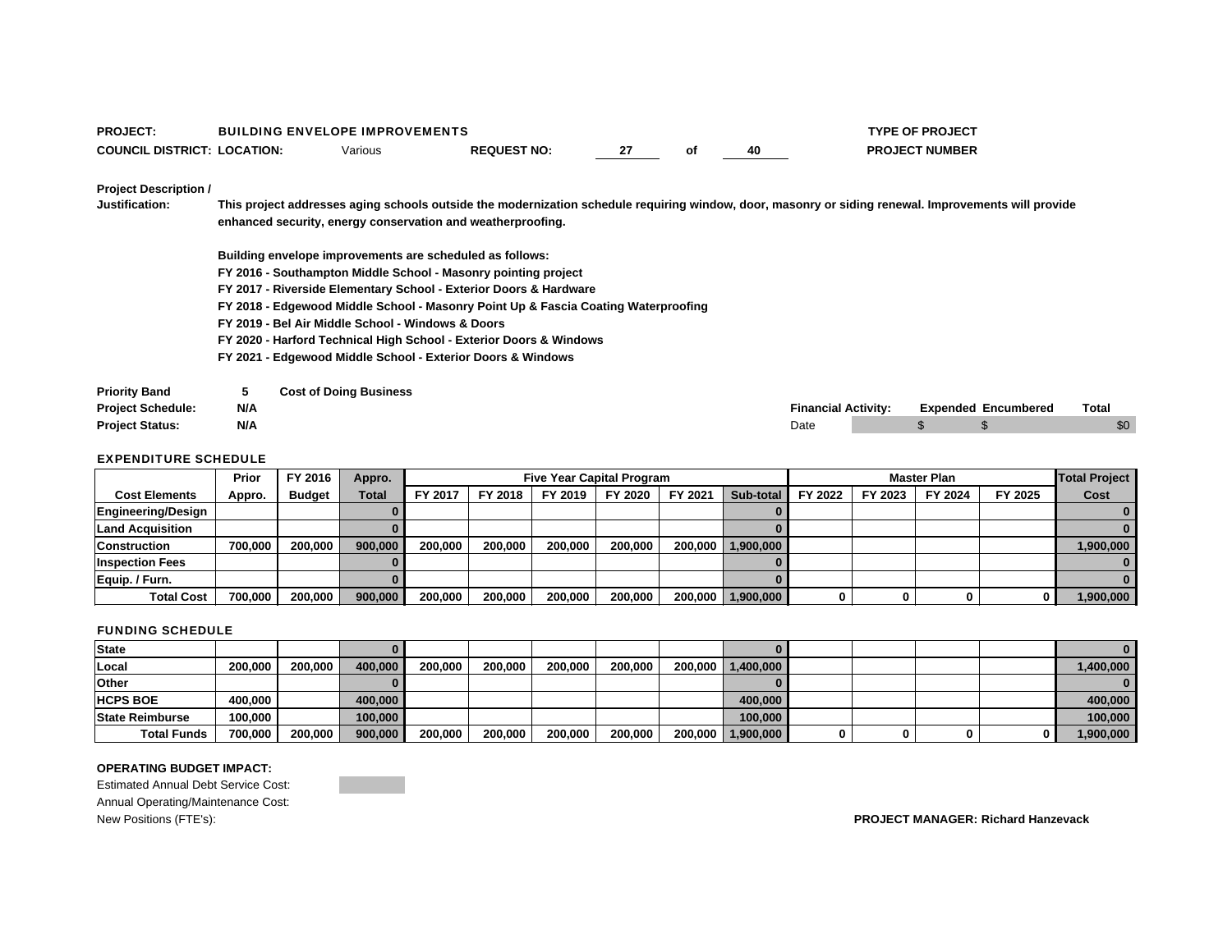**PROJECT:** BUILDING ENVELOPE IMPROVEMENTS

**TYPE OF PROJECT**

**COUNCIL DISTRICT: LOCATION:** Various **REQUEST NO:** 27 of 40

**PROJECT NUMBER**

**Project Description / Justification:**

**This project addresses aging schools outside the modernization schedule requiring window, door, masonry or siding renewal. Improvements will provide enhanced security, energy conservation and weatherproofing.**

**Building envelope improvements are scheduled as follows:**
**FY 2016 - Southampton Middle School - Masonry pointing project**
**FY 2017 - Riverside Elementary School - Exterior Doors & Hardware**
**FY 2018 - Edgewood Middle School - Masonry Point Up & Fascia Coating Waterproofing**
**FY 2019 - Bel Air Middle School - Windows & Doors**
**FY 2020 - Harford Technical High School - Exterior Doors & Windows**
**FY 2021 - Edgewood Middle School - Exterior Doors & Windows**

**Priority Band** 5 **Cost of Doing Business**
**Project Schedule:** N/A
**Project Status:** N/A

| Financial Activity: | Expended | Encumbered | Total |
|---|---|---|---|
| Date | $ | $ | $0 |

## EXPENDITURE SCHEDULE

| Cost Elements | Prior Appro. | FY 2016 Budget | Appro. Total | Five Year Capital Program FY 2017 | FY 2018 | FY 2019 | FY 2020 | FY 2021 | Sub-total | Master Plan FY 2022 | FY 2023 | FY 2024 | FY 2025 | Total Project Cost |
|---|---|---|---|---|---|---|---|---|---|---|---|---|---|---|
| **Engineering/Design** | | | 0 | | | | | | 0 | | | | | 0 |
| **Land Acquisition** | | | 0 | | | | | | 0 | | | | | 0 |
| **Construction** | 700,000 | 200,000 | 900,000 | 200,000 | 200,000 | 200,000 | 200,000 | 200,000 | 1,900,000 | | | | | 1,900,000 |
| **Inspection Fees** | | | 0 | | | | | | 0 | | | | | 0 |
| **Equip. / Furn.** | | | 0 | | | | | | 0 | | | | | 0 |
| **Total Cost** | 700,000 | 200,000 | 900,000 | 200,000 | 200,000 | 200,000 | 200,000 | 200,000 | 1,900,000 | 0 | 0 | 0 | 0 | 1,900,000 |

## FUNDING SCHEDULE

| | Prior Appro. | FY 2016 Budget | Appro. Total | FY 2017 | FY 2018 | FY 2019 | FY 2020 | FY 2021 | Sub-total | FY 2022 | FY 2023 | FY 2024 | FY 2025 | Total Project Cost |
|---|---|---|---|---|---|---|---|---|---|---|---|---|---|---|
| **State** | | | 0 | | | | | | 0 | | | | | 0 |
| **Local** | 200,000 | 200,000 | 400,000 | 200,000 | 200,000 | 200,000 | 200,000 | 200,000 | 1,400,000 | | | | | 1,400,000 |
| **Other** | | | 0 | | | | | | 0 | | | | | 0 |
| **HCPS BOE** | 400,000 | | 400,000 | | | | | | 400,000 | | | | | 400,000 |
| **State Reimburse** | 100,000 | | 100,000 | | | | | | 100,000 | | | | | 100,000 |
| **Total Funds** | 700,000 | 200,000 | 900,000 | 200,000 | 200,000 | 200,000 | 200,000 | 200,000 | 1,900,000 | 0 | 0 | 0 | 0 | 1,900,000 |

**OPERATING BUDGET IMPACT:**

Estimated Annual Debt Service Cost:
Annual Operating/Maintenance Cost:
New Positions (FTE's):

**PROJECT MANAGER: Richard Hanzevack**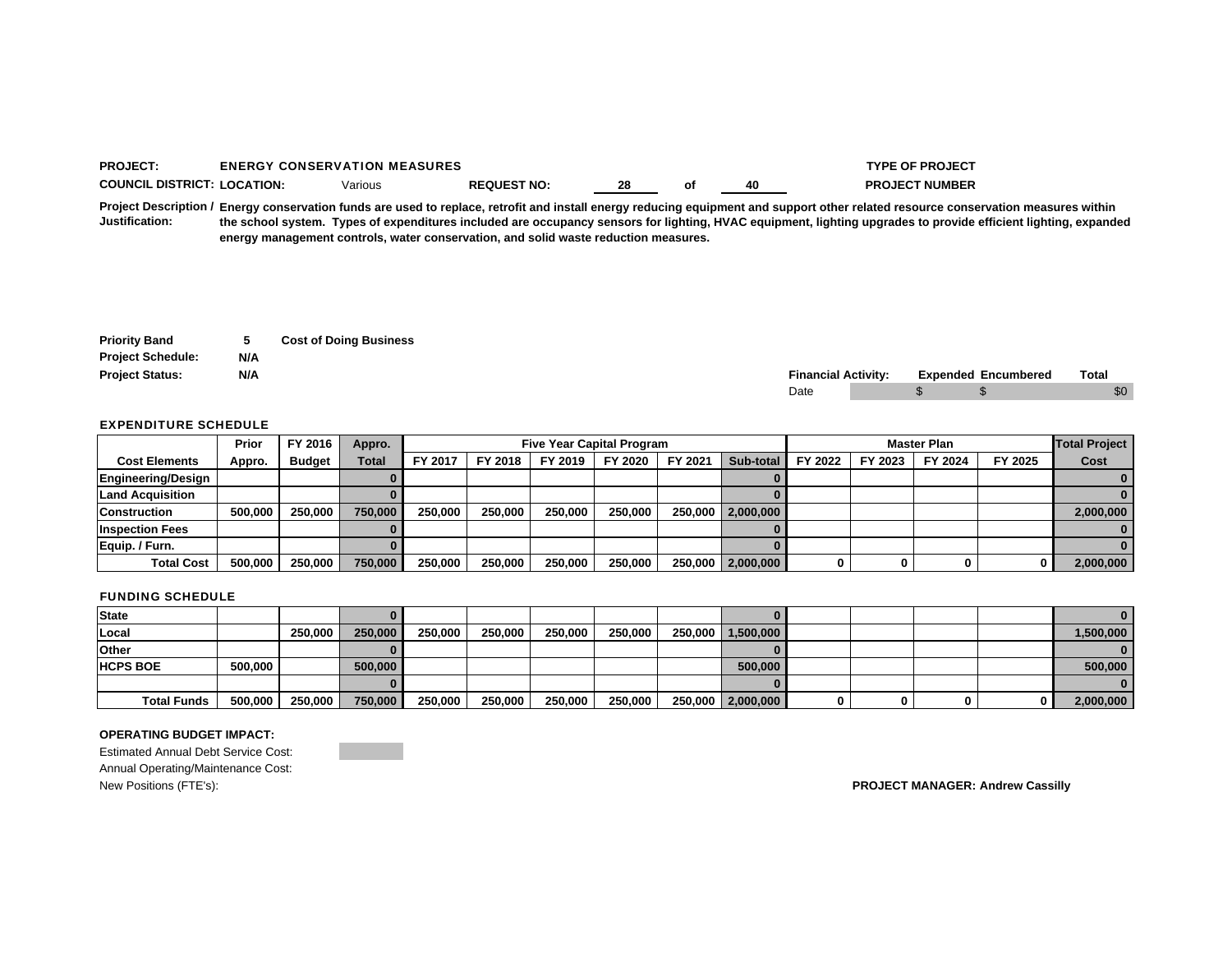**PROJECT:** ENERGY CONSERVATION MEASURES

**TYPE OF PROJECT**

**COUNCIL DISTRICT:** **LOCATION:** Various **REQUEST NO:** 28 of 40

**PROJECT NUMBER**

**Project Description / Justification:** Energy conservation funds are used to replace, retrofit and install energy reducing equipment and support other related resource conservation measures within the school system. Types of expenditures included are occupancy sensors for lighting, HVAC equipment, lighting upgrades to provide efficient lighting, expanded energy management controls, water conservation, and solid waste reduction measures.

**Priority Band** 5 **Cost of Doing Business**

**Project Schedule:** N/A

**Project Status:** N/A

| Financial Activity: | Expended | Encumbered | Total |
|---|---|---|---|
| Date | $ | $ | $0 |

## EXPENDITURE SCHEDULE

| Cost Elements | Prior Appro. | FY 2016 Budget | Appro. Total | Five Year Capital Program FY 2017 | FY 2018 | FY 2019 | FY 2020 | FY 2021 | Sub-total | Master Plan FY 2022 | FY 2023 | FY 2024 | FY 2025 | Total Project Cost |
|---|---|---|---|---|---|---|---|---|---|---|---|---|---|---|
| Engineering/Design | | | 0 | | | | | | 0 | | | | | 0 |
| Land Acquisition | | | 0 | | | | | | 0 | | | | | 0 |
| Construction | 500,000 | 250,000 | 750,000 | 250,000 | 250,000 | 250,000 | 250,000 | 250,000 | 2,000,000 | | | | | 2,000,000 |
| Inspection Fees | | | 0 | | | | | | 0 | | | | | 0 |
| Equip. / Furn. | | | 0 | | | | | | 0 | | | | | 0 |
| Total Cost | 500,000 | 250,000 | 750,000 | 250,000 | 250,000 | 250,000 | 250,000 | 250,000 | 2,000,000 | 0 | 0 | 0 | 0 | 2,000,000 |

## FUNDING SCHEDULE

| | Prior Appro. | FY 2016 Budget | Appro. Total | FY 2017 | FY 2018 | FY 2019 | FY 2020 | FY 2021 | Sub-total | FY 2022 | FY 2023 | FY 2024 | FY 2025 | Total Project Cost |
|---|---|---|---|---|---|---|---|---|---|---|---|---|---|---|
| State | | | 0 | | | | | | 0 | | | | | 0 |
| Local | | 250,000 | 250,000 | 250,000 | 250,000 | 250,000 | 250,000 | 250,000 | 1,500,000 | | | | | 1,500,000 |
| Other | | | 0 | | | | | | 0 | | | | | 0 |
| HCPS BOE | 500,000 | | 500,000 | | | | | | 500,000 | | | | | 500,000 |
| | | | 0 | | | | | | 0 | | | | | 0 |
| Total Funds | 500,000 | 250,000 | 750,000 | 250,000 | 250,000 | 250,000 | 250,000 | 250,000 | 2,000,000 | 0 | 0 | 0 | 0 | 2,000,000 |

**OPERATING BUDGET IMPACT:**

Estimated Annual Debt Service Cost:

Annual Operating/Maintenance Cost:

New Positions (FTE's):

**PROJECT MANAGER: Andrew Cassilly**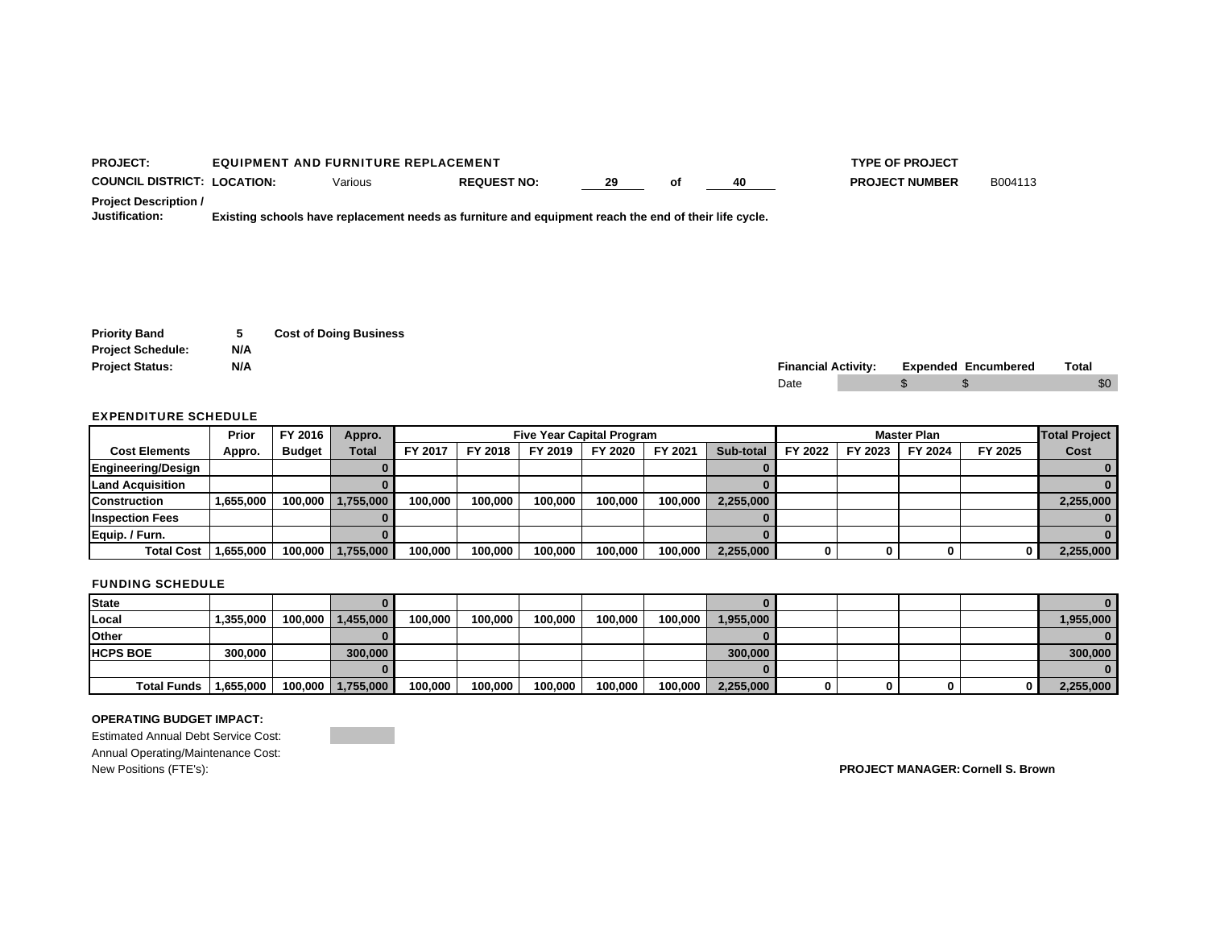**PROJECT:** EQUIPMENT AND FURNITURE REPLACEMENT

**TYPE OF PROJECT**

**COUNCIL DISTRICT:** **LOCATION:** Various **REQUEST NO:** 29 of 40

**PROJECT NUMBER** B004113

**Project Description / Justification:** Existing schools have replacement needs as furniture and equipment reach the end of their life cycle.

**Priority Band** 5 **Cost of Doing Business**

**Project Schedule:** N/A

**Project Status:** N/A

| Financial Activity: | Expended | Encumbered | Total |
|---|---|---|---|
| Date | $ | $ | $0 |

## EXPENDITURE SCHEDULE

| Cost Elements | Prior Appro. | FY 2016 Budget | Appro. Total | Five Year Capital Program FY 2017 | FY 2018 | FY 2019 | FY 2020 | FY 2021 | Sub-total | Master Plan FY 2022 | FY 2023 | FY 2024 | FY 2025 | Total Project Cost |
|---|---|---|---|---|---|---|---|---|---|---|---|---|---|---|
| Engineering/Design | | | 0 | | | | | | 0 | | | | | 0 |
| Land Acquisition | | | 0 | | | | | | 0 | | | | | 0 |
| Construction | 1,655,000 | 100,000 | 1,755,000 | 100,000 | 100,000 | 100,000 | 100,000 | 100,000 | 2,255,000 | | | | | 2,255,000 |
| Inspection Fees | | | 0 | | | | | | 0 | | | | | 0 |
| Equip. / Furn. | | | 0 | | | | | | 0 | | | | | 0 |
| Total Cost | 1,655,000 | 100,000 | 1,755,000 | 100,000 | 100,000 | 100,000 | 100,000 | 100,000 | 2,255,000 | 0 | 0 | 0 | 0 | 2,255,000 |

## FUNDING SCHEDULE

| | Prior Appro. | FY 2016 Budget | Appro. Total | FY 2017 | FY 2018 | FY 2019 | FY 2020 | FY 2021 | Sub-total | FY 2022 | FY 2023 | FY 2024 | FY 2025 | Total Project Cost |
|---|---|---|---|---|---|---|---|---|---|---|---|---|---|---|
| State | | | 0 | | | | | | 0 | | | | | 0 |
| Local | 1,355,000 | 100,000 | 1,455,000 | 100,000 | 100,000 | 100,000 | 100,000 | 100,000 | 1,955,000 | | | | | 1,955,000 |
| Other | | | 0 | | | | | | 0 | | | | | 0 |
| HCPS BOE | 300,000 | | 300,000 | | | | | | 300,000 | | | | | 300,000 |
| | | | 0 | | | | | | 0 | | | | | 0 |
| Total Funds | 1,655,000 | 100,000 | 1,755,000 | 100,000 | 100,000 | 100,000 | 100,000 | 100,000 | 2,255,000 | 0 | 0 | 0 | 0 | 2,255,000 |

**OPERATING BUDGET IMPACT:**

Estimated Annual Debt Service Cost:

Annual Operating/Maintenance Cost:

New Positions (FTE's):

**PROJECT MANAGER:** Cornell S. Brown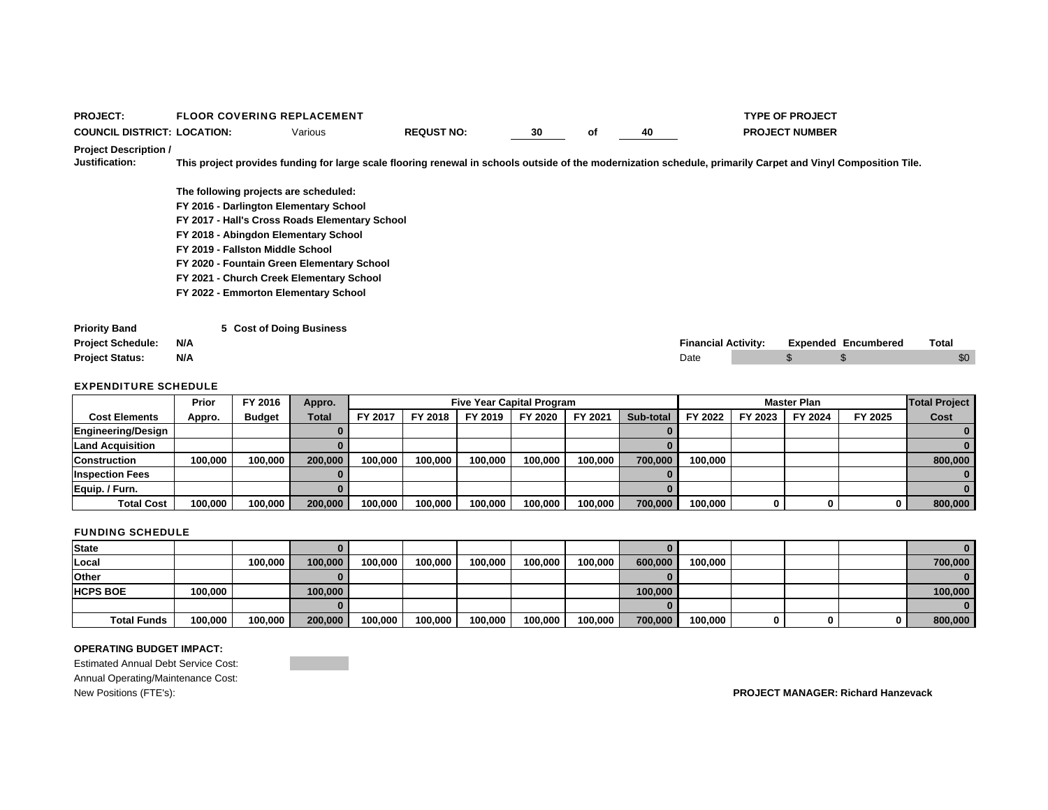**PROJECT:** FLOOR COVERING REPLACEMENT

**TYPE OF PROJECT**

**COUNCIL DISTRICT: LOCATION:** Various **REQUST NO:** 30 of 40

**PROJECT NUMBER**

**Project Description / Justification:** This project provides funding for large scale flooring renewal in schools outside of the modernization schedule, primarily Carpet and Vinyl Composition Tile.

The following projects are scheduled:
- FY 2016 - Darlington Elementary School
- FY 2017 - Hall's Cross Roads Elementary School
- FY 2018 - Abingdon Elementary School
- FY 2019 - Fallston Middle School
- FY 2020 - Fountain Green Elementary School
- FY 2021 - Church Creek Elementary School
- FY 2022 - Emmorton Elementary School

**Priority Band** 5 Cost of Doing Business

**Project Schedule:** N/A

**Project Status:** N/A

| Financial Activity: | | Expended | Encumbered | Total |
|---|---|---|---|---|
| Date | | $ | $ | $0 |

## EXPENDITURE SCHEDULE

| | Prior | FY 2016 | Appro. | Five Year Capital Program | | | | | | Master Plan | | | | Total Project |
|---|---|---|---|---|---|---|---|---|---|---|---|---|---|---|
| Cost Elements | Appro. | Budget | Total | FY 2017 | FY 2018 | FY 2019 | FY 2020 | FY 2021 | Sub-total | FY 2022 | FY 2023 | FY 2024 | FY 2025 | Cost |
| Engineering/Design | | | 0 | | | | | | 0 | | | | | 0 |
| Land Acquisition | | | 0 | | | | | | 0 | | | | | 0 |
| Construction | 100,000 | 100,000 | 200,000 | 100,000 | 100,000 | 100,000 | 100,000 | 100,000 | 700,000 | 100,000 | | | | 800,000 |
| Inspection Fees | | | 0 | | | | | | 0 | | | | | 0 |
| Equip. / Furn. | | | 0 | | | | | | 0 | | | | | 0 |
| Total Cost | 100,000 | 100,000 | 200,000 | 100,000 | 100,000 | 100,000 | 100,000 | 100,000 | 700,000 | 100,000 | 0 | 0 | 0 | 800,000 |

## FUNDING SCHEDULE

| | Prior | FY 2016 | Appro. | FY 2017 | FY 2018 | FY 2019 | FY 2020 | FY 2021 | Sub-total | FY 2022 | FY 2023 | FY 2024 | FY 2025 | Total Project Cost |
|---|---|---|---|---|---|---|---|---|---|---|---|---|---|---|
| State | | | 0 | | | | | | 0 | | | | | 0 |
| Local | | 100,000 | 100,000 | 100,000 | 100,000 | 100,000 | 100,000 | 100,000 | 600,000 | 100,000 | | | | 700,000 |
| Other | | | 0 | | | | | | 0 | | | | | 0 |
| HCPS BOE | 100,000 | | 100,000 | | | | | | 100,000 | | | | | 100,000 |
| | | | 0 | | | | | | 0 | | | | | 0 |
| Total Funds | 100,000 | 100,000 | 200,000 | 100,000 | 100,000 | 100,000 | 100,000 | 100,000 | 700,000 | 100,000 | 0 | 0 | 0 | 800,000 |

**OPERATING BUDGET IMPACT:**

Estimated Annual Debt Service Cost:

Annual Operating/Maintenance Cost:

New Positions (FTE's):

**PROJECT MANAGER: Richard Hanzevack**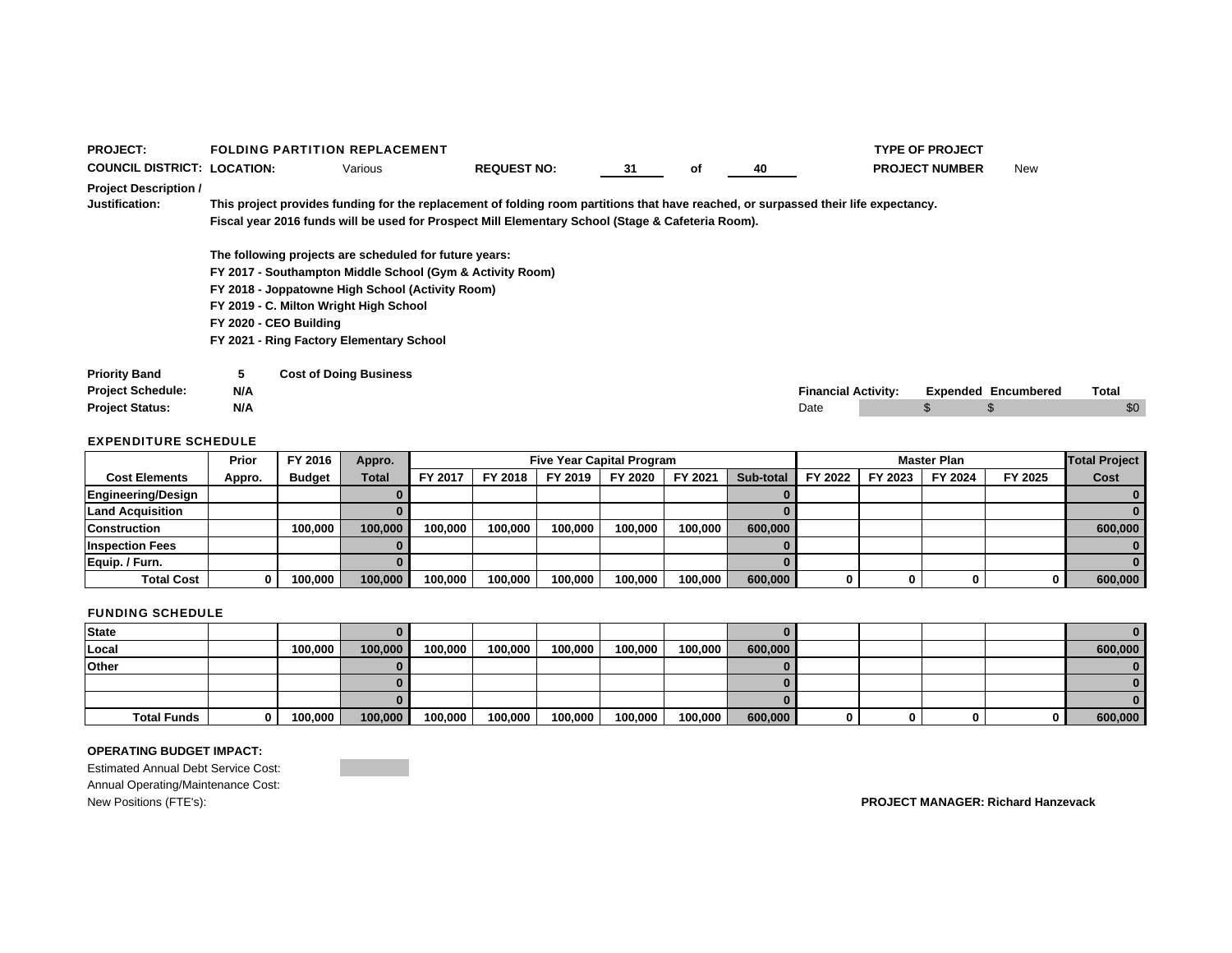**PROJECT:** FOLDING PARTITION REPLACEMENT

**TYPE OF PROJECT**

**COUNCIL DISTRICT:** **LOCATION:** Various **REQUEST NO:** 31 of 40

**PROJECT NUMBER** New

**Project Description / Justification:**

**This project provides funding for the replacement of folding room partitions that have reached, or surpassed their life expectancy.**
**Fiscal year 2016 funds will be used for Prospect Mill Elementary School (Stage & Cafeteria Room).**

**The following projects are scheduled for future years:**
**FY 2017 - Southampton Middle School (Gym & Activity Room)**
**FY 2018 - Joppatowne High School (Activity Room)**
**FY 2019 - C. Milton Wright High School**
**FY 2020 - CEO Building**
**FY 2021 - Ring Factory Elementary School**

**Priority Band** 5 **Cost of Doing Business**
**Project Schedule:** N/A
**Project Status:** N/A

| Financial Activity: | Expended | Encumbered | Total |
|---|---|---|---|
| Date | $ | $ | $0 |

**EXPENDITURE SCHEDULE**

| Cost Elements | Prior Appro. | FY 2016 Budget | Appro. Total | Five Year Capital Program FY 2017 | FY 2018 | FY 2019 | FY 2020 | FY 2021 | Sub-total | Master Plan FY 2022 | FY 2023 | FY 2024 | FY 2025 | Total Project Cost |
|---|---|---|---|---|---|---|---|---|---|---|---|---|---|---|
| Engineering/Design | | | 0 | | | | | | 0 | | | | | 0 |
| Land Acquisition | | | 0 | | | | | | 0 | | | | | 0 |
| Construction | | 100,000 | 100,000 | 100,000 | 100,000 | 100,000 | 100,000 | 100,000 | 600,000 | | | | | 600,000 |
| Inspection Fees | | | 0 | | | | | | 0 | | | | | 0 |
| Equip. / Furn. | | | 0 | | | | | | 0 | | | | | 0 |
| Total Cost | 0 | 100,000 | 100,000 | 100,000 | 100,000 | 100,000 | 100,000 | 100,000 | 600,000 | 0 | 0 | 0 | 0 | 600,000 |

**FUNDING SCHEDULE**

| | Prior Appro. | FY 2016 Budget | Appro. Total | FY 2017 | FY 2018 | FY 2019 | FY 2020 | FY 2021 | Sub-total | FY 2022 | FY 2023 | FY 2024 | FY 2025 | Total Project Cost |
|---|---|---|---|---|---|---|---|---|---|---|---|---|---|---|
| State | | | 0 | | | | | | 0 | | | | | 0 |
| Local | | 100,000 | 100,000 | 100,000 | 100,000 | 100,000 | 100,000 | 100,000 | 600,000 | | | | | 600,000 |
| Other | | | 0 | | | | | | 0 | | | | | 0 |
| | | | 0 | | | | | | 0 | | | | | 0 |
| | | | 0 | | | | | | 0 | | | | | 0 |
| Total Funds | 0 | 100,000 | 100,000 | 100,000 | 100,000 | 100,000 | 100,000 | 100,000 | 600,000 | 0 | 0 | 0 | 0 | 600,000 |

**OPERATING BUDGET IMPACT:**

Estimated Annual Debt Service Cost:
Annual Operating/Maintenance Cost:
New Positions (FTE's):

**PROJECT MANAGER: Richard Hanzevack**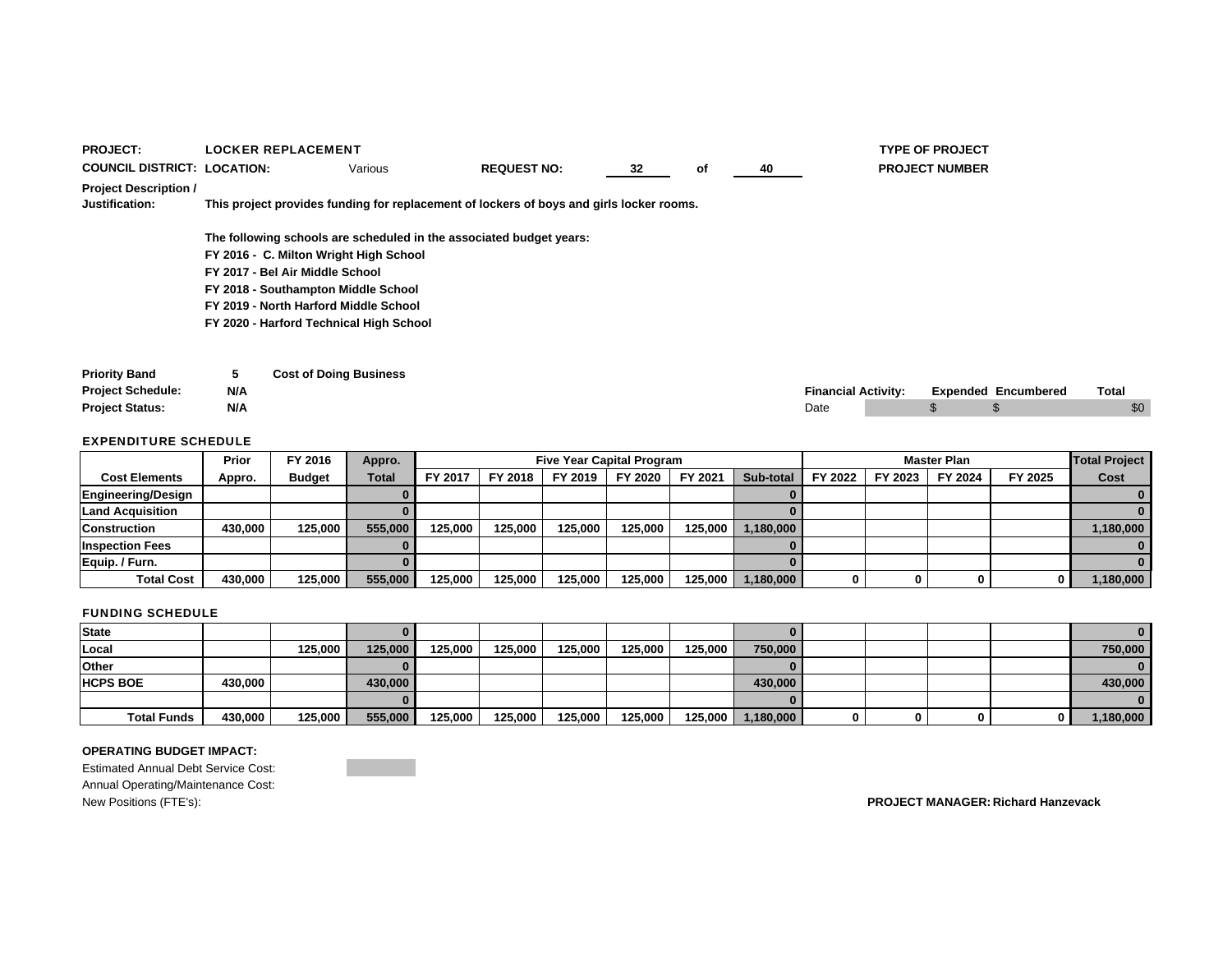**PROJECT:** LOCKER REPLACEMENT

**TYPE OF PROJECT**

**COUNCIL DISTRICT:** **LOCATION:** Various **REQUEST NO:** 32 of 40

**PROJECT NUMBER**

**Project Description / Justification:** This project provides funding for replacement of lockers of boys and girls locker rooms.

The following schools are scheduled in the associated budget years:

FY 2016 - C. Milton Wright High School
FY 2017 - Bel Air Middle School
FY 2018 - Southampton Middle School
FY 2019 - North Harford Middle School
FY 2020 - Harford Technical High School

**Priority Band** 5 **Cost of Doing Business**

**Project Schedule:** N/A

**Project Status:** N/A

| Financial Activity: | Expended | Encumbered | Total |
|---|---|---|---|
| Date | $ | $ | $0 |

**EXPENDITURE SCHEDULE**

| | Prior | FY 2016 | Appro. | Five Year Capital Program | | | | | | Master Plan | | | | Total Project |
|---|---|---|---|---|---|---|---|---|---|---|---|---|---|---|
| Cost Elements | Appro. | Budget | Total | FY 2017 | FY 2018 | FY 2019 | FY 2020 | FY 2021 | Sub-total | FY 2022 | FY 2023 | FY 2024 | FY 2025 | Cost |
| Engineering/Design | | | 0 | | | | | | 0 | | | | | 0 |
| Land Acquisition | | | 0 | | | | | | 0 | | | | | 0 |
| Construction | 430,000 | 125,000 | 555,000 | 125,000 | 125,000 | 125,000 | 125,000 | 125,000 | 1,180,000 | | | | | 1,180,000 |
| Inspection Fees | | | 0 | | | | | | 0 | | | | | 0 |
| Equip. / Furn. | | | 0 | | | | | | 0 | | | | | 0 |
| Total Cost | 430,000 | 125,000 | 555,000 | 125,000 | 125,000 | 125,000 | 125,000 | 125,000 | 1,180,000 | 0 | 0 | 0 | 0 | 1,180,000 |

**FUNDING SCHEDULE**

| | Prior | FY 2016 | Appro. | FY 2017 | FY 2018 | FY 2019 | FY 2020 | FY 2021 | Sub-total | FY 2022 | FY 2023 | FY 2024 | FY 2025 | Total Project Cost |
|---|---|---|---|---|---|---|---|---|---|---|---|---|---|---|
| State | | | 0 | | | | | | 0 | | | | | 0 |
| Local | | 125,000 | 125,000 | 125,000 | 125,000 | 125,000 | 125,000 | 125,000 | 750,000 | | | | | 750,000 |
| Other | | | 0 | | | | | | 0 | | | | | 0 |
| HCPS BOE | 430,000 | | 430,000 | | | | | | 430,000 | | | | | 430,000 |
| | | | 0 | | | | | | 0 | | | | | 0 |
| Total Funds | 430,000 | 125,000 | 555,000 | 125,000 | 125,000 | 125,000 | 125,000 | 125,000 | 1,180,000 | 0 | 0 | 0 | 0 | 1,180,000 |

**OPERATING BUDGET IMPACT:**

Estimated Annual Debt Service Cost:
Annual Operating/Maintenance Cost:
New Positions (FTE's):

**PROJECT MANAGER:** Richard Hanzevack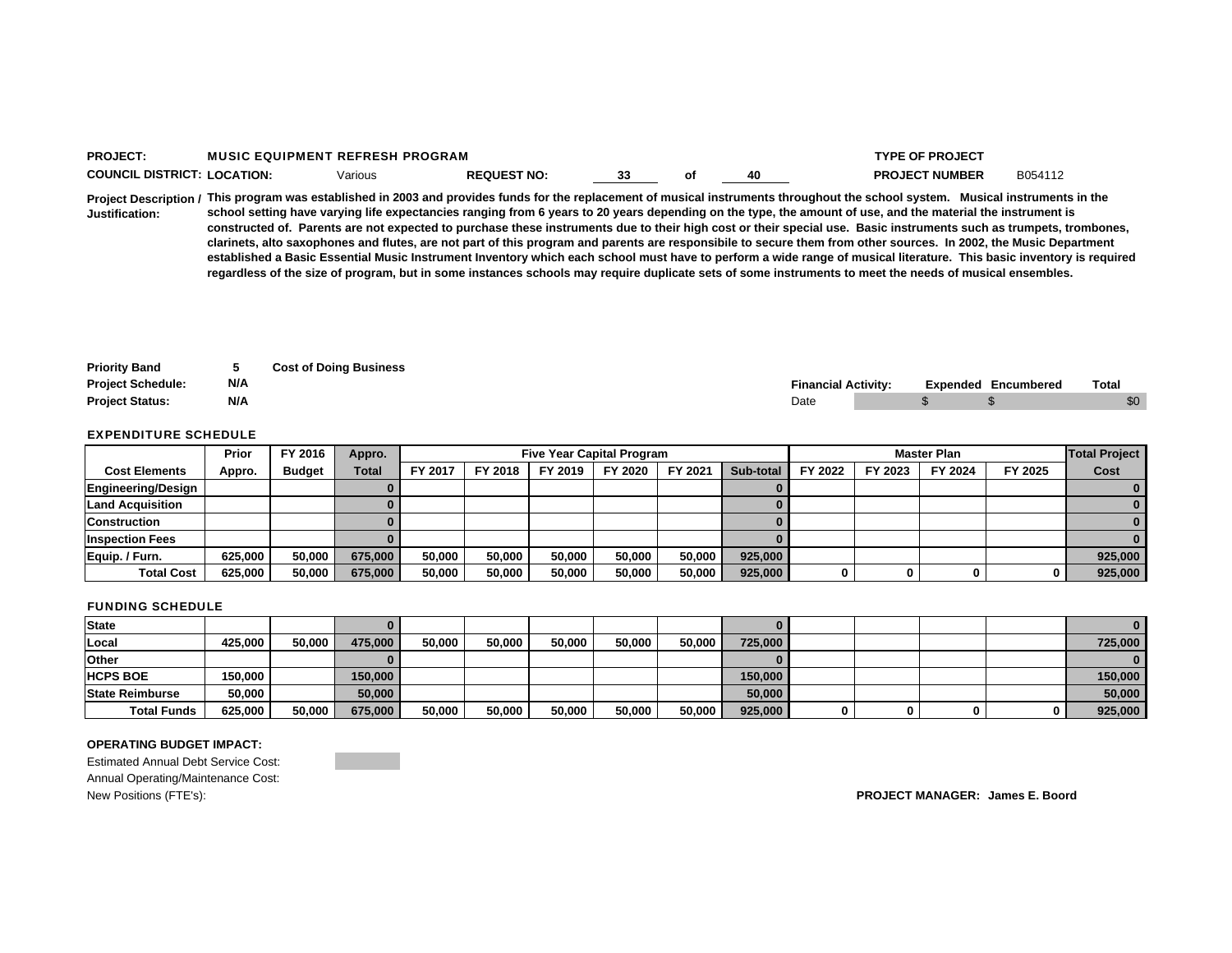**PROJECT:** MUSIC EQUIPMENT REFRESH PROGRAM

**TYPE OF PROJECT**

**COUNCIL DISTRICT:** **LOCATION:** Various **REQUEST NO:** 33 of 40

**PROJECT NUMBER** B054112

**Project Description / Justification:** This program was established in 2003 and provides funds for the replacement of musical instruments throughout the school system. Musical instruments in the school setting have varying life expectancies ranging from 6 years to 20 years depending on the type, the amount of use, and the material the instrument is constructed of. Parents are not expected to purchase these instruments due to their high cost or their special use. Basic instruments such as trumpets, trombones, clarinets, alto saxophones and flutes, are not part of this program and parents are responsibile to secure them from other sources. In 2002, the Music Department established a Basic Essential Music Instrument Inventory which each school must have to perform a wide range of musical literature. This basic inventory is required regardless of the size of program, but in some instances schools may require duplicate sets of some instruments to meet the needs of musical ensembles.

**Priority Band** 5 **Cost of Doing Business**

**Project Schedule:** N/A

**Project Status:** N/A

| Financial Activity: | Expended | Encumbered | Total |
|---|---|---|---|
| Date | $ | $ | $0 |

**EXPENDITURE SCHEDULE**

| | Prior | FY 2016 | Appro. | Five Year Capital Program | | | | | | Master Plan | | | | Total Project |
|---|---|---|---|---|---|---|---|---|---|---|---|---|---|---|
| **Cost Elements** | **Appro.** | **Budget** | **Total** | **FY 2017** | **FY 2018** | **FY 2019** | **FY 2020** | **FY 2021** | **Sub-total** | **FY 2022** | **FY 2023** | **FY 2024** | **FY 2025** | **Cost** |
| Engineering/Design | | | 0 | | | | | | 0 | | | | | 0 |
| Land Acquisition | | | 0 | | | | | | 0 | | | | | 0 |
| Construction | | | 0 | | | | | | 0 | | | | | 0 |
| Inspection Fees | | | 0 | | | | | | 0 | | | | | 0 |
| Equip. / Furn. | 625,000 | 50,000 | 675,000 | 50,000 | 50,000 | 50,000 | 50,000 | 50,000 | 925,000 | | | | | 925,000 |
| **Total Cost** | 625,000 | 50,000 | 675,000 | 50,000 | 50,000 | 50,000 | 50,000 | 50,000 | 925,000 | 0 | 0 | 0 | 0 | 925,000 |

**FUNDING SCHEDULE**

| | Prior | FY 2016 | Appro. | FY 2017 | FY 2018 | FY 2019 | FY 2020 | FY 2021 | Sub-total | FY 2022 | FY 2023 | FY 2024 | FY 2025 | Total Project Cost |
|---|---|---|---|---|---|---|---|---|---|---|---|---|---|---|
| State | | | 0 | | | | | | 0 | | | | | 0 |
| Local | 425,000 | 50,000 | 475,000 | 50,000 | 50,000 | 50,000 | 50,000 | 50,000 | 725,000 | | | | | 725,000 |
| Other | | | 0 | | | | | | 0 | | | | | 0 |
| HCPS BOE | 150,000 | | 150,000 | | | | | | 150,000 | | | | | 150,000 |
| State Reimburse | 50,000 | | 50,000 | | | | | | 50,000 | | | | | 50,000 |
| **Total Funds** | 625,000 | 50,000 | 675,000 | 50,000 | 50,000 | 50,000 | 50,000 | 50,000 | 925,000 | 0 | 0 | 0 | 0 | 925,000 |

**OPERATING BUDGET IMPACT:**

Estimated Annual Debt Service Cost:

Annual Operating/Maintenance Cost:

New Positions (FTE's):

**PROJECT MANAGER: James E. Boord**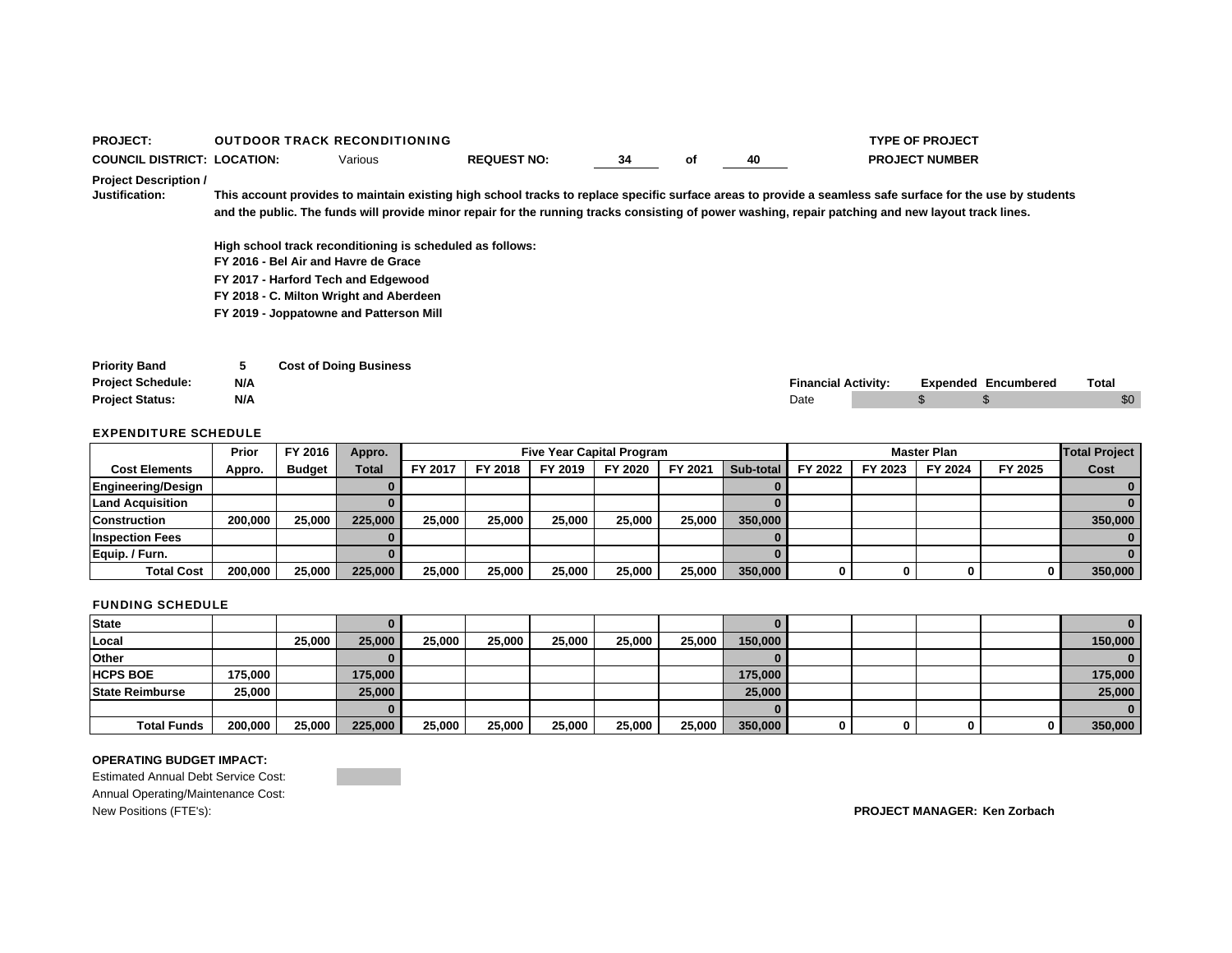**PROJECT:** OUTDOOR TRACK RECONDITIONING

**TYPE OF PROJECT**

**COUNCIL DISTRICT:** **LOCATION:** Various **REQUEST NO:** 34 of 40

**PROJECT NUMBER**

**Project Description / Justification:**

**This account provides to maintain existing high school tracks to replace specific surface areas to provide a seamless safe surface for the use by students and the public. The funds will provide minor repair for the running tracks consisting of power washing, repair patching and new layout track lines.**

**High school track reconditioning is scheduled as follows:**
**FY 2016 - Bel Air and Havre de Grace**
**FY 2017 - Harford Tech and Edgewood**
**FY 2018 - C. Milton Wright and Aberdeen**
**FY 2019 - Joppatowne and Patterson Mill**

**Priority Band** 5 **Cost of Doing Business**
**Project Schedule:** N/A
**Project Status:** N/A

| Financial Activity: | Expended | Encumbered | Total |
|---|---|---|---|
| Date | $ | $ | $0 |

**EXPENDITURE SCHEDULE**

| | Prior | FY 2016 | Appro. | Five Year Capital Program | | | | | | Master Plan | | | | Total Project |
|---|---|---|---|---|---|---|---|---|---|---|---|---|---|---|
| **Cost Elements** | **Appro.** | **Budget** | **Total** | **FY 2017** | **FY 2018** | **FY 2019** | **FY 2020** | **FY 2021** | **Sub-total** | **FY 2022** | **FY 2023** | **FY 2024** | **FY 2025** | **Cost** |
| Engineering/Design | | | 0 | | | | | | 0 | | | | | 0 |
| Land Acquisition | | | 0 | | | | | | 0 | | | | | 0 |
| Construction | 200,000 | 25,000 | 225,000 | 25,000 | 25,000 | 25,000 | 25,000 | 25,000 | 350,000 | | | | | 350,000 |
| Inspection Fees | | | 0 | | | | | | 0 | | | | | 0 |
| Equip. / Furn. | | | 0 | | | | | | 0 | | | | | 0 |
| **Total Cost** | 200,000 | 25,000 | 225,000 | 25,000 | 25,000 | 25,000 | 25,000 | 25,000 | 350,000 | 0 | 0 | 0 | 0 | 350,000 |

**FUNDING SCHEDULE**

| | | | | | | | | | | | | | | |
|---|---|---|---|---|---|---|---|---|---|---|---|---|---|---|
| State | | | 0 | | | | | | 0 | | | | | 0 |
| Local | | 25,000 | 25,000 | 25,000 | 25,000 | 25,000 | 25,000 | 25,000 | 150,000 | | | | | 150,000 |
| Other | | | 0 | | | | | | 0 | | | | | 0 |
| HCPS BOE | 175,000 | | 175,000 | | | | | | 175,000 | | | | | 175,000 |
| State Reimburse | 25,000 | | 25,000 | | | | | | 25,000 | | | | | 25,000 |
| | | | 0 | | | | | | 0 | | | | | 0 |
| **Total Funds** | 200,000 | 25,000 | 225,000 | 25,000 | 25,000 | 25,000 | 25,000 | 25,000 | 350,000 | 0 | 0 | 0 | 0 | 350,000 |

**OPERATING BUDGET IMPACT:**

Estimated Annual Debt Service Cost:
Annual Operating/Maintenance Cost:
New Positions (FTE's):

**PROJECT MANAGER: Ken Zorbach**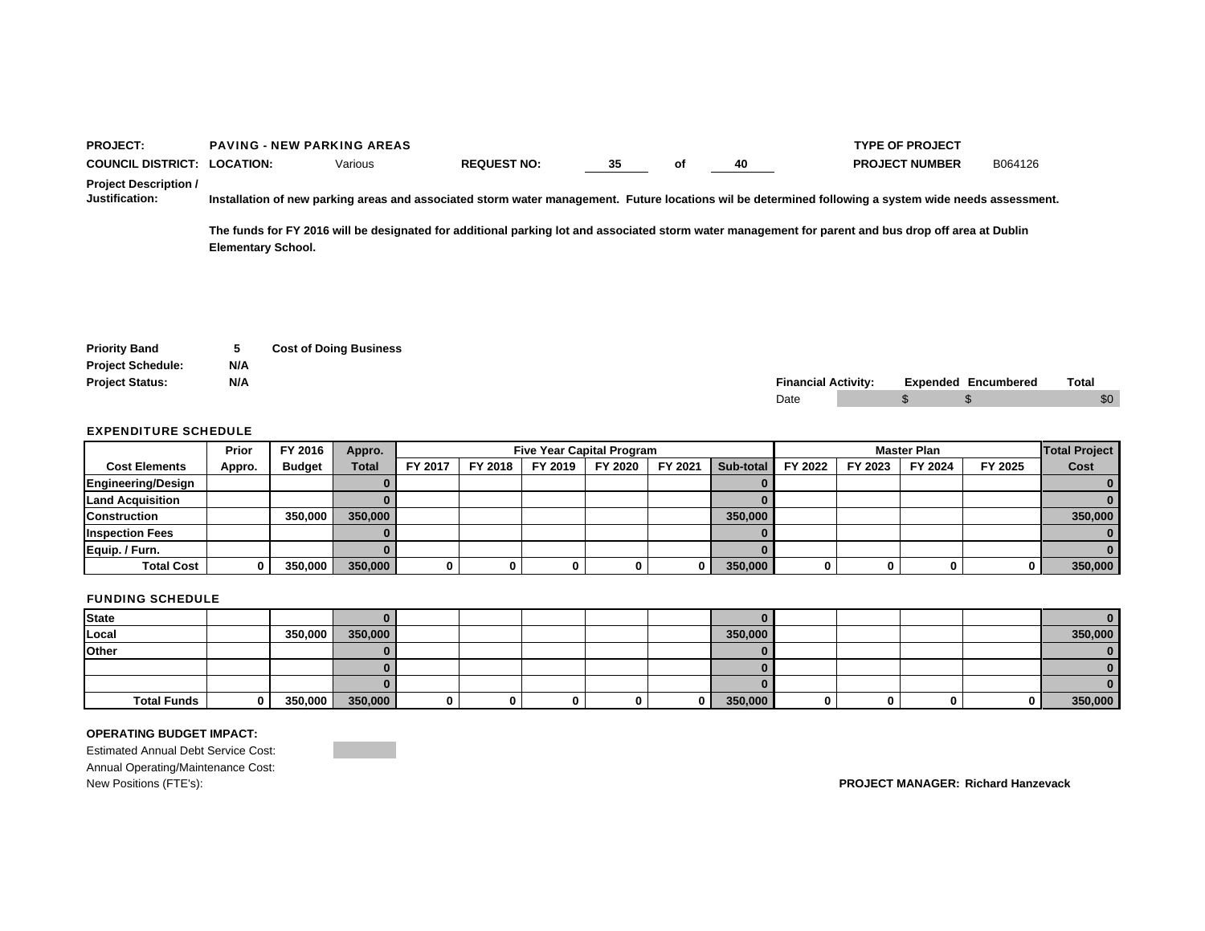**PROJECT:** PAVING - NEW PARKING AREAS

**TYPE OF PROJECT**

**COUNCIL DISTRICT:** **LOCATION:** Various **REQUEST NO:** 35 of 40

**PROJECT NUMBER** B064126

**Project Description / Justification:**

Installation of new parking areas and associated storm water management. Future locations wil be determined following a system wide needs assessment.

The funds for FY 2016 will be designated for additional parking lot and associated storm water management for parent and bus drop off area at Dublin Elementary School.

**Priority Band** 5 **Cost of Doing Business**

**Project Schedule:** N/A

**Project Status:** N/A

| Financial Activity: | | Expended | Encumbered | Total |
|---|---|---|---|---|
| Date | | $ | $ | $0 |

### EXPENDITURE SCHEDULE

| Cost Elements | Prior Appro. | FY 2016 Budget | Appro. Total | Five Year Capital Program | | | | | | Master Plan | | | | Total Project Cost |
|---|---|---|---|---|---|---|---|---|---|---|---|---|---|---|
| | | | | FY 2017 | FY 2018 | FY 2019 | FY 2020 | FY 2021 | Sub-total | FY 2022 | FY 2023 | FY 2024 | FY 2025 | |
| Engineering/Design | | | 0 | | | | | | 0 | | | | | 0 |
| Land Acquisition | | | 0 | | | | | | 0 | | | | | 0 |
| Construction | | 350,000 | 350,000 | | | | | | 350,000 | | | | | 350,000 |
| Inspection Fees | | | 0 | | | | | | 0 | | | | | 0 |
| Equip. / Furn. | | | 0 | | | | | | 0 | | | | | 0 |
| Total Cost | 0 | 350,000 | 350,000 | 0 | 0 | 0 | 0 | 0 | 350,000 | 0 | 0 | 0 | 0 | 350,000 |

### FUNDING SCHEDULE

| | Prior Appro. | FY 2016 Budget | Appro. Total | FY 2017 | FY 2018 | FY 2019 | FY 2020 | FY 2021 | Sub-total | FY 2022 | FY 2023 | FY 2024 | FY 2025 | Total Project Cost |
|---|---|---|---|---|---|---|---|---|---|---|---|---|---|---|
| State | | | 0 | | | | | | 0 | | | | | 0 |
| Local | | 350,000 | 350,000 | | | | | | 350,000 | | | | | 350,000 |
| Other | | | 0 | | | | | | 0 | | | | | 0 |
| | | | 0 | | | | | | 0 | | | | | 0 |
| | | | 0 | | | | | | 0 | | | | | 0 |
| Total Funds | 0 | 350,000 | 350,000 | 0 | 0 | 0 | 0 | 0 | 350,000 | 0 | 0 | 0 | 0 | 350,000 |

**OPERATING BUDGET IMPACT:**

Estimated Annual Debt Service Cost:

Annual Operating/Maintenance Cost:

New Positions (FTE's):

**PROJECT MANAGER: Richard Hanzevack**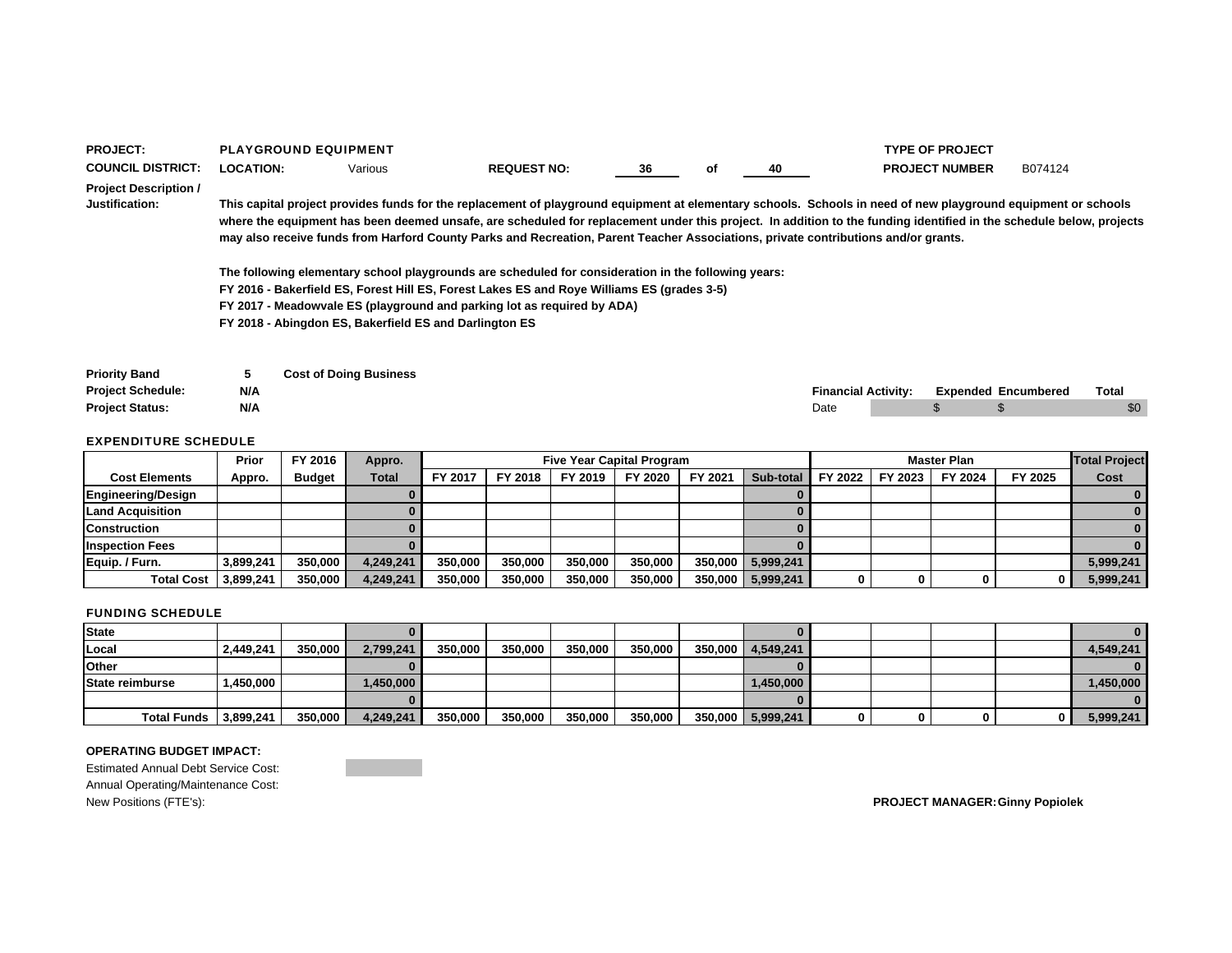**PROJECT:** PLAYGROUND EQUIPMENT

**TYPE OF PROJECT**

**COUNCIL DISTRICT:** **LOCATION:** Various **REQUEST NO:** 36 of 40 **PROJECT NUMBER** B074124

**Project Description / Justification:**

**This capital project provides funds for the replacement of playground equipment at elementary schools. Schools in need of new playground equipment or schools where the equipment has been deemed unsafe, are scheduled for replacement under this project. In addition to the funding identified in the schedule below, projects may also receive funds from Harford County Parks and Recreation, Parent Teacher Associations, private contributions and/or grants.**

**The following elementary school playgrounds are scheduled for consideration in the following years:**
**FY 2016 - Bakerfield ES, Forest Hill ES, Forest Lakes ES and Roye Williams ES (grades 3-5)**
**FY 2017 - Meadowvale ES (playground and parking lot as required by ADA)**
**FY 2018 - Abingdon ES, Bakerfield ES and Darlington ES**

**Priority Band** 5 **Cost of Doing Business**
**Project Schedule:** N/A
**Project Status:** N/A

| Financial Activity: | Expended | Encumbered | Total |
|---|---|---|---|
| Date | $ | $ | $0 |

**EXPENDITURE SCHEDULE**

| Cost Elements | Prior Appro. | FY 2016 Budget | Appro. Total | FY 2017 | FY 2018 | FY 2019 | FY 2020 | FY 2021 | Sub-total | FY 2022 | FY 2023 | FY 2024 | FY 2025 | Total Project Cost |
|---|---|---|---|---|---|---|---|---|---|---|---|---|---|---|
| | | | | Five Year Capital Program | | | | | | Master Plan | | | | |
| Engineering/Design | | | 0 | | | | | | 0 | | | | | 0 |
| Land Acquisition | | | 0 | | | | | | 0 | | | | | 0 |
| Construction | | | 0 | | | | | | 0 | | | | | 0 |
| Inspection Fees | | | 0 | | | | | | 0 | | | | | 0 |
| Equip. / Furn. | 3,899,241 | 350,000 | 4,249,241 | 350,000 | 350,000 | 350,000 | 350,000 | 350,000 | 5,999,241 | | | | | 5,999,241 |
| Total Cost | 3,899,241 | 350,000 | 4,249,241 | 350,000 | 350,000 | 350,000 | 350,000 | 350,000 | 5,999,241 | 0 | 0 | 0 | 0 | 5,999,241 |

**FUNDING SCHEDULE**

| | Prior Appro. | FY 2016 Budget | Appro. Total | FY 2017 | FY 2018 | FY 2019 | FY 2020 | FY 2021 | Sub-total | FY 2022 | FY 2023 | FY 2024 | FY 2025 | Total Project Cost |
|---|---|---|---|---|---|---|---|---|---|---|---|---|---|---|
| State | | | 0 | | | | | | 0 | | | | | 0 |
| Local | 2,449,241 | 350,000 | 2,799,241 | 350,000 | 350,000 | 350,000 | 350,000 | 350,000 | 4,549,241 | | | | | 4,549,241 |
| Other | | | 0 | | | | | | 0 | | | | | 0 |
| State reimburse | 1,450,000 | | 1,450,000 | | | | | | 1,450,000 | | | | | 1,450,000 |
| | | | 0 | | | | | | 0 | | | | | 0 |
| Total Funds | 3,899,241 | 350,000 | 4,249,241 | 350,000 | 350,000 | 350,000 | 350,000 | 350,000 | 5,999,241 | 0 | 0 | 0 | 0 | 5,999,241 |

**OPERATING BUDGET IMPACT:**

Estimated Annual Debt Service Cost:
Annual Operating/Maintenance Cost:
New Positions (FTE's):

**PROJECT MANAGER: Ginny Popiolek**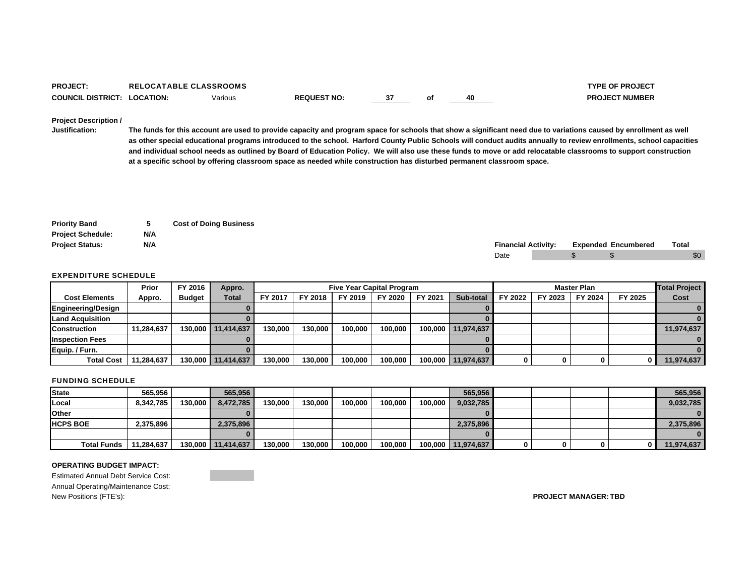**PROJECT:** RELOCATABLE CLASSROOMS

**COUNCIL DISTRICT:** **LOCATION:** Various **REQUEST NO:** 37 of 40

**TYPE OF PROJECT**

**PROJECT NUMBER**

**Project Description / Justification:**

**The funds for this account are used to provide capacity and program space for schools that show a significant need due to variations caused by enrollment as well as other special educational programs introduced to the school. Harford County Public Schools will conduct audits annually to review enrollments, school capacities and individual school needs as outlined by Board of Education Policy. We will also use these funds to move or add relocatable classrooms to support construction at a specific school by offering classroom space as needed while construction has disturbed permanent classroom space.**

**Priority Band:** 5 **Cost of Doing Business**

**Project Schedule:** N/A

**Project Status:** N/A

| Financial Activity: | | Expended | Encumbered | Total |
|---|---|---|---|---|
| Date | | $ | $ | $0 |

## EXPENDITURE SCHEDULE

| Cost Elements | Prior Appro. | FY 2016 Budget | Appro. Total | Five Year Capital Program | | | | | | Master Plan | | | | Total Project Cost |
|---|---|---|---|---|---|---|---|---|---|---|---|---|---|---|
| | | | | FY 2017 | FY 2018 | FY 2019 | FY 2020 | FY 2021 | Sub-total | FY 2022 | FY 2023 | FY 2024 | FY 2025 | |
| Engineering/Design | | | 0 | | | | | | 0 | | | | | 0 |
| Land Acquisition | | | 0 | | | | | | 0 | | | | | 0 |
| Construction | 11,284,637 | 130,000 | 11,414,637 | 130,000 | 130,000 | 100,000 | 100,000 | 100,000 | 11,974,637 | | | | | 11,974,637 |
| Inspection Fees | | | 0 | | | | | | 0 | | | | | 0 |
| Equip. / Furn. | | | 0 | | | | | | 0 | | | | | 0 |
| Total Cost | 11,284,637 | 130,000 | 11,414,637 | 130,000 | 130,000 | 100,000 | 100,000 | 100,000 | 11,974,637 | 0 | 0 | 0 | 0 | 11,974,637 |

## FUNDING SCHEDULE

| | Prior Appro. | FY 2016 Budget | Appro. Total | FY 2017 | FY 2018 | FY 2019 | FY 2020 | FY 2021 | Sub-total | FY 2022 | FY 2023 | FY 2024 | FY 2025 | Total Project Cost |
|---|---|---|---|---|---|---|---|---|---|---|---|---|---|---|
| State | 565,956 | | 565,956 | | | | | | 565,956 | | | | | 565,956 |
| Local | 8,342,785 | 130,000 | 8,472,785 | 130,000 | 130,000 | 100,000 | 100,000 | 100,000 | 9,032,785 | | | | | 9,032,785 |
| Other | | | 0 | | | | | | 0 | | | | | 0 |
| HCPS BOE | 2,375,896 | | 2,375,896 | | | | | | 2,375,896 | | | | | 2,375,896 |
| | | | 0 | | | | | | 0 | | | | | 0 |
| Total Funds | 11,284,637 | 130,000 | 11,414,637 | 130,000 | 130,000 | 100,000 | 100,000 | 100,000 | 11,974,637 | 0 | 0 | 0 | 0 | 11,974,637 |

**OPERATING BUDGET IMPACT:**

Estimated Annual Debt Service Cost:

Annual Operating/Maintenance Cost:

New Positions (FTE's):

**PROJECT MANAGER: TBD**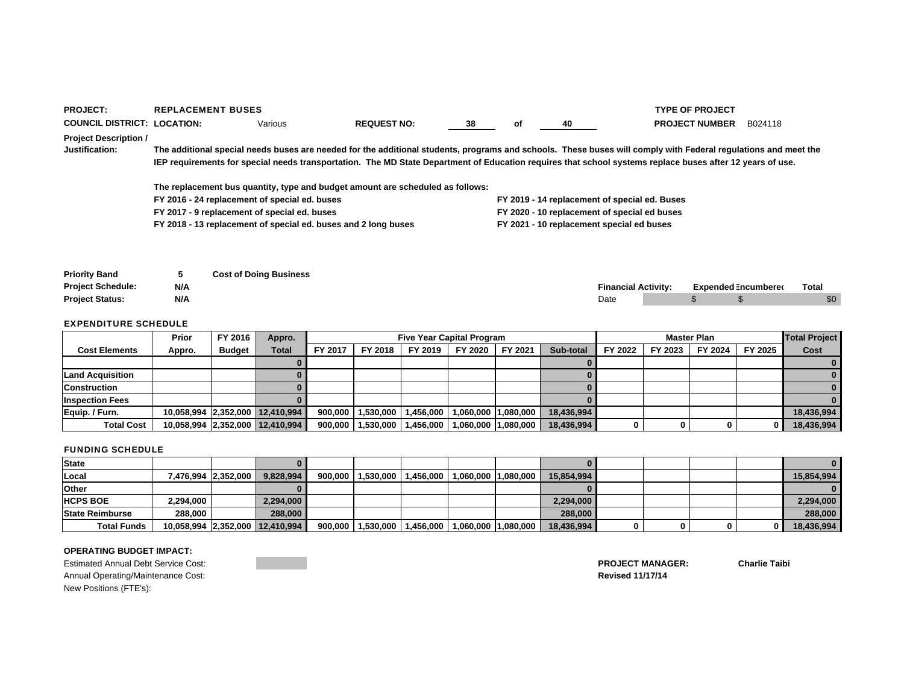**PROJECT:** REPLACEMENT BUSES

**TYPE OF PROJECT**

**COUNCIL DISTRICT:** **LOCATION:** Various **REQUEST NO:** 38 of 40

**PROJECT NUMBER** B024118

**Project Description / Justification:** The additional special needs buses are needed for the additional students, programs and schools. These buses will comply with Federal regulations and meet the IEP requirements for special needs transportation. The MD State Department of Education requires that school systems replace buses after 12 years of use.

The replacement bus quantity, type and budget amount are scheduled as follows:

FY 2016 - 24 replacement of special ed. buses
FY 2017 - 9 replacement of special ed. buses
FY 2018 - 13 replacement of special ed. buses and 2 long buses
FY 2019 - 14 replacement of special ed. Buses
FY 2020 - 10 replacement of special ed buses
FY 2021 - 10 replacement special ed buses

**Priority Band** 5 **Cost of Doing Business**
**Project Schedule:** N/A
**Project Status:** N/A

| Financial Activity: | Expended | Encumbered | Total |
|---|---|---|---|
| Date | $ | $ | $0 |

**EXPENDITURE SCHEDULE**

| Cost Elements | Prior Appro. | FY 2016 Budget | Appro. Total | FY 2017 | FY 2018 | FY 2019 | FY 2020 | FY 2021 | Sub-total | FY 2022 | FY 2023 | FY 2024 | FY 2025 | Total Project Cost |
|---|---|---|---|---|---|---|---|---|---|---|---|---|---|---|
| | | | | Five Year Capital Program | | | | | | Master Plan | | | | |
| | | | 0 | | | | | | 0 | | | | | 0 |
| Land Acquisition | | | 0 | | | | | | 0 | | | | | 0 |
| Construction | | | 0 | | | | | | 0 | | | | | 0 |
| Inspection Fees | | | 0 | | | | | | 0 | | | | | 0 |
| Equip. / Furn. | 10,058,994 | 2,352,000 | 12,410,994 | 900,000 | 1,530,000 | 1,456,000 | 1,060,000 | 1,080,000 | 18,436,994 | | | | | 18,436,994 |
| Total Cost | 10,058,994 | 2,352,000 | 12,410,994 | 900,000 | 1,530,000 | 1,456,000 | 1,060,000 | 1,080,000 | 18,436,994 | 0 | 0 | 0 | 0 | 18,436,994 |

**FUNDING SCHEDULE**

| | Prior Appro. | FY 2016 Budget | Appro. Total | FY 2017 | FY 2018 | FY 2019 | FY 2020 | FY 2021 | Sub-total | FY 2022 | FY 2023 | FY 2024 | FY 2025 | Total Project Cost |
|---|---|---|---|---|---|---|---|---|---|---|---|---|---|---|
| State | | | 0 | | | | | | 0 | | | | | 0 |
| Local | 7,476,994 | 2,352,000 | 9,828,994 | 900,000 | 1,530,000 | 1,456,000 | 1,060,000 | 1,080,000 | 15,854,994 | | | | | 15,854,994 |
| Other | | | 0 | | | | | | 0 | | | | | 0 |
| HCPS BOE | 2,294,000 | | 2,294,000 | | | | | | 2,294,000 | | | | | 2,294,000 |
| State Reimburse | 288,000 | | 288,000 | | | | | | 288,000 | | | | | 288,000 |
| Total Funds | 10,058,994 | 2,352,000 | 12,410,994 | 900,000 | 1,530,000 | 1,456,000 | 1,060,000 | 1,080,000 | 18,436,994 | 0 | 0 | 0 | 0 | 18,436,994 |

**OPERATING BUDGET IMPACT:**

Estimated Annual Debt Service Cost:
Annual Operating/Maintenance Cost:
New Positions (FTE's):

**PROJECT MANAGER:** Charlie Taibi
**Revised 11/17/14**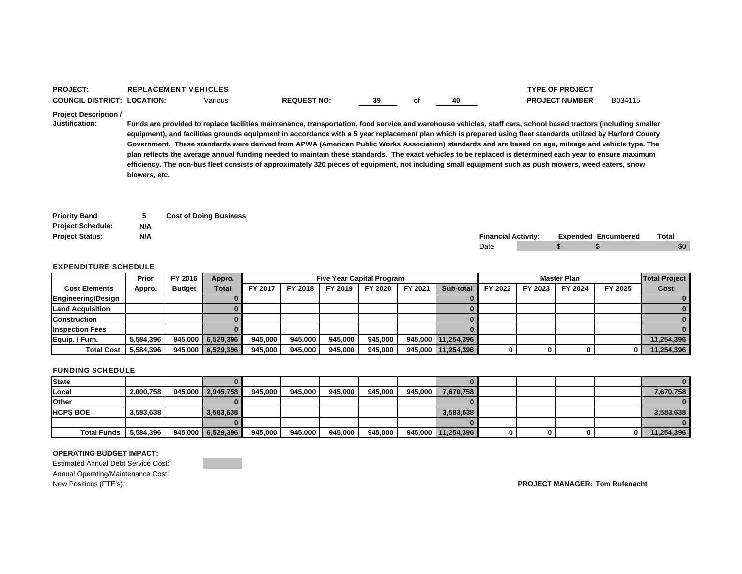**PROJECT:** REPLACEMENT VEHICLES

**TYPE OF PROJECT**

**COUNCIL DISTRICT:** **LOCATION:** Various **REQUEST NO:** 39 of 40 **PROJECT NUMBER** B034115

**Project Description / Justification:**

**Funds are provided to replace facilities maintenance, transportation, food service and warehouse vehicles, staff cars, school based tractors (including smaller equipment), and facilities grounds equipment in accordance with a 5 year replacement plan which is prepared using fleet standards utilized by Harford County Government. These standards were derived from APWA (American Public Works Association) standards and are based on age, mileage and vehicle type. The plan reflects the average annual funding needed to maintain these standards. The exact vehicles to be replaced is determined each year to ensure maximum efficiency. The non-bus fleet consists of approximately 320 pieces of equipment, not including small equipment such as push mowers, weed eaters, snow blowers, etc.**

**Priority Band** 5 **Cost of Doing Business**

**Project Schedule:** N/A

**Project Status:** N/A

| Financial Activity: | Expended | Encumbered | Total |
|---|---|---|---|
| Date | $ | $ | $0 |

**EXPENDITURE SCHEDULE**

| | Prior | FY 2016 | Appro. | Five Year Capital Program | | | | | | Master Plan | | | | Total Project |
|---|---|---|---|---|---|---|---|---|---|---|---|---|---|---|
| Cost Elements | Appro. | Budget | Total | FY 2017 | FY 2018 | FY 2019 | FY 2020 | FY 2021 | Sub-total | FY 2022 | FY 2023 | FY 2024 | FY 2025 | Cost |
| Engineering/Design | | | 0 | | | | | | 0 | | | | | 0 |
| Land Acquisition | | | 0 | | | | | | 0 | | | | | 0 |
| Construction | | | 0 | | | | | | 0 | | | | | 0 |
| Inspection Fees | | | 0 | | | | | | 0 | | | | | 0 |
| Equip. / Furn. | 5,584,396 | 945,000 | 6,529,396 | 945,000 | 945,000 | 945,000 | 945,000 | 945,000 | 11,254,396 | | | | | 11,254,396 |
| Total Cost | 5,584,396 | 945,000 | 6,529,396 | 945,000 | 945,000 | 945,000 | 945,000 | 945,000 | 11,254,396 | 0 | 0 | 0 | 0 | 11,254,396 |

**FUNDING SCHEDULE**

| | Prior | FY 2016 | Appro. | FY 2017 | FY 2018 | FY 2019 | FY 2020 | FY 2021 | Sub-total | FY 2022 | FY 2023 | FY 2024 | FY 2025 | Total Project |
|---|---|---|---|---|---|---|---|---|---|---|---|---|---|---|
| State | | | 0 | | | | | | 0 | | | | | 0 |
| Local | 2,000,758 | 945,000 | 2,945,758 | 945,000 | 945,000 | 945,000 | 945,000 | 945,000 | 7,670,758 | | | | | 7,670,758 |
| Other | | | 0 | | | | | | 0 | | | | | 0 |
| HCPS BOE | 3,583,638 | | 3,583,638 | | | | | | 3,583,638 | | | | | 3,583,638 |
| | | | 0 | | | | | | 0 | | | | | 0 |
| Total Funds | 5,584,396 | 945,000 | 6,529,396 | 945,000 | 945,000 | 945,000 | 945,000 | 945,000 | 11,254,396 | 0 | 0 | 0 | 0 | 11,254,396 |

**OPERATING BUDGET IMPACT:**

Estimated Annual Debt Service Cost:

Annual Operating/Maintenance Cost:

New Positions (FTE's):

**PROJECT MANAGER: Tom Rufenacht**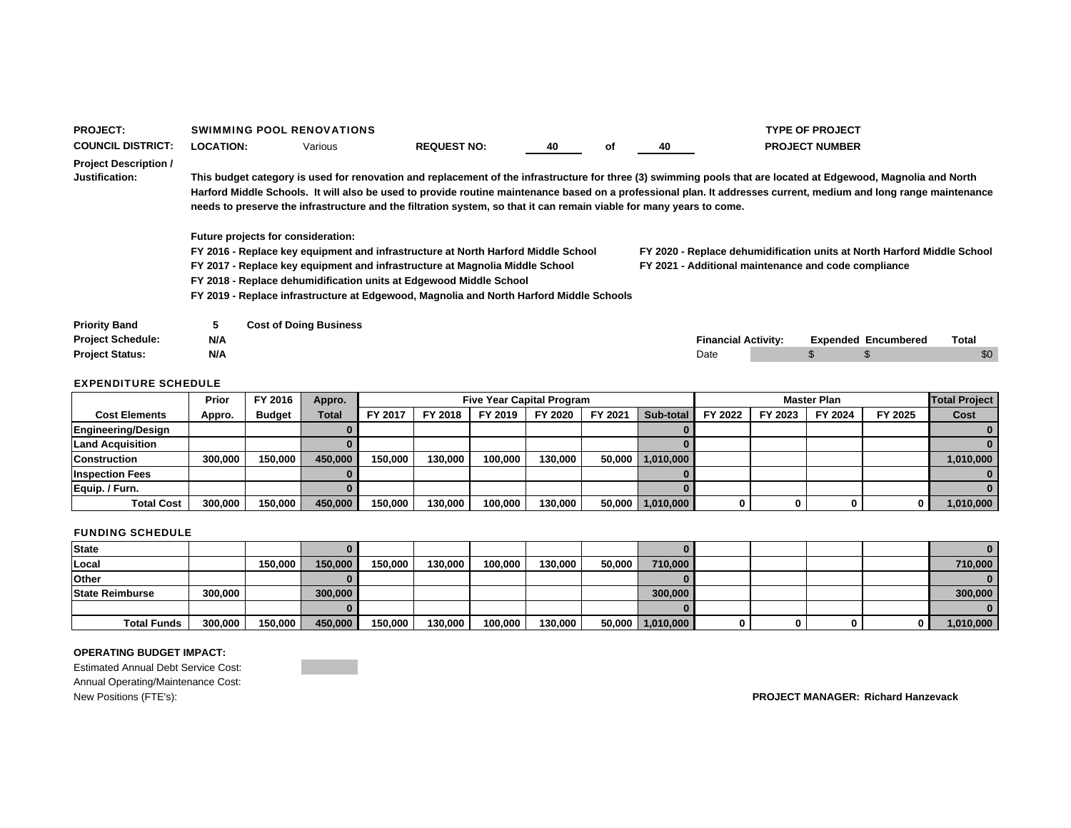**PROJECT:** SWIMMING POOL RENOVATIONS

**TYPE OF PROJECT**

**COUNCIL DISTRICT:** **LOCATION:** Various **REQUEST NO:** 40 of 40

**PROJECT NUMBER**

**Project Description / Justification:**

**This budget category is used for renovation and replacement of the infrastructure for three (3) swimming pools that are located at Edgewood, Magnolia and North Harford Middle Schools. It will also be used to provide routine maintenance based on a professional plan. It addresses current, medium and long range maintenance needs to preserve the infrastructure and the filtration system, so that it can remain viable for many years to come.**

**Future projects for consideration:**

**FY 2016 - Replace key equipment and infrastructure at North Harford Middle School**
**FY 2017 - Replace key equipment and infrastructure at Magnolia Middle School**
**FY 2018 - Replace dehumidification units at Edgewood Middle School**
**FY 2019 - Replace infrastructure at Edgewood, Magnolia and North Harford Middle Schools**
**FY 2020 - Replace dehumidification units at North Harford Middle School**
**FY 2021 - Additional maintenance and code compliance**

**Priority Band** 5 **Cost of Doing Business**

**Project Schedule:** N/A

**Project Status:** N/A

| **Financial Activity:** | **Expended** | **Encumbered** | **Total** |
|---|---|---|---|
| Date | $ | $ | $0 |

**EXPENDITURE SCHEDULE**

| Cost Elements | Prior Appro. | FY 2016 Budget | Appro. Total | Five Year Capital Program | | | | | | Master Plan | | | | Total Project Cost |
|---|---|---|---|---|---|---|---|---|---|---|---|---|---|---|
| | | | | FY 2017 | FY 2018 | FY 2019 | FY 2020 | FY 2021 | Sub-total | FY 2022 | FY 2023 | FY 2024 | FY 2025 | |
| Engineering/Design | | | 0 | | | | | | 0 | | | | | 0 |
| Land Acquisition | | | 0 | | | | | | 0 | | | | | 0 |
| Construction | 300,000 | 150,000 | 450,000 | 150,000 | 130,000 | 100,000 | 130,000 | 50,000 | 1,010,000 | | | | | 1,010,000 |
| Inspection Fees | | | 0 | | | | | | 0 | | | | | 0 |
| Equip. / Furn. | | | 0 | | | | | | 0 | | | | | 0 |
| Total Cost | 300,000 | 150,000 | 450,000 | 150,000 | 130,000 | 100,000 | 130,000 | 50,000 | 1,010,000 | 0 | 0 | 0 | 0 | 1,010,000 |

**FUNDING SCHEDULE**

| | | | | | | | | | | | | | | |
|---|---|---|---|---|---|---|---|---|---|---|---|---|---|---|
| State | | | 0 | | | | | | 0 | | | | | 0 |
| Local | | 150,000 | 150,000 | 150,000 | 130,000 | 100,000 | 130,000 | 50,000 | 710,000 | | | | | 710,000 |
| Other | | | 0 | | | | | | 0 | | | | | 0 |
| State Reimburse | 300,000 | | 300,000 | | | | | | 300,000 | | | | | 300,000 |
| | | | 0 | | | | | | 0 | | | | | 0 |
| Total Funds | 300,000 | 150,000 | 450,000 | 150,000 | 130,000 | 100,000 | 130,000 | 50,000 | 1,010,000 | 0 | 0 | 0 | 0 | 1,010,000 |

**OPERATING BUDGET IMPACT:**

Estimated Annual Debt Service Cost:
Annual Operating/Maintenance Cost:
New Positions (FTE's):

**PROJECT MANAGER: Richard Hanzevack**